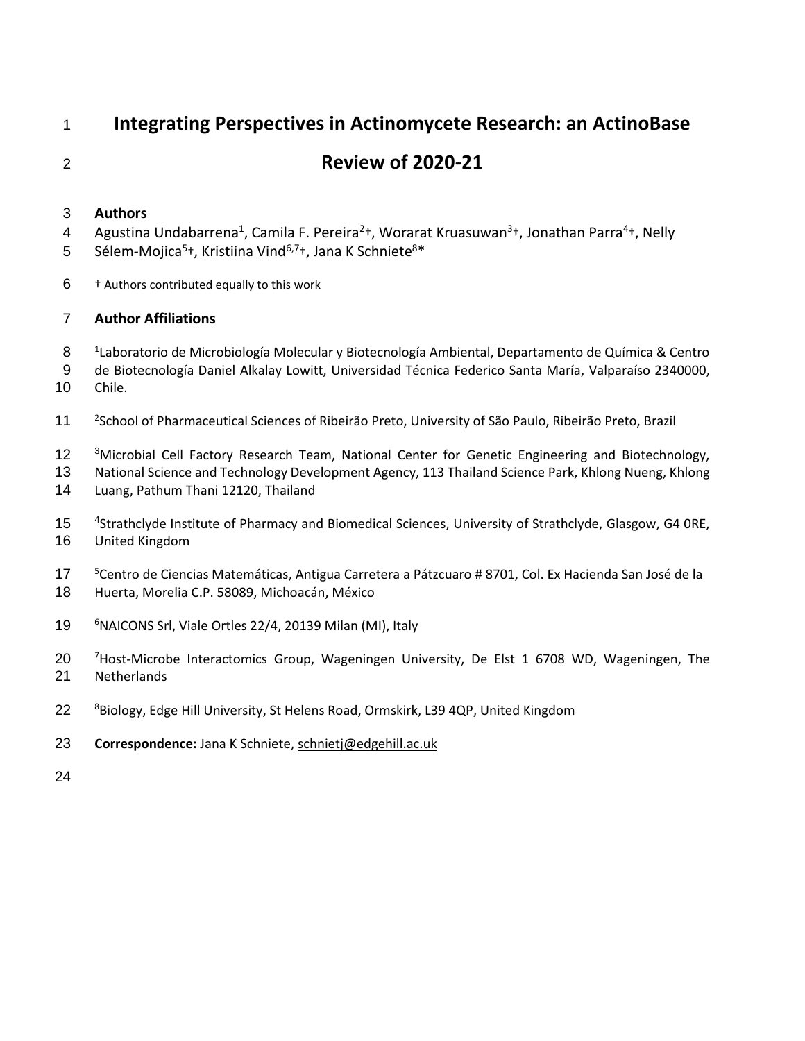# Integrating Perspectives in Actinomycete Research: an ActinoBase Review of 2020-21

## Authors

Agustina Undabarrena[1], Camila F. Pereira[2]†, Worarat Kruasuwan[3]†, Jonathan Parra[4]†, Nelly Sélem-Mojica[5]†, Kristiina Vind[6,7]†, Jana K Schniete[8]*

† Authors contributed equally to this work

## Author Affiliations

[1]Laboratorio de Microbiología Molecular y Biotecnología Ambiental, Departamento de Química & Centro de Biotecnología Daniel Alkalay Lowitt, Universidad Técnica Federico Santa María, Valparaíso 2340000, Chile.

[2]School of Pharmaceutical Sciences of Ribeirão Preto, University of São Paulo, Ribeirão Preto, Brazil

[3]Microbial Cell Factory Research Team, National Center for Genetic Engineering and Biotechnology, National Science and Technology Development Agency, 113 Thailand Science Park, Khlong Nueng, Khlong Luang, Pathum Thani 12120, Thailand

[4]Strathclyde Institute of Pharmacy and Biomedical Sciences, University of Strathclyde, Glasgow, G4 0RE, United Kingdom

[5]Centro de Ciencias Matemáticas, Antigua Carretera a Pátzcuaro # 8701, Col. Ex Hacienda San José de la Huerta, Morelia C.P. 58089, Michoacán, México

[6]NAICONS Srl, Viale Ortles 22/4, 20139 Milan (MI), Italy

[7]Host-Microbe Interactomics Group, Wageningen University, De Elst 1 6708 WD, Wageningen, The Netherlands

[8]Biology, Edge Hill University, St Helens Road, Ormskirk, L39 4QP, United Kingdom

**Correspondence:** Jana K Schniete, schnietj@edgehill.ac.uk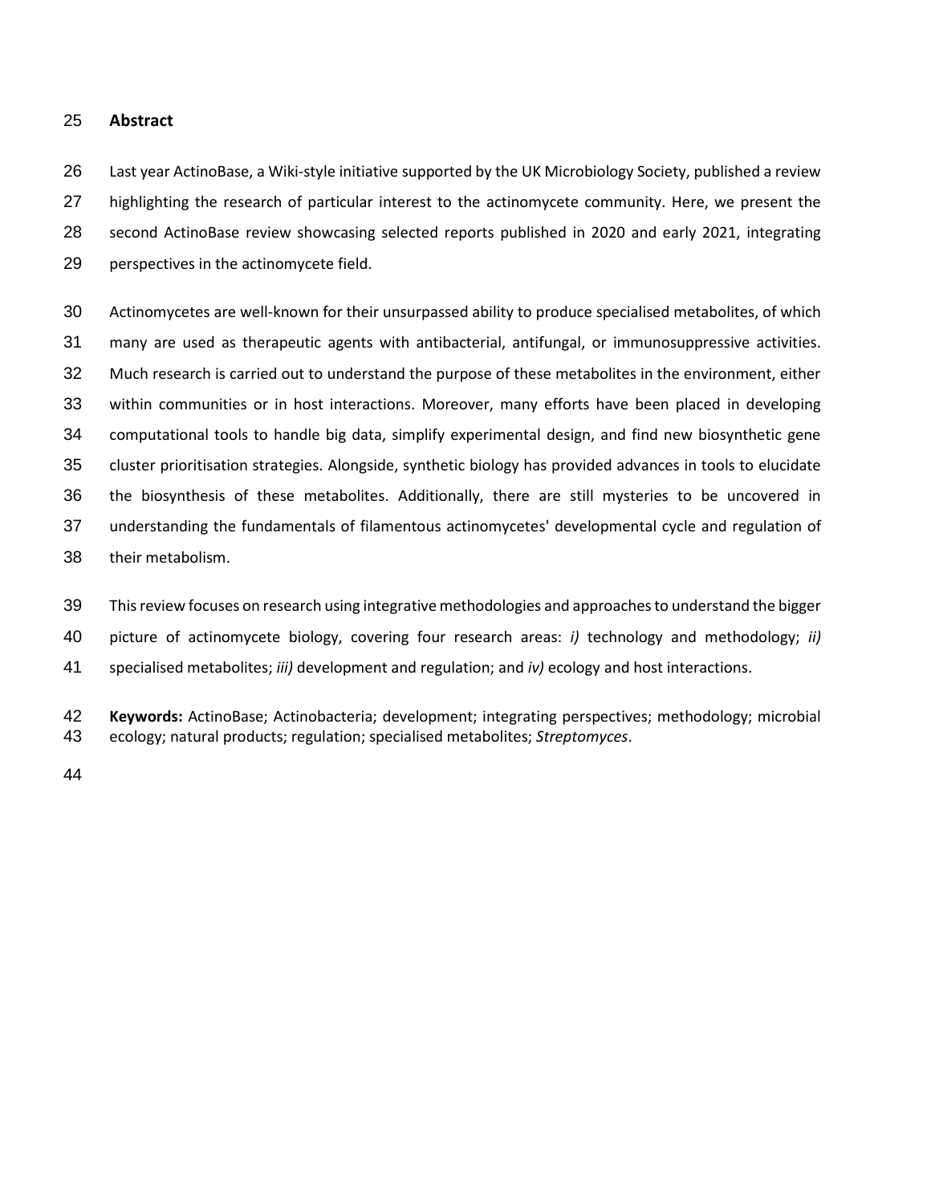## Abstract

Last year ActinoBase, a Wiki-style initiative supported by the UK Microbiology Society, published a review highlighting the research of particular interest to the actinomycete community. Here, we present the second ActinoBase review showcasing selected reports published in 2020 and early 2021, integrating perspectives in the actinomycete field.

Actinomycetes are well-known for their unsurpassed ability to produce specialised metabolites, of which many are used as therapeutic agents with antibacterial, antifungal, or immunosuppressive activities. Much research is carried out to understand the purpose of these metabolites in the environment, either within communities or in host interactions. Moreover, many efforts have been placed in developing computational tools to handle big data, simplify experimental design, and find new biosynthetic gene cluster prioritisation strategies. Alongside, synthetic biology has provided advances in tools to elucidate the biosynthesis of these metabolites. Additionally, there are still mysteries to be uncovered in understanding the fundamentals of filamentous actinomycetes' developmental cycle and regulation of their metabolism.

This review focuses on research using integrative methodologies and approaches to understand the bigger picture of actinomycete biology, covering four research areas: *i)* technology and methodology; *ii)* specialised metabolites; *iii)* development and regulation; and *iv)* ecology and host interactions.

**Keywords:** ActinoBase; Actinobacteria; development; integrating perspectives; methodology; microbial ecology; natural products; regulation; specialised metabolites; *Streptomyces*.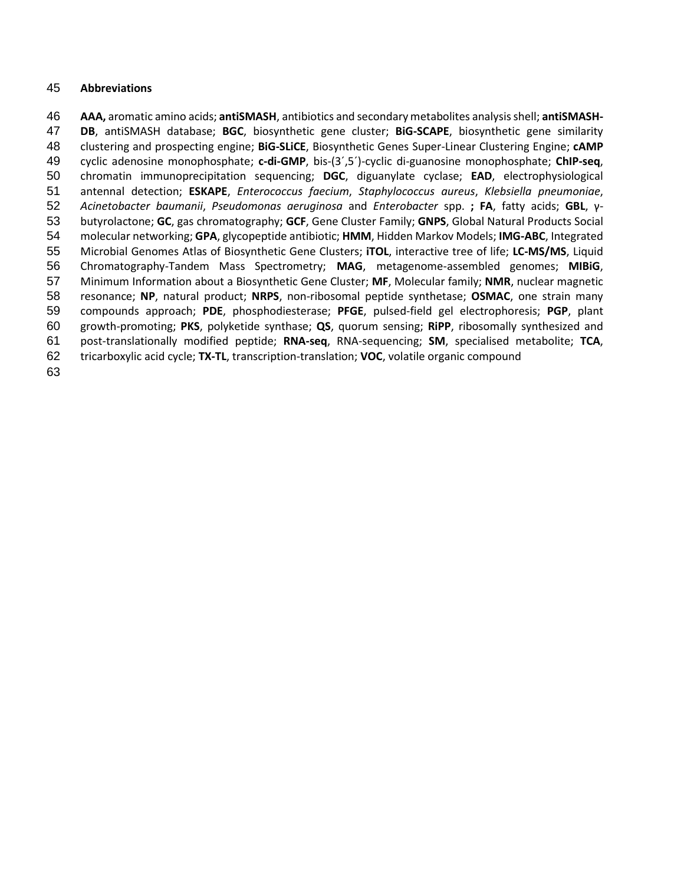**Abbreviations**

**AAA,** aromatic amino acids; **antiSMASH**, antibiotics and secondary metabolites analysis shell; **antiSMASH-DB**, antiSMASH database; **BGC**, biosynthetic gene cluster; **BiG-SCAPE**, biosynthetic gene similarity clustering and prospecting engine; **BiG-SLiCE**, Biosynthetic Genes Super-Linear Clustering Engine; **cAMP** cyclic adenosine monophosphate; **c-di-GMP**, bis-(3´,5´)-cyclic di-guanosine monophosphate; **ChIP-seq**, chromatin immunoprecipitation sequencing; **DGC**, diguanylate cyclase; **EAD**, electrophysiological antennal detection; **ESKAPE**, *Enterococcus faecium*, *Staphylococcus aureus*, *Klebsiella pneumoniae*, *Acinetobacter baumanii*, *Pseudomonas aeruginosa* and *Enterobacter* spp. **;** **FA**, fatty acids; **GBL**, γ-butyrolactone; **GC**, gas chromatography; **GCF**, Gene Cluster Family; **GNPS**, Global Natural Products Social molecular networking; **GPA**, glycopeptide antibiotic; **HMM**, Hidden Markov Models; **IMG-ABC**, Integrated Microbial Genomes Atlas of Biosynthetic Gene Clusters; **iTOL**, interactive tree of life; **LC-MS/MS**, Liquid Chromatography-Tandem Mass Spectrometry; **MAG**, metagenome-assembled genomes; **MIBiG**, Minimum Information about a Biosynthetic Gene Cluster; **MF**, Molecular family; **NMR**, nuclear magnetic resonance; **NP**, natural product; **NRPS**, non-ribosomal peptide synthetase; **OSMAC**, one strain many compounds approach; **PDE**, phosphodiesterase; **PFGE**, pulsed-field gel electrophoresis; **PGP**, plant growth-promoting; **PKS**, polyketide synthase; **QS**, quorum sensing; **RiPP**, ribosomally synthesized and post-translationally modified peptide; **RNA-seq**, RNA-sequencing; **SM**, specialised metabolite; **TCA**, tricarboxylic acid cycle; **TX-TL**, transcription-translation; **VOC**, volatile organic compound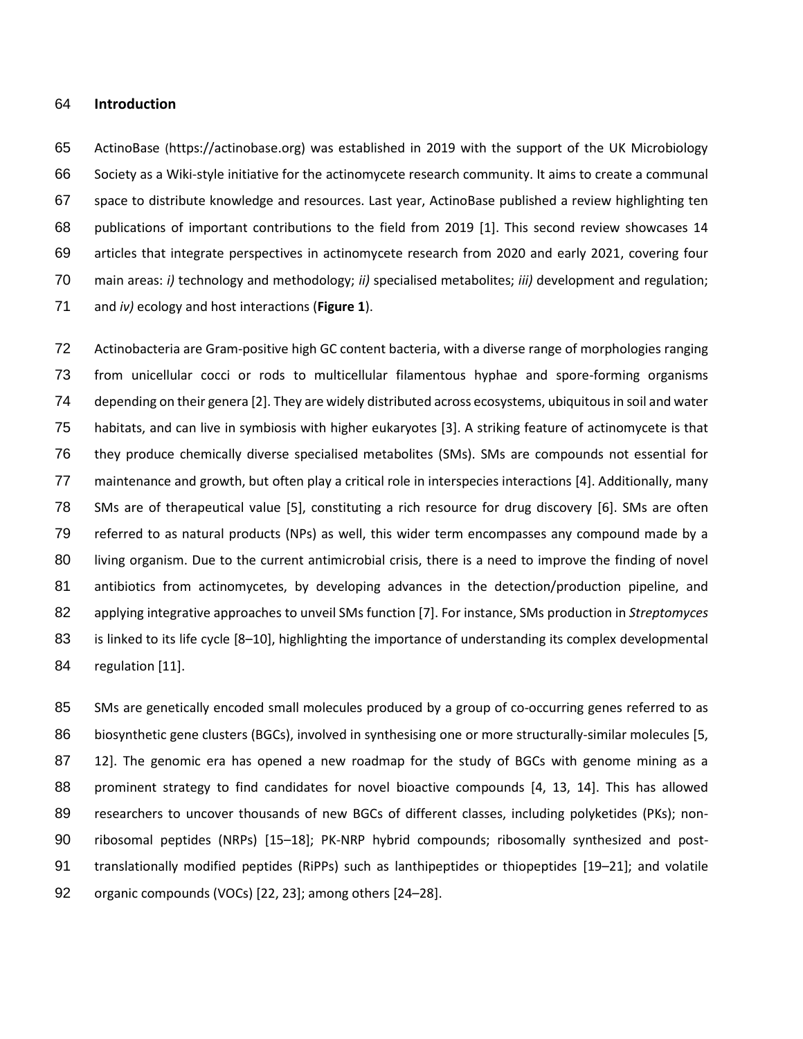## Introduction

ActinoBase (https://actinobase.org) was established in 2019 with the support of the UK Microbiology Society as a Wiki-style initiative for the actinomycete research community. It aims to create a communal space to distribute knowledge and resources. Last year, ActinoBase published a review highlighting ten publications of important contributions to the field from 2019 [1]. This second review showcases 14 articles that integrate perspectives in actinomycete research from 2020 and early 2021, covering four main areas: *i)* technology and methodology; *ii)* specialised metabolites; *iii)* development and regulation; and *iv)* ecology and host interactions (**Figure 1**).

Actinobacteria are Gram-positive high GC content bacteria, with a diverse range of morphologies ranging from unicellular cocci or rods to multicellular filamentous hyphae and spore-forming organisms depending on their genera [2]. They are widely distributed across ecosystems, ubiquitous in soil and water habitats, and can live in symbiosis with higher eukaryotes [3]. A striking feature of actinomycete is that they produce chemically diverse specialised metabolites (SMs). SMs are compounds not essential for maintenance and growth, but often play a critical role in interspecies interactions [4]. Additionally, many SMs are of therapeutical value [5], constituting a rich resource for drug discovery [6]. SMs are often referred to as natural products (NPs) as well, this wider term encompasses any compound made by a living organism. Due to the current antimicrobial crisis, there is a need to improve the finding of novel antibiotics from actinomycetes, by developing advances in the detection/production pipeline, and applying integrative approaches to unveil SMs function [7]. For instance, SMs production in *Streptomyces* is linked to its life cycle [8–10], highlighting the importance of understanding its complex developmental regulation [11].

SMs are genetically encoded small molecules produced by a group of co-occurring genes referred to as biosynthetic gene clusters (BGCs), involved in synthesising one or more structurally-similar molecules [5, 12]. The genomic era has opened a new roadmap for the study of BGCs with genome mining as a prominent strategy to find candidates for novel bioactive compounds [4, 13, 14]. This has allowed researchers to uncover thousands of new BGCs of different classes, including polyketides (PKs); non-ribosomal peptides (NRPs) [15–18]; PK-NRP hybrid compounds; ribosomally synthesized and post-translationally modified peptides (RiPPs) such as lanthipeptides or thiopeptides [19–21]; and volatile organic compounds (VOCs) [22, 23]; among others [24–28].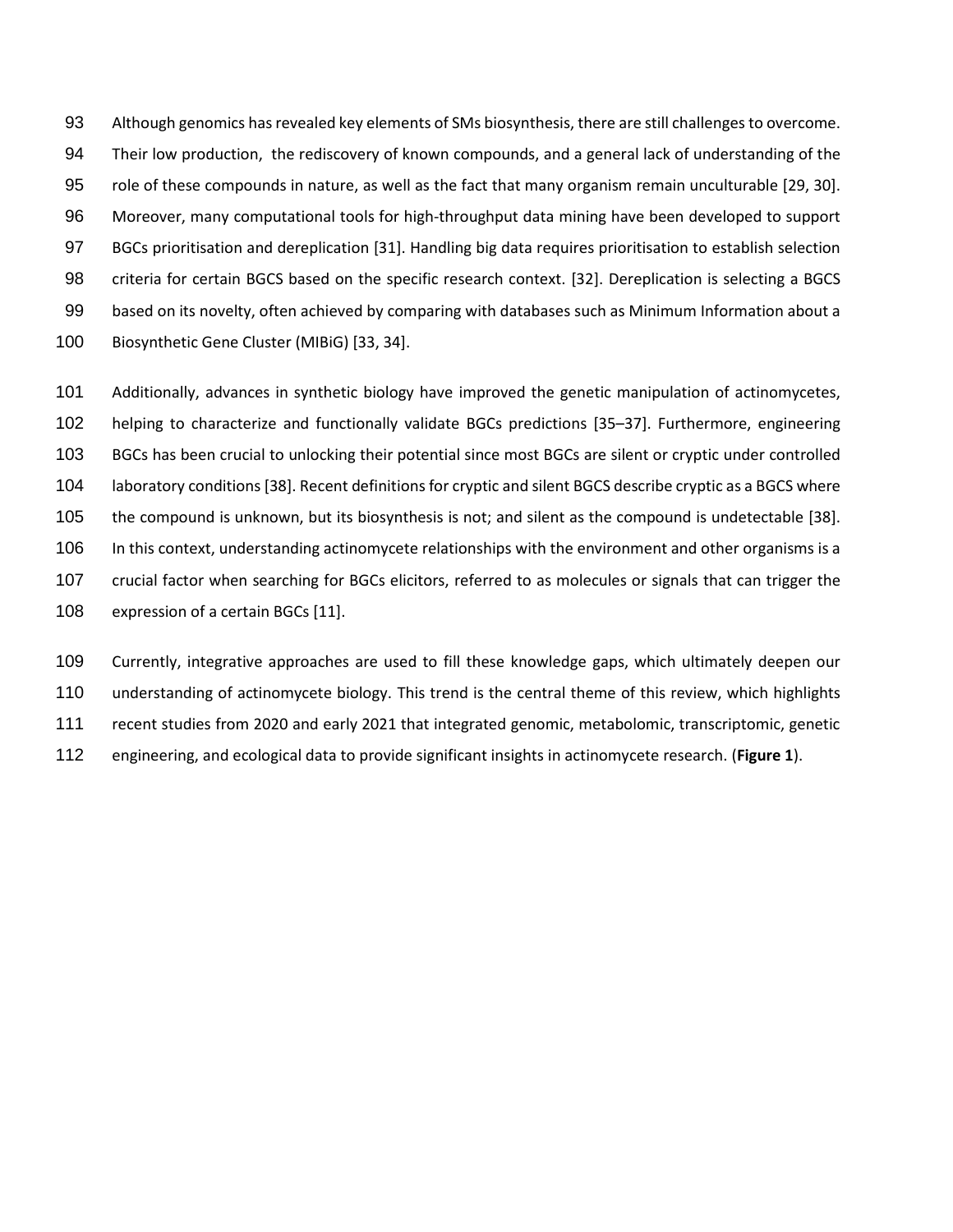Although genomics has revealed key elements of SMs biosynthesis, there are still challenges to overcome. Their low production, the rediscovery of known compounds, and a general lack of understanding of the role of these compounds in nature, as well as the fact that many organism remain unculturable [29, 30]. Moreover, many computational tools for high-throughput data mining have been developed to support BGCs prioritisation and dereplication [31]. Handling big data requires prioritisation to establish selection criteria for certain BGCS based on the specific research context. [32]. Dereplication is selecting a BGCS based on its novelty, often achieved by comparing with databases such as Minimum Information about a Biosynthetic Gene Cluster (MIBiG) [33, 34].

Additionally, advances in synthetic biology have improved the genetic manipulation of actinomycetes, helping to characterize and functionally validate BGCs predictions [35–37]. Furthermore, engineering BGCs has been crucial to unlocking their potential since most BGCs are silent or cryptic under controlled laboratory conditions [38]. Recent definitions for cryptic and silent BGCS describe cryptic as a BGCS where the compound is unknown, but its biosynthesis is not; and silent as the compound is undetectable [38]. In this context, understanding actinomycete relationships with the environment and other organisms is a crucial factor when searching for BGCs elicitors, referred to as molecules or signals that can trigger the expression of a certain BGCs [11].

Currently, integrative approaches are used to fill these knowledge gaps, which ultimately deepen our understanding of actinomycete biology. This trend is the central theme of this review, which highlights recent studies from 2020 and early 2021 that integrated genomic, metabolomic, transcriptomic, genetic engineering, and ecological data to provide significant insights in actinomycete research. (**Figure 1**).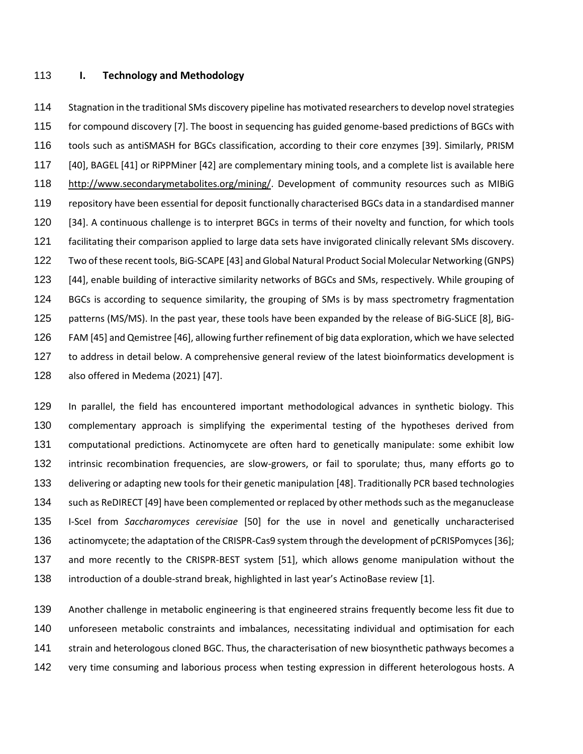## I. Technology and Methodology

Stagnation in the traditional SMs discovery pipeline has motivated researchers to develop novel strategies for compound discovery [7]. The boost in sequencing has guided genome-based predictions of BGCs with tools such as antiSMASH for BGCs classification, according to their core enzymes [39]. Similarly, PRISM [40], BAGEL [41] or RiPPMiner [42] are complementary mining tools, and a complete list is available here http://www.secondarymetabolites.org/mining/. Development of community resources such as MIBiG repository have been essential for deposit functionally characterised BGCs data in a standardised manner [34]. A continuous challenge is to interpret BGCs in terms of their novelty and function, for which tools facilitating their comparison applied to large data sets have invigorated clinically relevant SMs discovery. Two of these recent tools, BiG-SCAPE [43] and Global Natural Product Social Molecular Networking (GNPS) [44], enable building of interactive similarity networks of BGCs and SMs, respectively. While grouping of BGCs is according to sequence similarity, the grouping of SMs is by mass spectrometry fragmentation patterns (MS/MS). In the past year, these tools have been expanded by the release of BiG-SLiCE [8], BiG-FAM [45] and Qemistree [46], allowing further refinement of big data exploration, which we have selected to address in detail below. A comprehensive general review of the latest bioinformatics development is also offered in Medema (2021) [47].

In parallel, the field has encountered important methodological advances in synthetic biology. This complementary approach is simplifying the experimental testing of the hypotheses derived from computational predictions. Actinomycete are often hard to genetically manipulate: some exhibit low intrinsic recombination frequencies, are slow-growers, or fail to sporulate; thus, many efforts go to delivering or adapting new tools for their genetic manipulation [48]. Traditionally PCR based technologies such as ReDIRECT [49] have been complemented or replaced by other methods such as the meganuclease I-SceI from *Saccharomyces cerevisiae* [50] for the use in novel and genetically uncharacterised actinomycete; the adaptation of the CRISPR-Cas9 system through the development of pCRISPomyces [36]; and more recently to the CRISPR-BEST system [51], which allows genome manipulation without the introduction of a double-strand break, highlighted in last year's ActinoBase review [1].

Another challenge in metabolic engineering is that engineered strains frequently become less fit due to unforeseen metabolic constraints and imbalances, necessitating individual and optimisation for each strain and heterologous cloned BGC. Thus, the characterisation of new biosynthetic pathways becomes a very time consuming and laborious process when testing expression in different heterologous hosts. A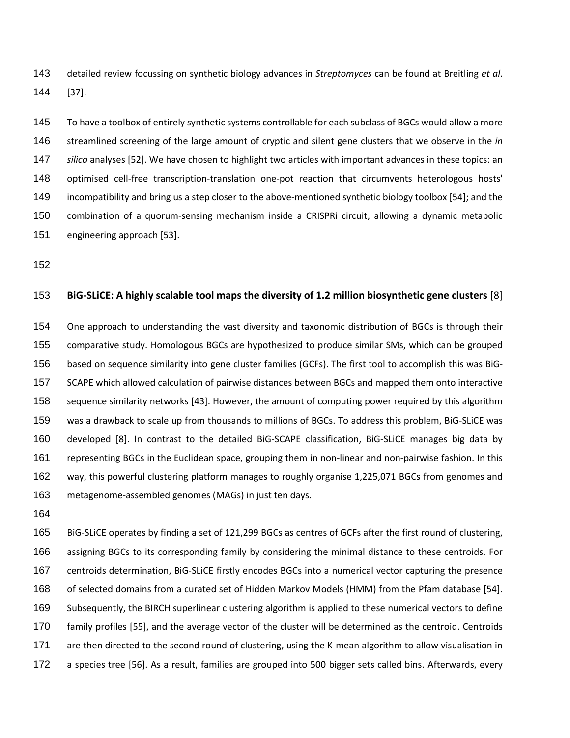detailed review focussing on synthetic biology advances in *Streptomyces* can be found at Breitling *et al*. [37].

To have a toolbox of entirely synthetic systems controllable for each subclass of BGCs would allow a more streamlined screening of the large amount of cryptic and silent gene clusters that we observe in the *in silico* analyses [52]. We have chosen to highlight two articles with important advances in these topics: an optimised cell-free transcription-translation one-pot reaction that circumvents heterologous hosts' incompatibility and bring us a step closer to the above-mentioned synthetic biology toolbox [54]; and the combination of a quorum-sensing mechanism inside a CRISPRi circuit, allowing a dynamic metabolic engineering approach [53].

**BiG-SLiCE: A highly scalable tool maps the diversity of 1.2 million biosynthetic gene clusters** [8]

One approach to understanding the vast diversity and taxonomic distribution of BGCs is through their comparative study. Homologous BGCs are hypothesized to produce similar SMs, which can be grouped based on sequence similarity into gene cluster families (GCFs). The first tool to accomplish this was BiG-SCAPE which allowed calculation of pairwise distances between BGCs and mapped them onto interactive sequence similarity networks [43]. However, the amount of computing power required by this algorithm was a drawback to scale up from thousands to millions of BGCs. To address this problem, BiG-SLiCE was developed [8]. In contrast to the detailed BiG-SCAPE classification, BiG-SLiCE manages big data by representing BGCs in the Euclidean space, grouping them in non-linear and non-pairwise fashion. In this way, this powerful clustering platform manages to roughly organise 1,225,071 BGCs from genomes and metagenome-assembled genomes (MAGs) in just ten days.

BiG-SLiCE operates by finding a set of 121,299 BGCs as centres of GCFs after the first round of clustering, assigning BGCs to its corresponding family by considering the minimal distance to these centroids. For centroids determination, BiG-SLiCE firstly encodes BGCs into a numerical vector capturing the presence of selected domains from a curated set of Hidden Markov Models (HMM) from the Pfam database [54]. Subsequently, the BIRCH superlinear clustering algorithm is applied to these numerical vectors to define family profiles [55], and the average vector of the cluster will be determined as the centroid. Centroids are then directed to the second round of clustering, using the K-mean algorithm to allow visualisation in a species tree [56]. As a result, families are grouped into 500 bigger sets called bins. Afterwards, every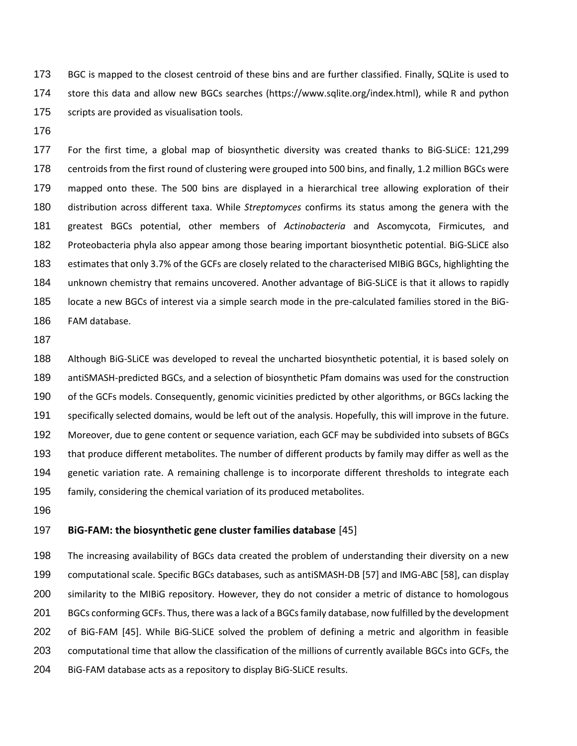BGC is mapped to the closest centroid of these bins and are further classified. Finally, SQLite is used to store this data and allow new BGCs searches (https://www.sqlite.org/index.html), while R and python scripts are provided as visualisation tools.

For the first time, a global map of biosynthetic diversity was created thanks to BiG-SLiCE: 121,299 centroids from the first round of clustering were grouped into 500 bins, and finally, 1.2 million BGCs were mapped onto these. The 500 bins are displayed in a hierarchical tree allowing exploration of their distribution across different taxa. While *Streptomyces* confirms its status among the genera with the greatest BGCs potential, other members of *Actinobacteria* and Ascomycota, Firmicutes, and Proteobacteria phyla also appear among those bearing important biosynthetic potential. BiG-SLiCE also estimates that only 3.7% of the GCFs are closely related to the characterised MIBiG BGCs, highlighting the unknown chemistry that remains uncovered. Another advantage of BiG-SLiCE is that it allows to rapidly locate a new BGCs of interest via a simple search mode in the pre-calculated families stored in the BiG-FAM database.

Although BiG-SLiCE was developed to reveal the uncharted biosynthetic potential, it is based solely on antiSMASH-predicted BGCs, and a selection of biosynthetic Pfam domains was used for the construction of the GCFs models. Consequently, genomic vicinities predicted by other algorithms, or BGCs lacking the specifically selected domains, would be left out of the analysis. Hopefully, this will improve in the future. Moreover, due to gene content or sequence variation, each GCF may be subdivided into subsets of BGCs that produce different metabolites. The number of different products by family may differ as well as the genetic variation rate. A remaining challenge is to incorporate different thresholds to integrate each family, considering the chemical variation of its produced metabolites.

**BiG-FAM: the biosynthetic gene cluster families database** [45]

The increasing availability of BGCs data created the problem of understanding their diversity on a new computational scale. Specific BGCs databases, such as antiSMASH-DB [57] and IMG-ABC [58], can display similarity to the MIBiG repository. However, they do not consider a metric of distance to homologous BGCs conforming GCFs. Thus, there was a lack of a BGCs family database, now fulfilled by the development of BiG-FAM [45]. While BiG-SLiCE solved the problem of defining a metric and algorithm in feasible computational time that allow the classification of the millions of currently available BGCs into GCFs, the BiG-FAM database acts as a repository to display BiG-SLiCE results.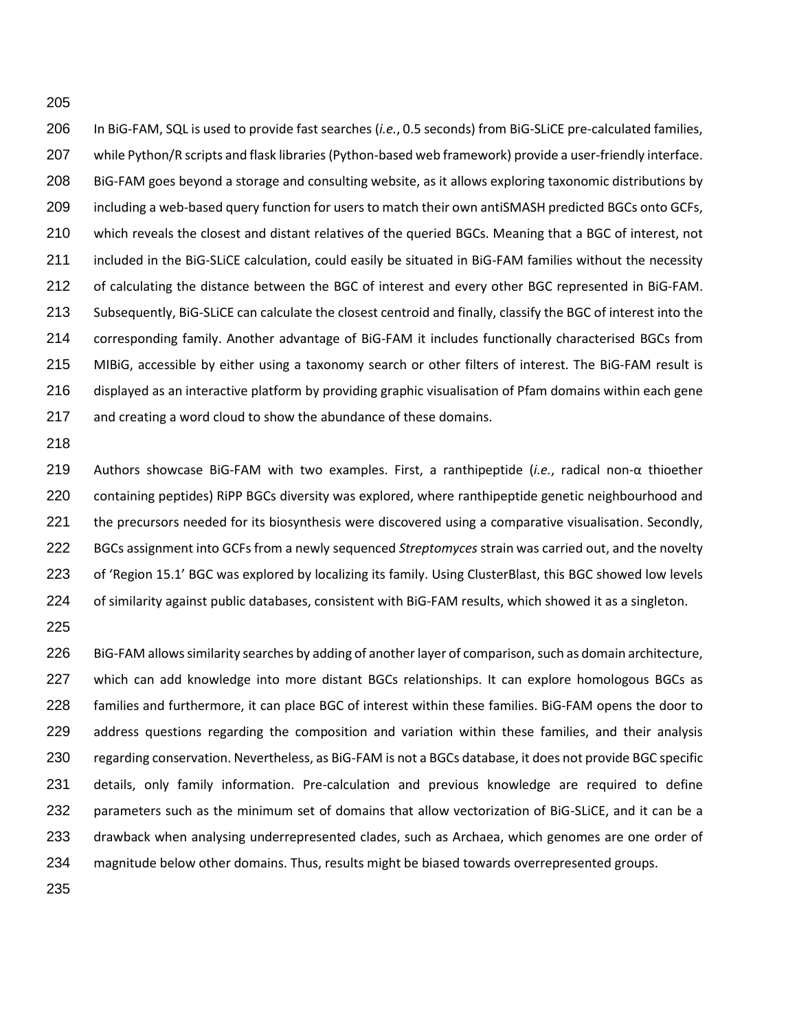In BiG-FAM, SQL is used to provide fast searches (*i.e.*, 0.5 seconds) from BiG-SLiCE pre-calculated families, while Python/R scripts and flask libraries (Python-based web framework) provide a user-friendly interface. BiG-FAM goes beyond a storage and consulting website, as it allows exploring taxonomic distributions by including a web-based query function for users to match their own antiSMASH predicted BGCs onto GCFs, which reveals the closest and distant relatives of the queried BGCs. Meaning that a BGC of interest, not included in the BiG-SLiCE calculation, could easily be situated in BiG-FAM families without the necessity of calculating the distance between the BGC of interest and every other BGC represented in BiG-FAM. Subsequently, BiG-SLiCE can calculate the closest centroid and finally, classify the BGC of interest into the corresponding family. Another advantage of BiG-FAM it includes functionally characterised BGCs from MIBiG, accessible by either using a taxonomy search or other filters of interest. The BiG-FAM result is displayed as an interactive platform by providing graphic visualisation of Pfam domains within each gene and creating a word cloud to show the abundance of these domains.

Authors showcase BiG-FAM with two examples. First, a ranthipeptide (*i.e.*, radical non-α thioether containing peptides) RiPP BGCs diversity was explored, where ranthipeptide genetic neighbourhood and the precursors needed for its biosynthesis were discovered using a comparative visualisation. Secondly, BGCs assignment into GCFs from a newly sequenced *Streptomyces* strain was carried out, and the novelty of 'Region 15.1' BGC was explored by localizing its family. Using ClusterBlast, this BGC showed low levels of similarity against public databases, consistent with BiG-FAM results, which showed it as a singleton.

BiG-FAM allows similarity searches by adding of another layer of comparison, such as domain architecture, which can add knowledge into more distant BGCs relationships. It can explore homologous BGCs as families and furthermore, it can place BGC of interest within these families. BiG-FAM opens the door to address questions regarding the composition and variation within these families, and their analysis regarding conservation. Nevertheless, as BiG-FAM is not a BGCs database, it does not provide BGC specific details, only family information. Pre-calculation and previous knowledge are required to define parameters such as the minimum set of domains that allow vectorization of BiG-SLiCE, and it can be a drawback when analysing underrepresented clades, such as Archaea, which genomes are one order of magnitude below other domains. Thus, results might be biased towards overrepresented groups.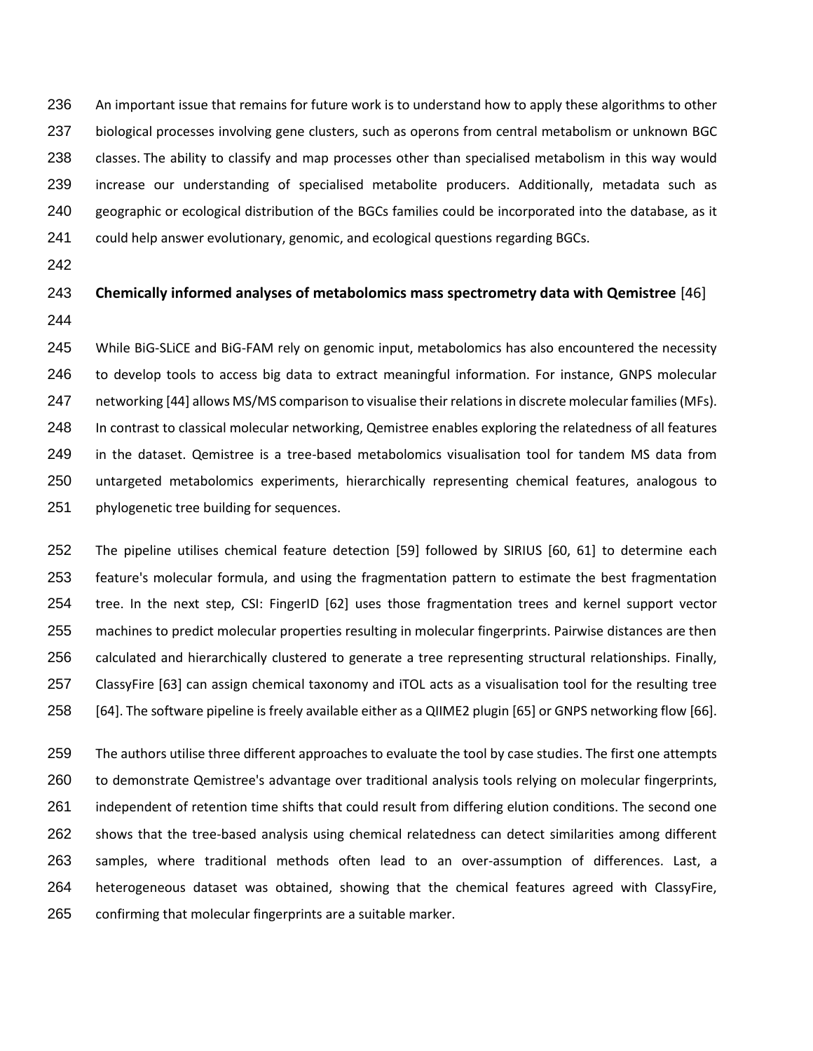An important issue that remains for future work is to understand how to apply these algorithms to other biological processes involving gene clusters, such as operons from central metabolism or unknown BGC classes. The ability to classify and map processes other than specialised metabolism in this way would increase our understanding of specialised metabolite producers. Additionally, metadata such as geographic or ecological distribution of the BGCs families could be incorporated into the database, as it could help answer evolutionary, genomic, and ecological questions regarding BGCs.

**Chemically informed analyses of metabolomics mass spectrometry data with Qemistree** [46]

While BiG-SLiCE and BiG-FAM rely on genomic input, metabolomics has also encountered the necessity to develop tools to access big data to extract meaningful information. For instance, GNPS molecular networking [44] allows MS/MS comparison to visualise their relations in discrete molecular families (MFs). In contrast to classical molecular networking, Qemistree enables exploring the relatedness of all features in the dataset. Qemistree is a tree-based metabolomics visualisation tool for tandem MS data from untargeted metabolomics experiments, hierarchically representing chemical features, analogous to phylogenetic tree building for sequences.

The pipeline utilises chemical feature detection [59] followed by SIRIUS [60, 61] to determine each feature's molecular formula, and using the fragmentation pattern to estimate the best fragmentation tree. In the next step, CSI: FingerID [62] uses those fragmentation trees and kernel support vector machines to predict molecular properties resulting in molecular fingerprints. Pairwise distances are then calculated and hierarchically clustered to generate a tree representing structural relationships. Finally, ClassyFire [63] can assign chemical taxonomy and iTOL acts as a visualisation tool for the resulting tree [64]. The software pipeline is freely available either as a QIIME2 plugin [65] or GNPS networking flow [66].

The authors utilise three different approaches to evaluate the tool by case studies. The first one attempts to demonstrate Qemistree's advantage over traditional analysis tools relying on molecular fingerprints, independent of retention time shifts that could result from differing elution conditions. The second one shows that the tree-based analysis using chemical relatedness can detect similarities among different samples, where traditional methods often lead to an over-assumption of differences. Last, a heterogeneous dataset was obtained, showing that the chemical features agreed with ClassyFire, confirming that molecular fingerprints are a suitable marker.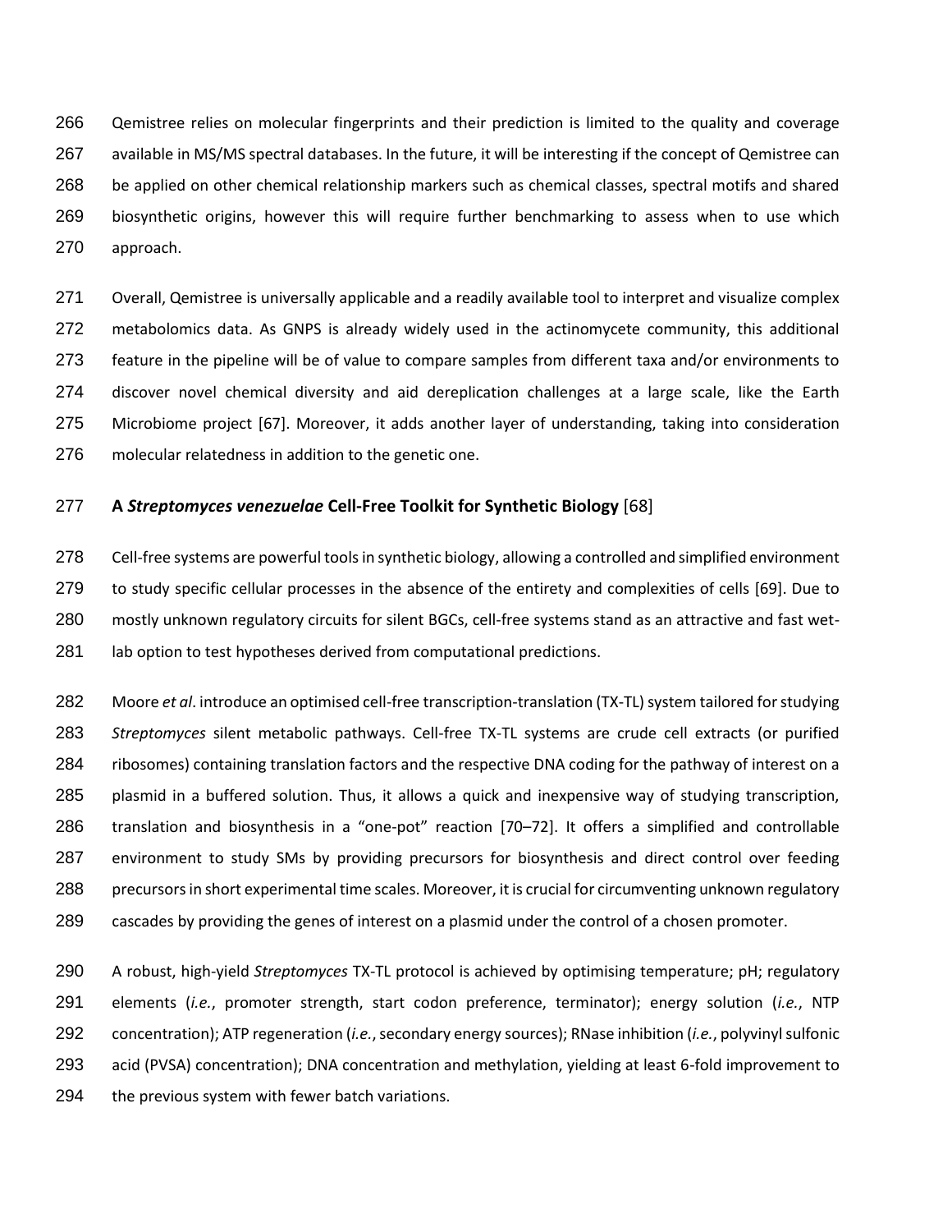Qemistree relies on molecular fingerprints and their prediction is limited to the quality and coverage available in MS/MS spectral databases. In the future, it will be interesting if the concept of Qemistree can be applied on other chemical relationship markers such as chemical classes, spectral motifs and shared biosynthetic origins, however this will require further benchmarking to assess when to use which approach.

Overall, Qemistree is universally applicable and a readily available tool to interpret and visualize complex metabolomics data. As GNPS is already widely used in the actinomycete community, this additional feature in the pipeline will be of value to compare samples from different taxa and/or environments to discover novel chemical diversity and aid dereplication challenges at a large scale, like the Earth Microbiome project [67]. Moreover, it adds another layer of understanding, taking into consideration molecular relatedness in addition to the genetic one.

**A *Streptomyces venezuelae* Cell-Free Toolkit for Synthetic Biology** [68]

Cell-free systems are powerful tools in synthetic biology, allowing a controlled and simplified environment to study specific cellular processes in the absence of the entirety and complexities of cells [69]. Due to mostly unknown regulatory circuits for silent BGCs, cell-free systems stand as an attractive and fast wet-lab option to test hypotheses derived from computational predictions.

Moore *et al*. introduce an optimised cell-free transcription-translation (TX-TL) system tailored for studying *Streptomyces* silent metabolic pathways. Cell-free TX-TL systems are crude cell extracts (or purified ribosomes) containing translation factors and the respective DNA coding for the pathway of interest on a plasmid in a buffered solution. Thus, it allows a quick and inexpensive way of studying transcription, translation and biosynthesis in a "one-pot" reaction [70–72]. It offers a simplified and controllable environment to study SMs by providing precursors for biosynthesis and direct control over feeding precursors in short experimental time scales. Moreover, it is crucial for circumventing unknown regulatory cascades by providing the genes of interest on a plasmid under the control of a chosen promoter.

A robust, high-yield *Streptomyces* TX-TL protocol is achieved by optimising temperature; pH; regulatory elements (*i.e.*, promoter strength, start codon preference, terminator); energy solution (*i.e.*, NTP concentration); ATP regeneration (*i.e.*, secondary energy sources); RNase inhibition (*i.e.*, polyvinyl sulfonic acid (PVSA) concentration); DNA concentration and methylation, yielding at least 6-fold improvement to the previous system with fewer batch variations.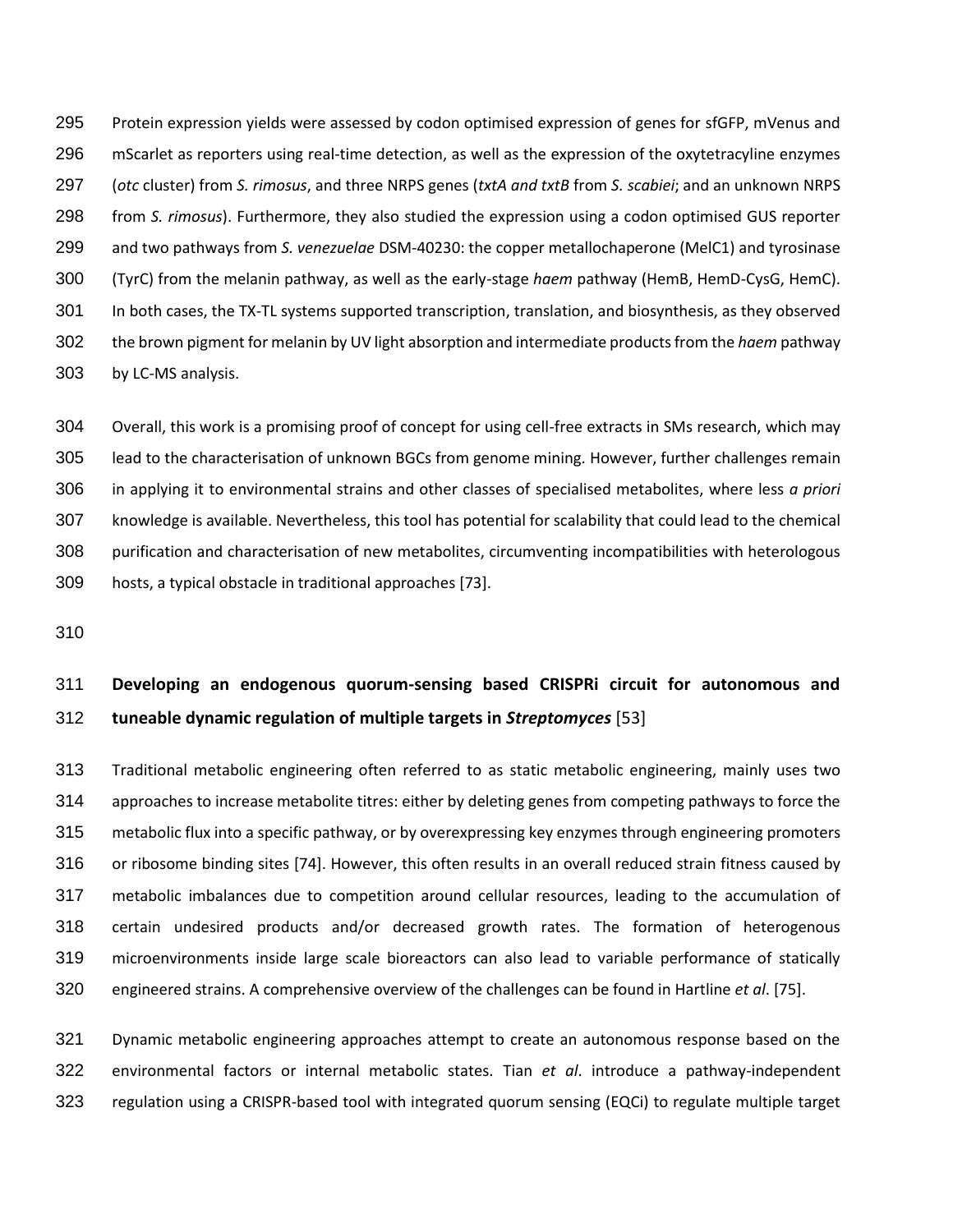Protein expression yields were assessed by codon optimised expression of genes for sfGFP, mVenus and mScarlet as reporters using real-time detection, as well as the expression of the oxytetracyline enzymes (*otc* cluster) from *S. rimosus*, and three NRPS genes (*txtA and txtB* from *S. scabiei*; and an unknown NRPS from *S. rimosus*). Furthermore, they also studied the expression using a codon optimised GUS reporter and two pathways from *S. venezuelae* DSM-40230: the copper metallochaperone (MelC1) and tyrosinase (TyrC) from the melanin pathway, as well as the early-stage *haem* pathway (HemB, HemD-CysG, HemC). In both cases, the TX-TL systems supported transcription, translation, and biosynthesis, as they observed the brown pigment for melanin by UV light absorption and intermediate products from the *haem* pathway by LC-MS analysis.

Overall, this work is a promising proof of concept for using cell-free extracts in SMs research, which may lead to the characterisation of unknown BGCs from genome mining. However, further challenges remain in applying it to environmental strains and other classes of specialised metabolites, where less *a priori* knowledge is available. Nevertheless, this tool has potential for scalability that could lead to the chemical purification and characterisation of new metabolites, circumventing incompatibilities with heterologous hosts, a typical obstacle in traditional approaches [73].

## Developing an endogenous quorum-sensing based CRISPRi circuit for autonomous and tuneable dynamic regulation of multiple targets in *Streptomyces* [53]

Traditional metabolic engineering often referred to as static metabolic engineering, mainly uses two approaches to increase metabolite titres: either by deleting genes from competing pathways to force the metabolic flux into a specific pathway, or by overexpressing key enzymes through engineering promoters or ribosome binding sites [74]. However, this often results in an overall reduced strain fitness caused by metabolic imbalances due to competition around cellular resources, leading to the accumulation of certain undesired products and/or decreased growth rates. The formation of heterogenous microenvironments inside large scale bioreactors can also lead to variable performance of statically engineered strains. A comprehensive overview of the challenges can be found in Hartline *et al*. [75].

Dynamic metabolic engineering approaches attempt to create an autonomous response based on the environmental factors or internal metabolic states. Tian *et al*. introduce a pathway-independent regulation using a CRISPR-based tool with integrated quorum sensing (EQCi) to regulate multiple target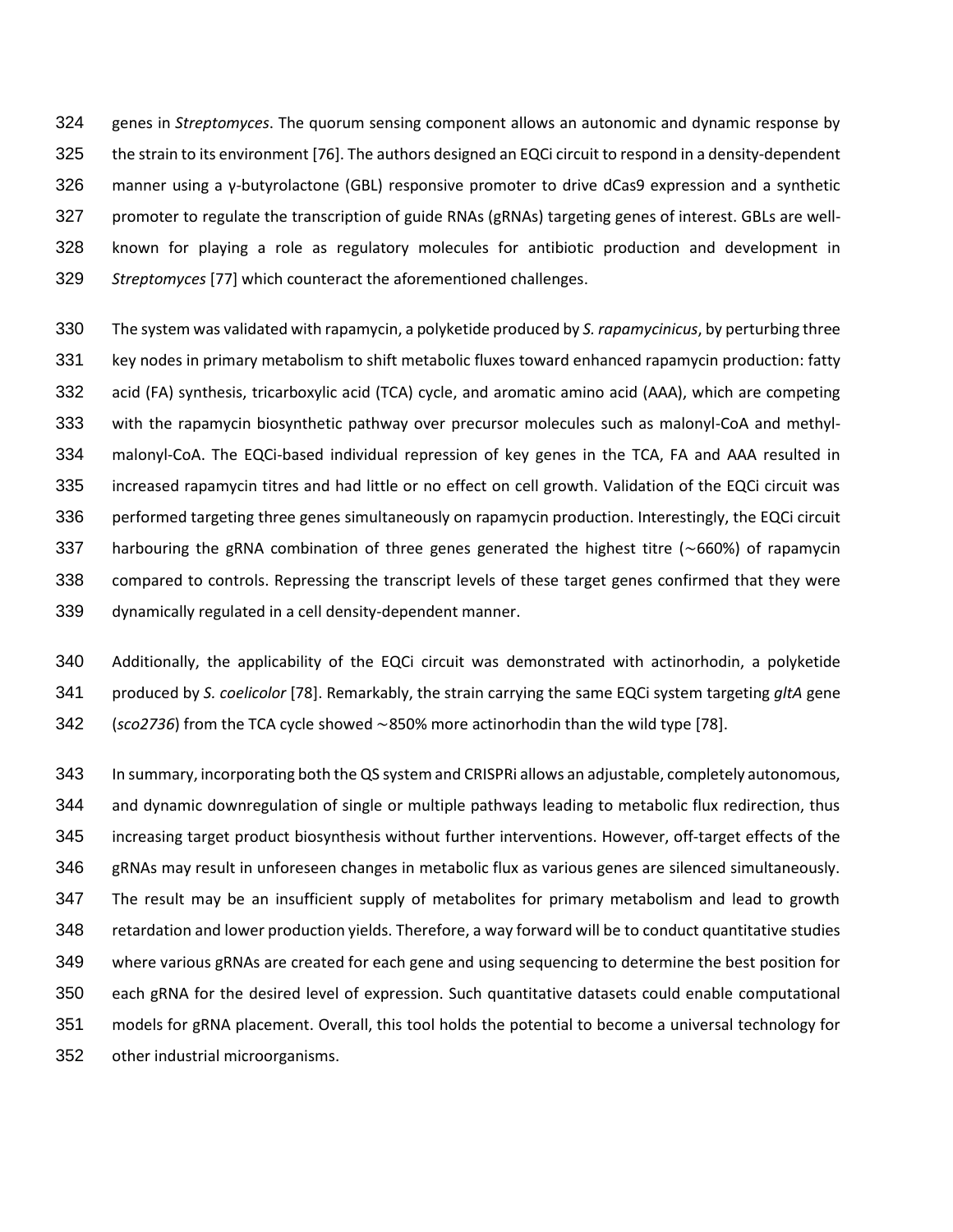genes in *Streptomyces*. The quorum sensing component allows an autonomic and dynamic response by the strain to its environment [76]. The authors designed an EQCi circuit to respond in a density-dependent manner using a γ-butyrolactone (GBL) responsive promoter to drive dCas9 expression and a synthetic promoter to regulate the transcription of guide RNAs (gRNAs) targeting genes of interest. GBLs are well-known for playing a role as regulatory molecules for antibiotic production and development in *Streptomyces* [77] which counteract the aforementioned challenges.

The system was validated with rapamycin, a polyketide produced by *S. rapamycinicus*, by perturbing three key nodes in primary metabolism to shift metabolic fluxes toward enhanced rapamycin production: fatty acid (FA) synthesis, tricarboxylic acid (TCA) cycle, and aromatic amino acid (AAA), which are competing with the rapamycin biosynthetic pathway over precursor molecules such as malonyl-CoA and methyl-malonyl-CoA. The EQCi-based individual repression of key genes in the TCA, FA and AAA resulted in increased rapamycin titres and had little or no effect on cell growth. Validation of the EQCi circuit was performed targeting three genes simultaneously on rapamycin production. Interestingly, the EQCi circuit harbouring the gRNA combination of three genes generated the highest titre (~660%) of rapamycin compared to controls. Repressing the transcript levels of these target genes confirmed that they were dynamically regulated in a cell density-dependent manner.

Additionally, the applicability of the EQCi circuit was demonstrated with actinorhodin, a polyketide produced by *S. coelicolor* [78]. Remarkably, the strain carrying the same EQCi system targeting *gltA* gene (*sco2736*) from the TCA cycle showed ~850% more actinorhodin than the wild type [78].

In summary, incorporating both the QS system and CRISPRi allows an adjustable, completely autonomous, and dynamic downregulation of single or multiple pathways leading to metabolic flux redirection, thus increasing target product biosynthesis without further interventions. However, off-target effects of the gRNAs may result in unforeseen changes in metabolic flux as various genes are silenced simultaneously. The result may be an insufficient supply of metabolites for primary metabolism and lead to growth retardation and lower production yields. Therefore, a way forward will be to conduct quantitative studies where various gRNAs are created for each gene and using sequencing to determine the best position for each gRNA for the desired level of expression. Such quantitative datasets could enable computational models for gRNA placement. Overall, this tool holds the potential to become a universal technology for other industrial microorganisms.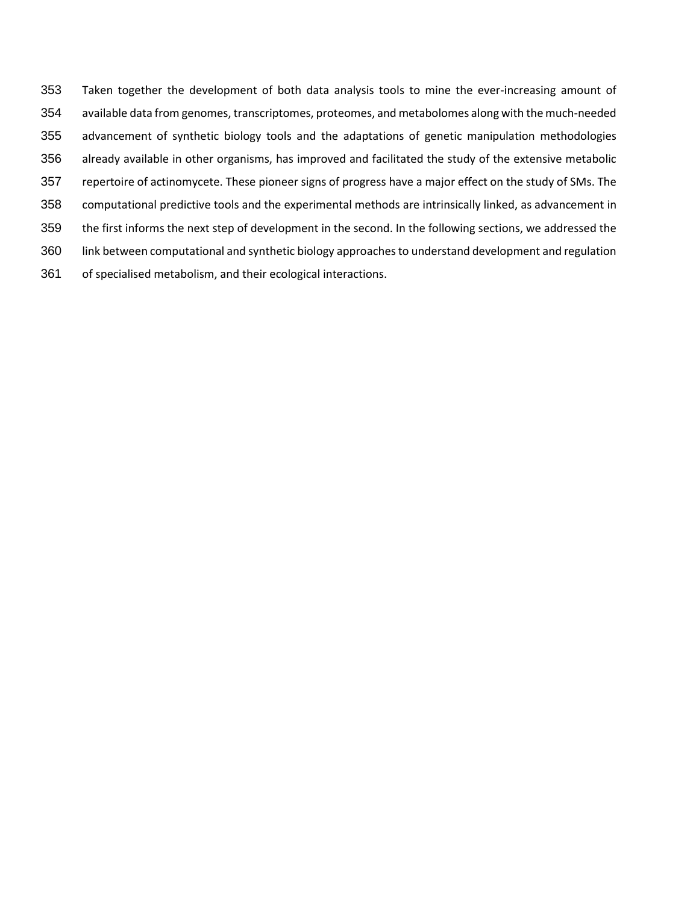Taken together the development of both data analysis tools to mine the ever-increasing amount of available data from genomes, transcriptomes, proteomes, and metabolomes along with the much-needed advancement of synthetic biology tools and the adaptations of genetic manipulation methodologies already available in other organisms, has improved and facilitated the study of the extensive metabolic repertoire of actinomycete. These pioneer signs of progress have a major effect on the study of SMs. The computational predictive tools and the experimental methods are intrinsically linked, as advancement in the first informs the next step of development in the second. In the following sections, we addressed the link between computational and synthetic biology approaches to understand development and regulation of specialised metabolism, and their ecological interactions.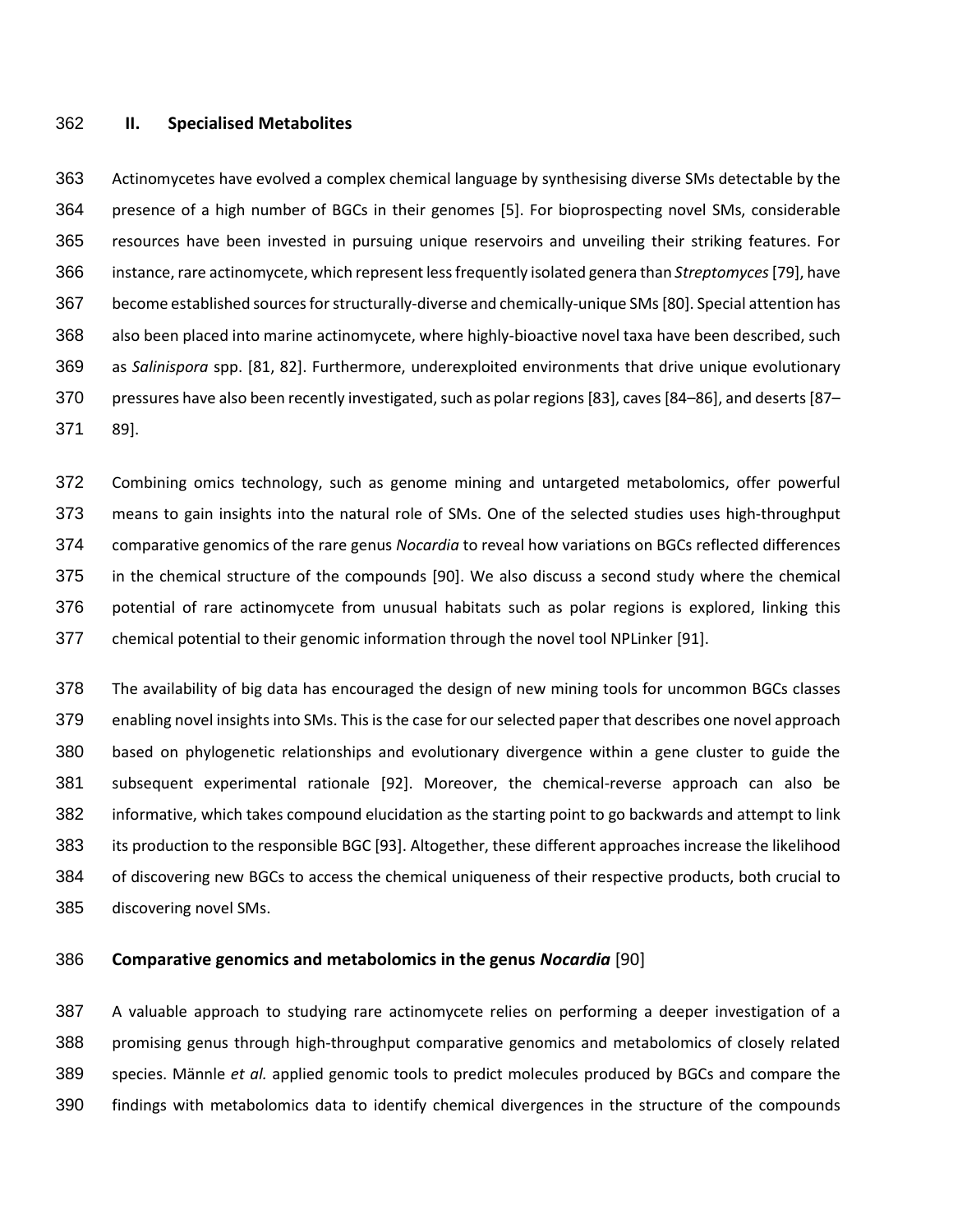## II. Specialised Metabolites

Actinomycetes have evolved a complex chemical language by synthesising diverse SMs detectable by the presence of a high number of BGCs in their genomes [5]. For bioprospecting novel SMs, considerable resources have been invested in pursuing unique reservoirs and unveiling their striking features. For instance, rare actinomycete, which represent less frequently isolated genera than *Streptomyces* [79], have become established sources for structurally-diverse and chemically-unique SMs [80]. Special attention has also been placed into marine actinomycete, where highly-bioactive novel taxa have been described, such as *Salinispora* spp. [81, 82]. Furthermore, underexploited environments that drive unique evolutionary pressures have also been recently investigated, such as polar regions [83], caves [84–86], and deserts [87–89].

Combining omics technology, such as genome mining and untargeted metabolomics, offer powerful means to gain insights into the natural role of SMs. One of the selected studies uses high-throughput comparative genomics of the rare genus *Nocardia* to reveal how variations on BGCs reflected differences in the chemical structure of the compounds [90]. We also discuss a second study where the chemical potential of rare actinomycete from unusual habitats such as polar regions is explored, linking this chemical potential to their genomic information through the novel tool NPLinker [91].

The availability of big data has encouraged the design of new mining tools for uncommon BGCs classes enabling novel insights into SMs. This is the case for our selected paper that describes one novel approach based on phylogenetic relationships and evolutionary divergence within a gene cluster to guide the subsequent experimental rationale [92]. Moreover, the chemical-reverse approach can also be informative, which takes compound elucidation as the starting point to go backwards and attempt to link its production to the responsible BGC [93]. Altogether, these different approaches increase the likelihood of discovering new BGCs to access the chemical uniqueness of their respective products, both crucial to discovering novel SMs.

### Comparative genomics and metabolomics in the genus *Nocardia* [90]

A valuable approach to studying rare actinomycete relies on performing a deeper investigation of a promising genus through high-throughput comparative genomics and metabolomics of closely related species. Männle *et al.* applied genomic tools to predict molecules produced by BGCs and compare the findings with metabolomics data to identify chemical divergences in the structure of the compounds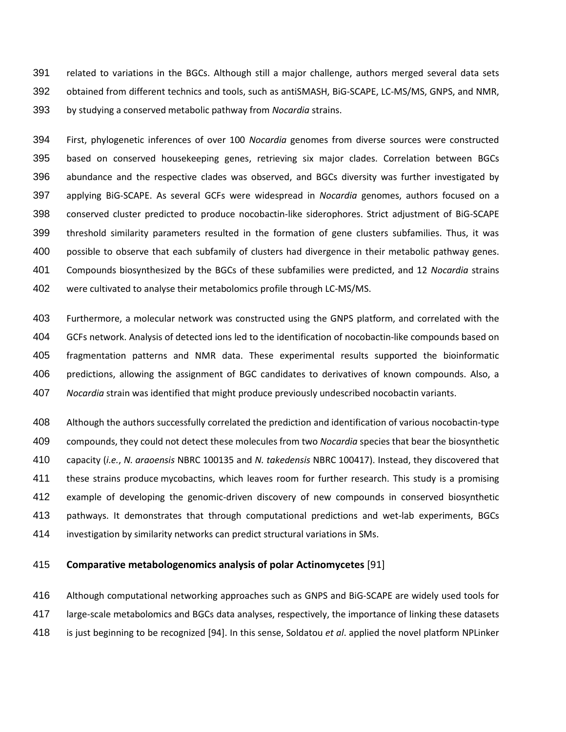related to variations in the BGCs. Although still a major challenge, authors merged several data sets obtained from different technics and tools, such as antiSMASH, BiG-SCAPE, LC-MS/MS, GNPS, and NMR, by studying a conserved metabolic pathway from *Nocardia* strains.

First, phylogenetic inferences of over 100 *Nocardia* genomes from diverse sources were constructed based on conserved housekeeping genes, retrieving six major clades. Correlation between BGCs abundance and the respective clades was observed, and BGCs diversity was further investigated by applying BiG-SCAPE. As several GCFs were widespread in *Nocardia* genomes, authors focused on a conserved cluster predicted to produce nocobactin-like siderophores. Strict adjustment of BiG-SCAPE threshold similarity parameters resulted in the formation of gene clusters subfamilies. Thus, it was possible to observe that each subfamily of clusters had divergence in their metabolic pathway genes. Compounds biosynthesized by the BGCs of these subfamilies were predicted, and 12 *Nocardia* strains were cultivated to analyse their metabolomics profile through LC-MS/MS.

Furthermore, a molecular network was constructed using the GNPS platform, and correlated with the GCFs network. Analysis of detected ions led to the identification of nocobactin-like compounds based on fragmentation patterns and NMR data. These experimental results supported the bioinformatic predictions, allowing the assignment of BGC candidates to derivatives of known compounds. Also, a *Nocardia* strain was identified that might produce previously undescribed nocobactin variants.

Although the authors successfully correlated the prediction and identification of various nocobactin-type compounds, they could not detect these molecules from two *Nocardia* species that bear the biosynthetic capacity (*i.e.*, *N. araoensis* NBRC 100135 and *N. takedensis* NBRC 100417). Instead, they discovered that these strains produce mycobactins, which leaves room for further research. This study is a promising example of developing the genomic-driven discovery of new compounds in conserved biosynthetic pathways. It demonstrates that through computational predictions and wet-lab experiments, BGCs investigation by similarity networks can predict structural variations in SMs.

**Comparative metabologenomics analysis of polar Actinomycetes** [91]

Although computational networking approaches such as GNPS and BiG-SCAPE are widely used tools for large-scale metabolomics and BGCs data analyses, respectively, the importance of linking these datasets is just beginning to be recognized [94]. In this sense, Soldatou *et al*. applied the novel platform NPLinker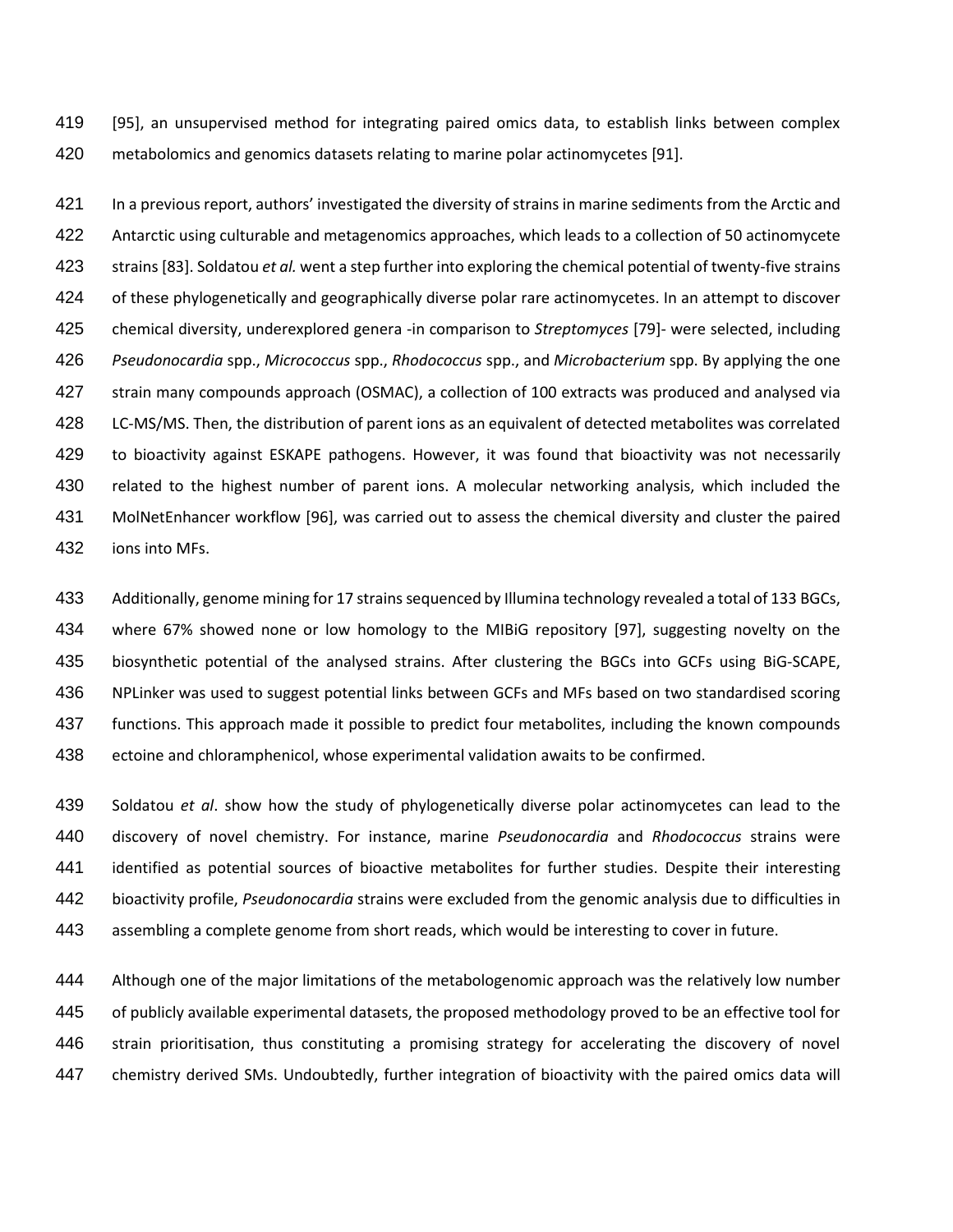[95], an unsupervised method for integrating paired omics data, to establish links between complex metabolomics and genomics datasets relating to marine polar actinomycetes [91].

In a previous report, authors' investigated the diversity of strains in marine sediments from the Arctic and Antarctic using culturable and metagenomics approaches, which leads to a collection of 50 actinomycete strains [83]. Soldatou *et al.* went a step further into exploring the chemical potential of twenty-five strains of these phylogenetically and geographically diverse polar rare actinomycetes. In an attempt to discover chemical diversity, underexplored genera -in comparison to *Streptomyces* [79]- were selected, including *Pseudonocardia* spp., *Micrococcus* spp., *Rhodococcus* spp., and *Microbacterium* spp. By applying the one strain many compounds approach (OSMAC), a collection of 100 extracts was produced and analysed via LC-MS/MS. Then, the distribution of parent ions as an equivalent of detected metabolites was correlated to bioactivity against ESKAPE pathogens. However, it was found that bioactivity was not necessarily related to the highest number of parent ions. A molecular networking analysis, which included the MolNetEnhancer workflow [96], was carried out to assess the chemical diversity and cluster the paired ions into MFs.

Additionally, genome mining for 17 strains sequenced by Illumina technology revealed a total of 133 BGCs, where 67% showed none or low homology to the MIBiG repository [97], suggesting novelty on the biosynthetic potential of the analysed strains. After clustering the BGCs into GCFs using BiG-SCAPE, NPLinker was used to suggest potential links between GCFs and MFs based on two standardised scoring functions. This approach made it possible to predict four metabolites, including the known compounds ectoine and chloramphenicol, whose experimental validation awaits to be confirmed.

Soldatou *et al*. show how the study of phylogenetically diverse polar actinomycetes can lead to the discovery of novel chemistry. For instance, marine *Pseudonocardia* and *Rhodococcus* strains were identified as potential sources of bioactive metabolites for further studies. Despite their interesting bioactivity profile, *Pseudonocardia* strains were excluded from the genomic analysis due to difficulties in assembling a complete genome from short reads, which would be interesting to cover in future.

Although one of the major limitations of the metabologenomic approach was the relatively low number of publicly available experimental datasets, the proposed methodology proved to be an effective tool for strain prioritisation, thus constituting a promising strategy for accelerating the discovery of novel chemistry derived SMs. Undoubtedly, further integration of bioactivity with the paired omics data will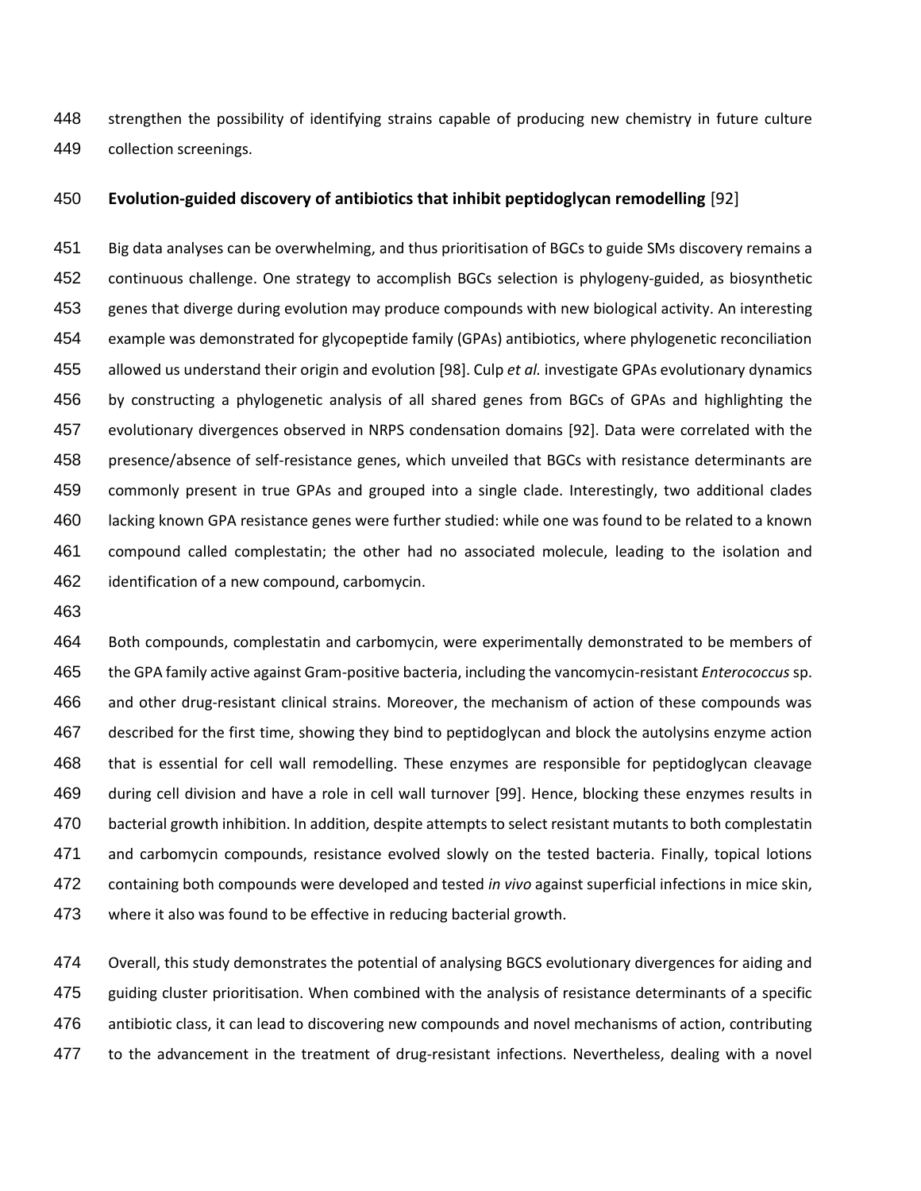strengthen the possibility of identifying strains capable of producing new chemistry in future culture collection screenings.

### **Evolution-guided discovery of antibiotics that inhibit peptidoglycan remodelling** [92]

Big data analyses can be overwhelming, and thus prioritisation of BGCs to guide SMs discovery remains a continuous challenge. One strategy to accomplish BGCs selection is phylogeny-guided, as biosynthetic genes that diverge during evolution may produce compounds with new biological activity. An interesting example was demonstrated for glycopeptide family (GPAs) antibiotics, where phylogenetic reconciliation allowed us understand their origin and evolution [98]. Culp *et al.* investigate GPAs evolutionary dynamics by constructing a phylogenetic analysis of all shared genes from BGCs of GPAs and highlighting the evolutionary divergences observed in NRPS condensation domains [92]. Data were correlated with the presence/absence of self-resistance genes, which unveiled that BGCs with resistance determinants are commonly present in true GPAs and grouped into a single clade. Interestingly, two additional clades lacking known GPA resistance genes were further studied: while one was found to be related to a known compound called complestatin; the other had no associated molecule, leading to the isolation and identification of a new compound, carbomycin.

Both compounds, complestatin and carbomycin, were experimentally demonstrated to be members of the GPA family active against Gram-positive bacteria, including the vancomycin-resistant *Enterococcus* sp. and other drug-resistant clinical strains. Moreover, the mechanism of action of these compounds was described for the first time, showing they bind to peptidoglycan and block the autolysins enzyme action that is essential for cell wall remodelling. These enzymes are responsible for peptidoglycan cleavage during cell division and have a role in cell wall turnover [99]. Hence, blocking these enzymes results in bacterial growth inhibition. In addition, despite attempts to select resistant mutants to both complestatin and carbomycin compounds, resistance evolved slowly on the tested bacteria. Finally, topical lotions containing both compounds were developed and tested *in vivo* against superficial infections in mice skin, where it also was found to be effective in reducing bacterial growth.

Overall, this study demonstrates the potential of analysing BGCS evolutionary divergences for aiding and guiding cluster prioritisation. When combined with the analysis of resistance determinants of a specific antibiotic class, it can lead to discovering new compounds and novel mechanisms of action, contributing to the advancement in the treatment of drug-resistant infections. Nevertheless, dealing with a novel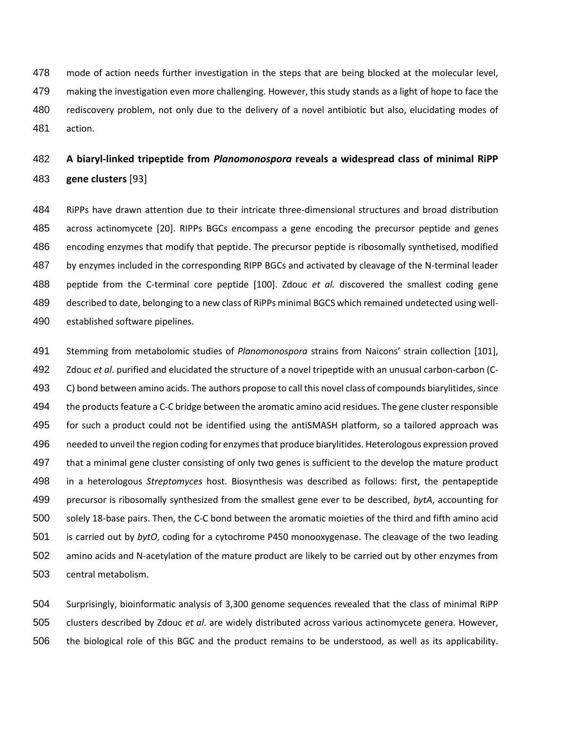mode of action needs further investigation in the steps that are being blocked at the molecular level, making the investigation even more challenging. However, this study stands as a light of hope to face the rediscovery problem, not only due to the delivery of a novel antibiotic but also, elucidating modes of action.

## A biaryl-linked tripeptide from *Planomonospora* reveals a widespread class of minimal RiPP gene clusters [93]

RiPPs have drawn attention due to their intricate three-dimensional structures and broad distribution across actinomycete [20]. RIPPs BGCs encompass a gene encoding the precursor peptide and genes encoding enzymes that modify that peptide. The precursor peptide is ribosomally synthetised, modified by enzymes included in the corresponding RIPP BGCs and activated by cleavage of the N-terminal leader peptide from the C-terminal core peptide [100]. Zdouc *et al.* discovered the smallest coding gene described to date, belonging to a new class of RiPPs minimal BGCS which remained undetected using well-established software pipelines.

Stemming from metabolomic studies of *Planomonospora* strains from Naicons' strain collection [101], Zdouc *et al*. purified and elucidated the structure of a novel tripeptide with an unusual carbon-carbon (C-C) bond between amino acids. The authors propose to call this novel class of compounds biarylitides, since the products feature a C-C bridge between the aromatic amino acid residues. The gene cluster responsible for such a product could not be identified using the antiSMASH platform, so a tailored approach was needed to unveil the region coding for enzymes that produce biarylitides. Heterologous expression proved that a minimal gene cluster consisting of only two genes is sufficient to the develop the mature product in a heterologous *Streptomyces* host. Biosynthesis was described as follows: first, the pentapeptide precursor is ribosomally synthesized from the smallest gene ever to be described, *bytA*, accounting for solely 18-base pairs. Then, the C-C bond between the aromatic moieties of the third and fifth amino acid is carried out by *bytO*, coding for a cytochrome P450 monooxygenase. The cleavage of the two leading amino acids and N-acetylation of the mature product are likely to be carried out by other enzymes from central metabolism.

Surprisingly, bioinformatic analysis of 3,300 genome sequences revealed that the class of minimal RiPP clusters described by Zdouc *et al*. are widely distributed across various actinomycete genera. However, the biological role of this BGC and the product remains to be understood, as well as its applicability.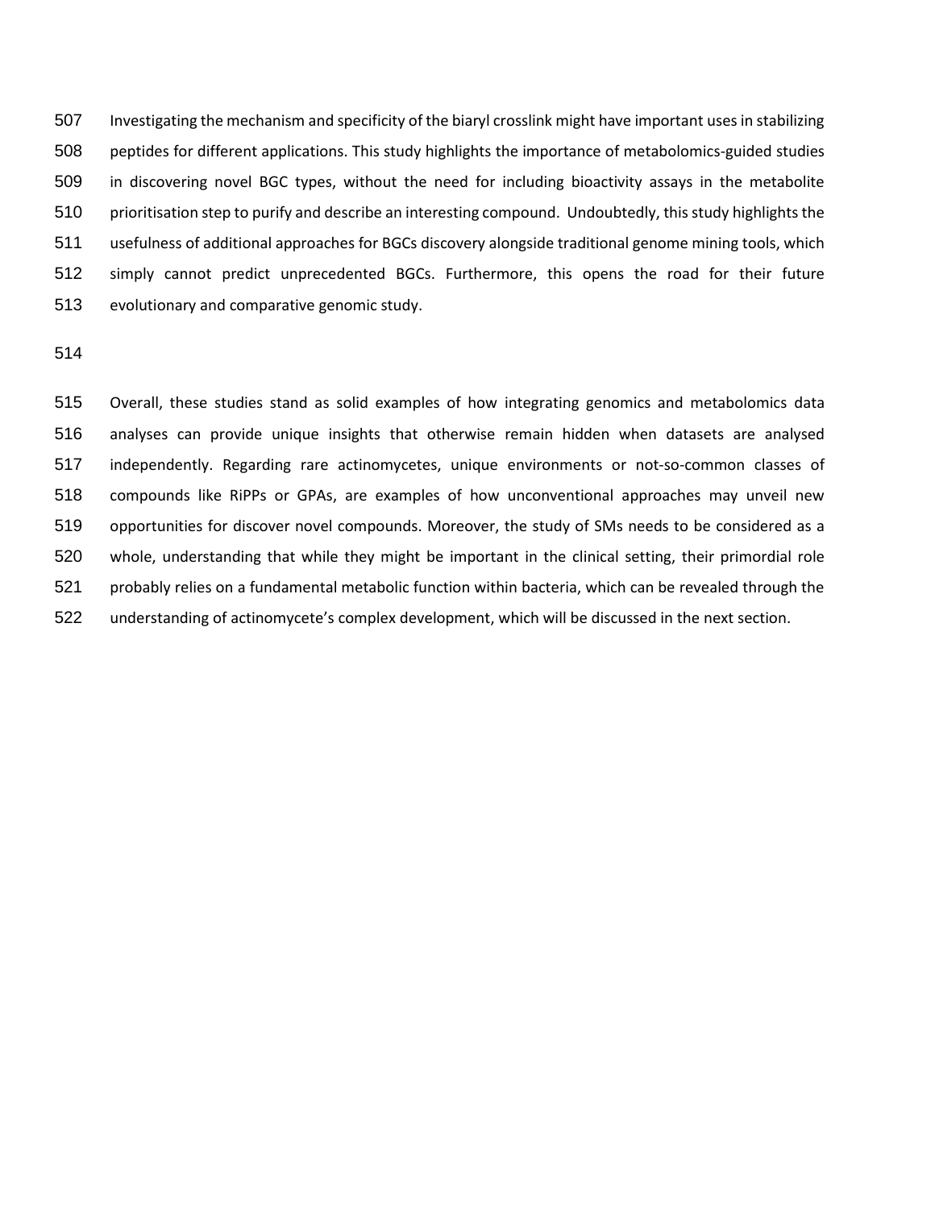Investigating the mechanism and specificity of the biaryl crosslink might have important uses in stabilizing peptides for different applications. This study highlights the importance of metabolomics-guided studies in discovering novel BGC types, without the need for including bioactivity assays in the metabolite prioritisation step to purify and describe an interesting compound. Undoubtedly, this study highlights the usefulness of additional approaches for BGCs discovery alongside traditional genome mining tools, which simply cannot predict unprecedented BGCs. Furthermore, this opens the road for their future evolutionary and comparative genomic study.

Overall, these studies stand as solid examples of how integrating genomics and metabolomics data analyses can provide unique insights that otherwise remain hidden when datasets are analysed independently. Regarding rare actinomycetes, unique environments or not-so-common classes of compounds like RiPPs or GPAs, are examples of how unconventional approaches may unveil new opportunities for discover novel compounds. Moreover, the study of SMs needs to be considered as a whole, understanding that while they might be important in the clinical setting, their primordial role probably relies on a fundamental metabolic function within bacteria, which can be revealed through the understanding of actinomycete's complex development, which will be discussed in the next section.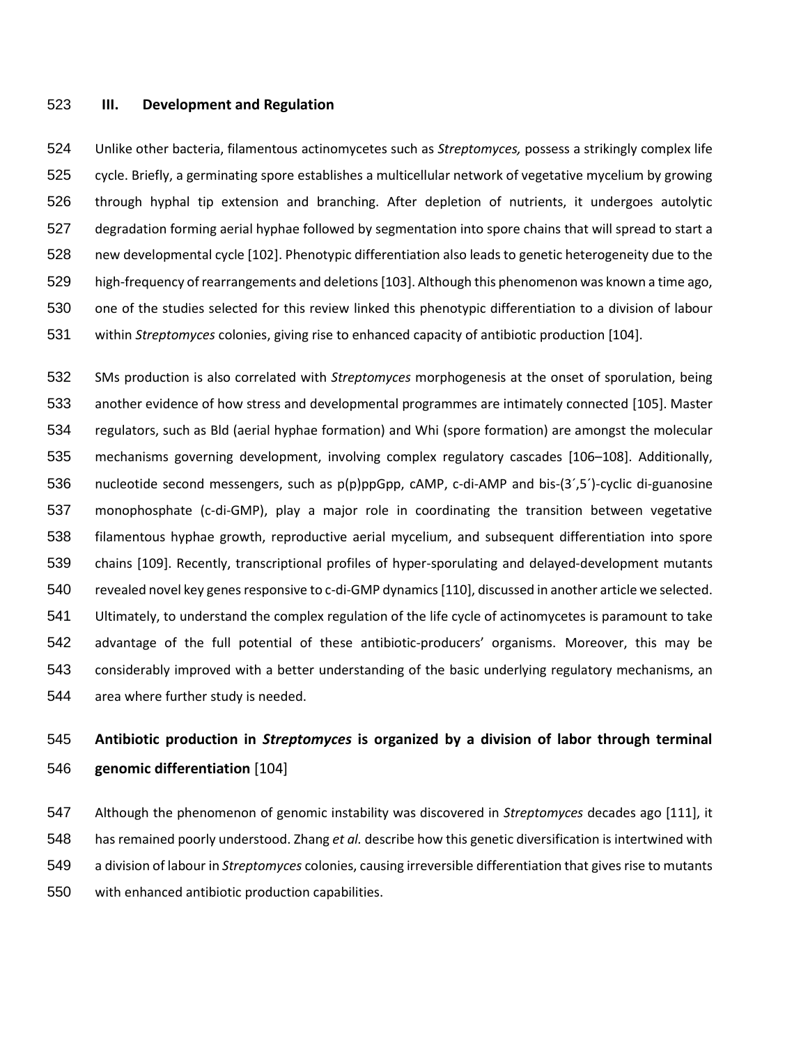## III. Development and Regulation

Unlike other bacteria, filamentous actinomycetes such as *Streptomyces,* possess a strikingly complex life cycle. Briefly, a germinating spore establishes a multicellular network of vegetative mycelium by growing through hyphal tip extension and branching. After depletion of nutrients, it undergoes autolytic degradation forming aerial hyphae followed by segmentation into spore chains that will spread to start a new developmental cycle [102]. Phenotypic differentiation also leads to genetic heterogeneity due to the high-frequency of rearrangements and deletions [103]. Although this phenomenon was known a time ago, one of the studies selected for this review linked this phenotypic differentiation to a division of labour within *Streptomyces* colonies, giving rise to enhanced capacity of antibiotic production [104].

SMs production is also correlated with *Streptomyces* morphogenesis at the onset of sporulation, being another evidence of how stress and developmental programmes are intimately connected [105]. Master regulators, such as Bld (aerial hyphae formation) and Whi (spore formation) are amongst the molecular mechanisms governing development, involving complex regulatory cascades [106–108]. Additionally, nucleotide second messengers, such as p(p)ppGpp, cAMP, c-di-AMP and bis-(3´,5´)-cyclic di-guanosine monophosphate (c-di-GMP), play a major role in coordinating the transition between vegetative filamentous hyphae growth, reproductive aerial mycelium, and subsequent differentiation into spore chains [109]. Recently, transcriptional profiles of hyper-sporulating and delayed-development mutants revealed novel key genes responsive to c-di-GMP dynamics [110], discussed in another article we selected. Ultimately, to understand the complex regulation of the life cycle of actinomycetes is paramount to take advantage of the full potential of these antibiotic-producers' organisms. Moreover, this may be considerably improved with a better understanding of the basic underlying regulatory mechanisms, an area where further study is needed.

### **Antibiotic production in *Streptomyces* is organized by a division of labor through terminal genomic differentiation** [104]

Although the phenomenon of genomic instability was discovered in *Streptomyces* decades ago [111], it has remained poorly understood. Zhang *et al*. describe how this genetic diversification is intertwined with a division of labour in *Streptomyces* colonies, causing irreversible differentiation that gives rise to mutants with enhanced antibiotic production capabilities.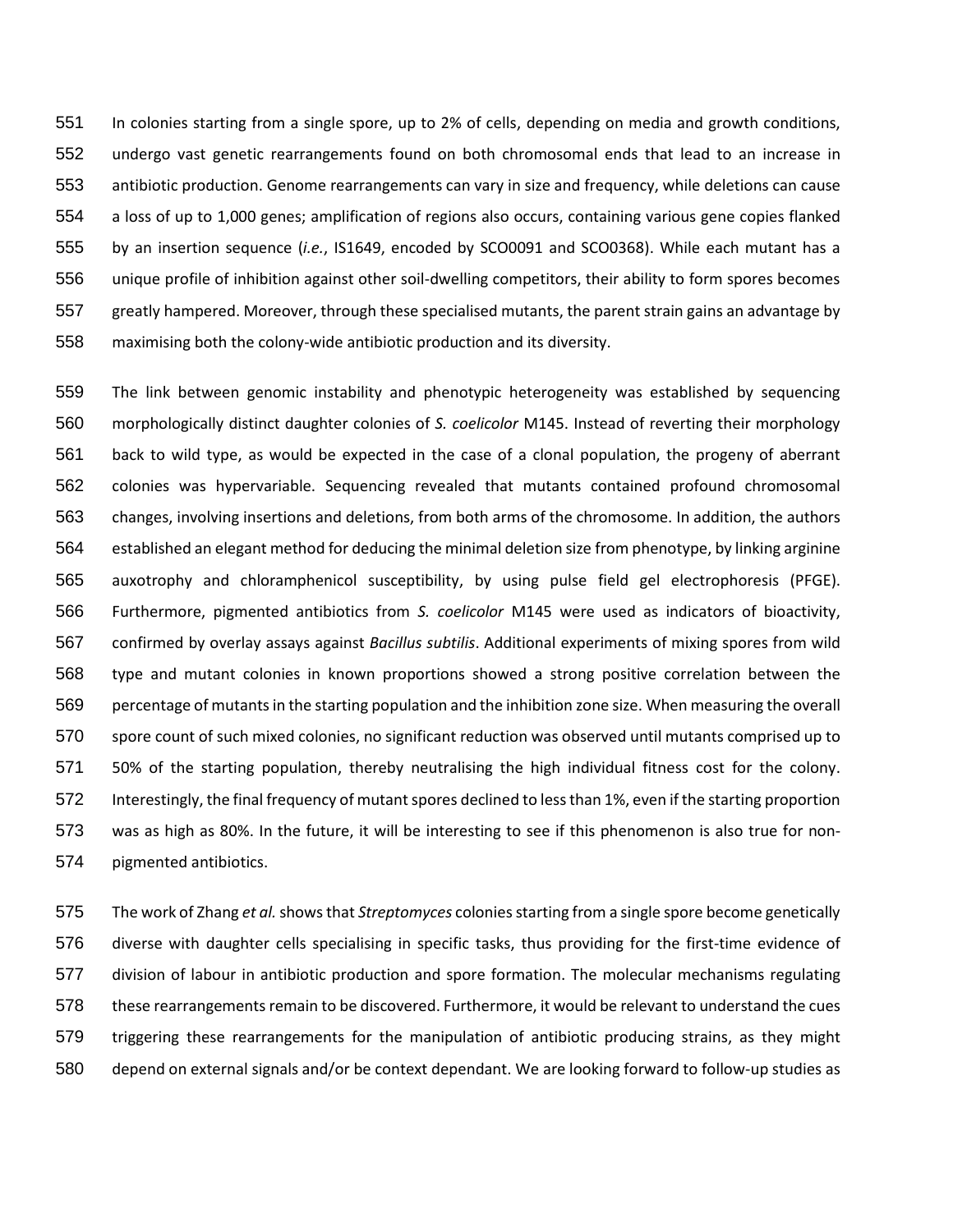In colonies starting from a single spore, up to 2% of cells, depending on media and growth conditions, undergo vast genetic rearrangements found on both chromosomal ends that lead to an increase in antibiotic production. Genome rearrangements can vary in size and frequency, while deletions can cause a loss of up to 1,000 genes; amplification of regions also occurs, containing various gene copies flanked by an insertion sequence (*i.e.*, IS1649, encoded by SCO0091 and SCO0368). While each mutant has a unique profile of inhibition against other soil-dwelling competitors, their ability to form spores becomes greatly hampered. Moreover, through these specialised mutants, the parent strain gains an advantage by maximising both the colony-wide antibiotic production and its diversity.

The link between genomic instability and phenotypic heterogeneity was established by sequencing morphologically distinct daughter colonies of *S. coelicolor* M145. Instead of reverting their morphology back to wild type, as would be expected in the case of a clonal population, the progeny of aberrant colonies was hypervariable. Sequencing revealed that mutants contained profound chromosomal changes, involving insertions and deletions, from both arms of the chromosome. In addition, the authors established an elegant method for deducing the minimal deletion size from phenotype, by linking arginine auxotrophy and chloramphenicol susceptibility, by using pulse field gel electrophoresis (PFGE). Furthermore, pigmented antibiotics from *S. coelicolor* M145 were used as indicators of bioactivity, confirmed by overlay assays against *Bacillus subtilis*. Additional experiments of mixing spores from wild type and mutant colonies in known proportions showed a strong positive correlation between the percentage of mutants in the starting population and the inhibition zone size. When measuring the overall spore count of such mixed colonies, no significant reduction was observed until mutants comprised up to 50% of the starting population, thereby neutralising the high individual fitness cost for the colony. Interestingly, the final frequency of mutant spores declined to less than 1%, even if the starting proportion was as high as 80%. In the future, it will be interesting to see if this phenomenon is also true for non-pigmented antibiotics.

The work of Zhang *et al.* shows that *Streptomyces* colonies starting from a single spore become genetically diverse with daughter cells specialising in specific tasks, thus providing for the first-time evidence of division of labour in antibiotic production and spore formation. The molecular mechanisms regulating these rearrangements remain to be discovered. Furthermore, it would be relevant to understand the cues triggering these rearrangements for the manipulation of antibiotic producing strains, as they might depend on external signals and/or be context dependant. We are looking forward to follow-up studies as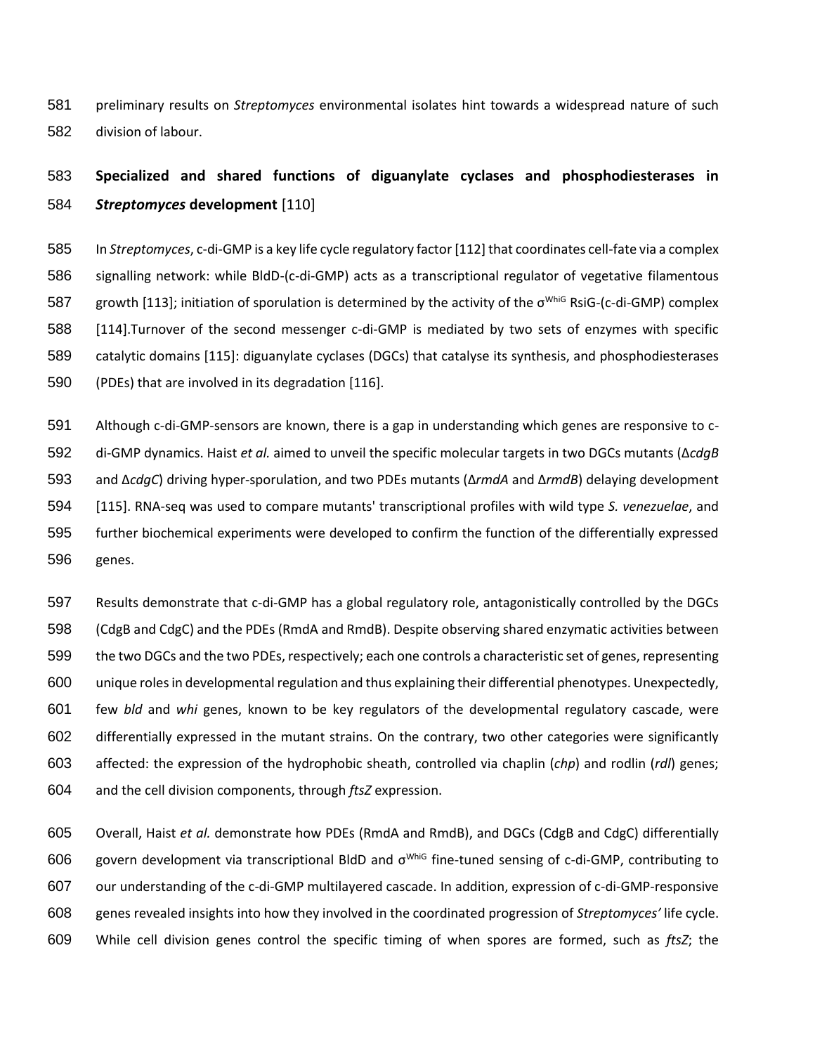preliminary results on *Streptomyces* environmental isolates hint towards a widespread nature of such division of labour.

## **Specialized and shared functions of diguanylate cyclases and phosphodiesterases in *Streptomyces* development** [110]

In *Streptomyces*, c-di-GMP is a key life cycle regulatory factor [112] that coordinates cell-fate via a complex signalling network: while BldD-(c-di-GMP) acts as a transcriptional regulator of vegetative filamentous growth [113]; initiation of sporulation is determined by the activity of the $\sigma^{WhiG}$ RsiG-(c-di-GMP) complex [114].Turnover of the second messenger c-di-GMP is mediated by two sets of enzymes with specific catalytic domains [115]: diguanylate cyclases (DGCs) that catalyse its synthesis, and phosphodiesterases (PDEs) that are involved in its degradation [116].

Although c-di-GMP-sensors are known, there is a gap in understanding which genes are responsive to c-di-GMP dynamics. Haist *et al.* aimed to unveil the specific molecular targets in two DGCs mutants (Δ*cdgB* and Δ*cdgC*) driving hyper-sporulation, and two PDEs mutants (Δ*rmdA* and Δ*rmdB*) delaying development [115]. RNA-seq was used to compare mutants' transcriptional profiles with wild type *S. venezuelae*, and further biochemical experiments were developed to confirm the function of the differentially expressed genes.

Results demonstrate that c-di-GMP has a global regulatory role, antagonistically controlled by the DGCs (CdgB and CdgC) and the PDEs (RmdA and RmdB). Despite observing shared enzymatic activities between the two DGCs and the two PDEs, respectively; each one controls a characteristic set of genes, representing unique roles in developmental regulation and thus explaining their differential phenotypes. Unexpectedly, few *bld* and *whi* genes, known to be key regulators of the developmental regulatory cascade, were differentially expressed in the mutant strains. On the contrary, two other categories were significantly affected: the expression of the hydrophobic sheath, controlled via chaplin (*chp*) and rodlin (*rdl*) genes; and the cell division components, through *ftsZ* expression.

Overall, Haist *et al.* demonstrate how PDEs (RmdA and RmdB), and DGCs (CdgB and CdgC) differentially govern development via transcriptional BldD and $\sigma^{WhiG}$ fine-tuned sensing of c-di-GMP, contributing to our understanding of the c-di-GMP multilayered cascade. In addition, expression of c-di-GMP-responsive genes revealed insights into how they involved in the coordinated progression of *Streptomyces'* life cycle. While cell division genes control the specific timing of when spores are formed, such as *ftsZ*; the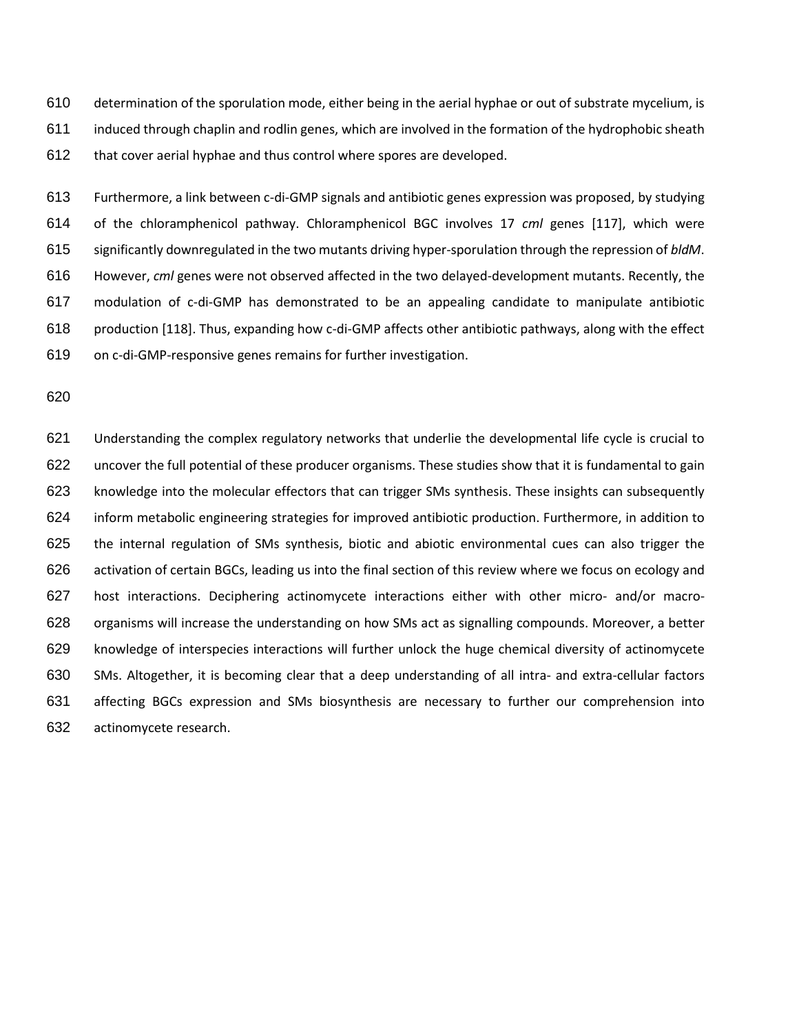determination of the sporulation mode, either being in the aerial hyphae or out of substrate mycelium, is induced through chaplin and rodlin genes, which are involved in the formation of the hydrophobic sheath that cover aerial hyphae and thus control where spores are developed.

Furthermore, a link between c-di-GMP signals and antibiotic genes expression was proposed, by studying of the chloramphenicol pathway. Chloramphenicol BGC involves 17 *cml* genes [117], which were significantly downregulated in the two mutants driving hyper-sporulation through the repression of *bldM*. However, *cml* genes were not observed affected in the two delayed-development mutants. Recently, the modulation of c-di-GMP has demonstrated to be an appealing candidate to manipulate antibiotic production [118]. Thus, expanding how c-di-GMP affects other antibiotic pathways, along with the effect on c-di-GMP-responsive genes remains for further investigation.

Understanding the complex regulatory networks that underlie the developmental life cycle is crucial to uncover the full potential of these producer organisms. These studies show that it is fundamental to gain knowledge into the molecular effectors that can trigger SMs synthesis. These insights can subsequently inform metabolic engineering strategies for improved antibiotic production. Furthermore, in addition to the internal regulation of SMs synthesis, biotic and abiotic environmental cues can also trigger the activation of certain BGCs, leading us into the final section of this review where we focus on ecology and host interactions. Deciphering actinomycete interactions either with other micro- and/or macro-organisms will increase the understanding on how SMs act as signalling compounds. Moreover, a better knowledge of interspecies interactions will further unlock the huge chemical diversity of actinomycete SMs. Altogether, it is becoming clear that a deep understanding of all intra- and extra-cellular factors affecting BGCs expression and SMs biosynthesis are necessary to further our comprehension into actinomycete research.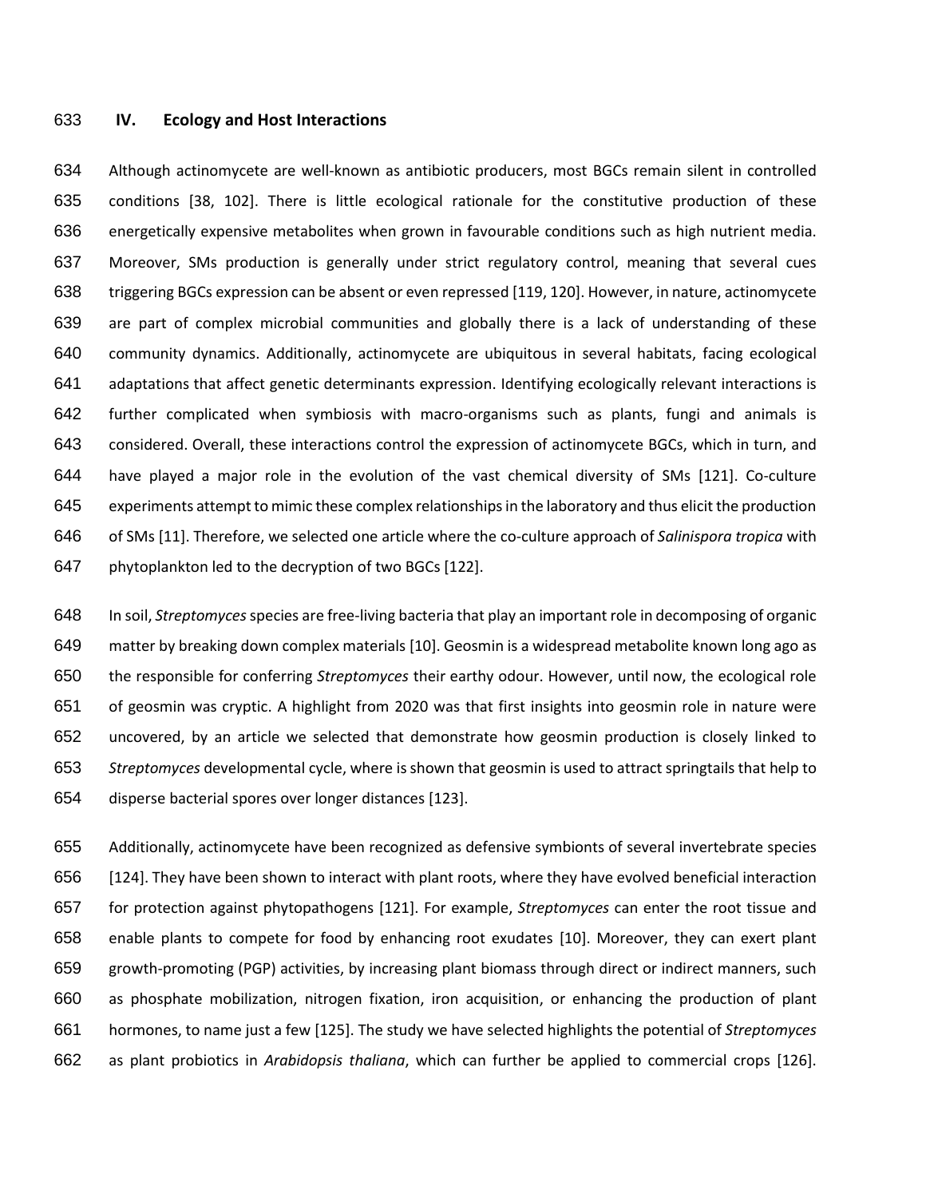## IV. Ecology and Host Interactions

Although actinomycete are well-known as antibiotic producers, most BGCs remain silent in controlled conditions [38, 102]. There is little ecological rationale for the constitutive production of these energetically expensive metabolites when grown in favourable conditions such as high nutrient media. Moreover, SMs production is generally under strict regulatory control, meaning that several cues triggering BGCs expression can be absent or even repressed [119, 120]. However, in nature, actinomycete are part of complex microbial communities and globally there is a lack of understanding of these community dynamics. Additionally, actinomycete are ubiquitous in several habitats, facing ecological adaptations that affect genetic determinants expression. Identifying ecologically relevant interactions is further complicated when symbiosis with macro-organisms such as plants, fungi and animals is considered. Overall, these interactions control the expression of actinomycete BGCs, which in turn, and have played a major role in the evolution of the vast chemical diversity of SMs [121]. Co-culture experiments attempt to mimic these complex relationships in the laboratory and thus elicit the production of SMs [11]. Therefore, we selected one article where the co-culture approach of *Salinispora tropica* with phytoplankton led to the decryption of two BGCs [122].

In soil, *Streptomyces* species are free-living bacteria that play an important role in decomposing of organic matter by breaking down complex materials [10]. Geosmin is a widespread metabolite known long ago as the responsible for conferring *Streptomyces* their earthy odour. However, until now, the ecological role of geosmin was cryptic. A highlight from 2020 was that first insights into geosmin role in nature were uncovered, by an article we selected that demonstrate how geosmin production is closely linked to *Streptomyces* developmental cycle, where is shown that geosmin is used to attract springtails that help to disperse bacterial spores over longer distances [123].

Additionally, actinomycete have been recognized as defensive symbionts of several invertebrate species [124]. They have been shown to interact with plant roots, where they have evolved beneficial interaction for protection against phytopathogens [121]. For example, *Streptomyces* can enter the root tissue and enable plants to compete for food by enhancing root exudates [10]. Moreover, they can exert plant growth-promoting (PGP) activities, by increasing plant biomass through direct or indirect manners, such as phosphate mobilization, nitrogen fixation, iron acquisition, or enhancing the production of plant hormones, to name just a few [125]. The study we have selected highlights the potential of *Streptomyces* as plant probiotics in *Arabidopsis thaliana*, which can further be applied to commercial crops [126].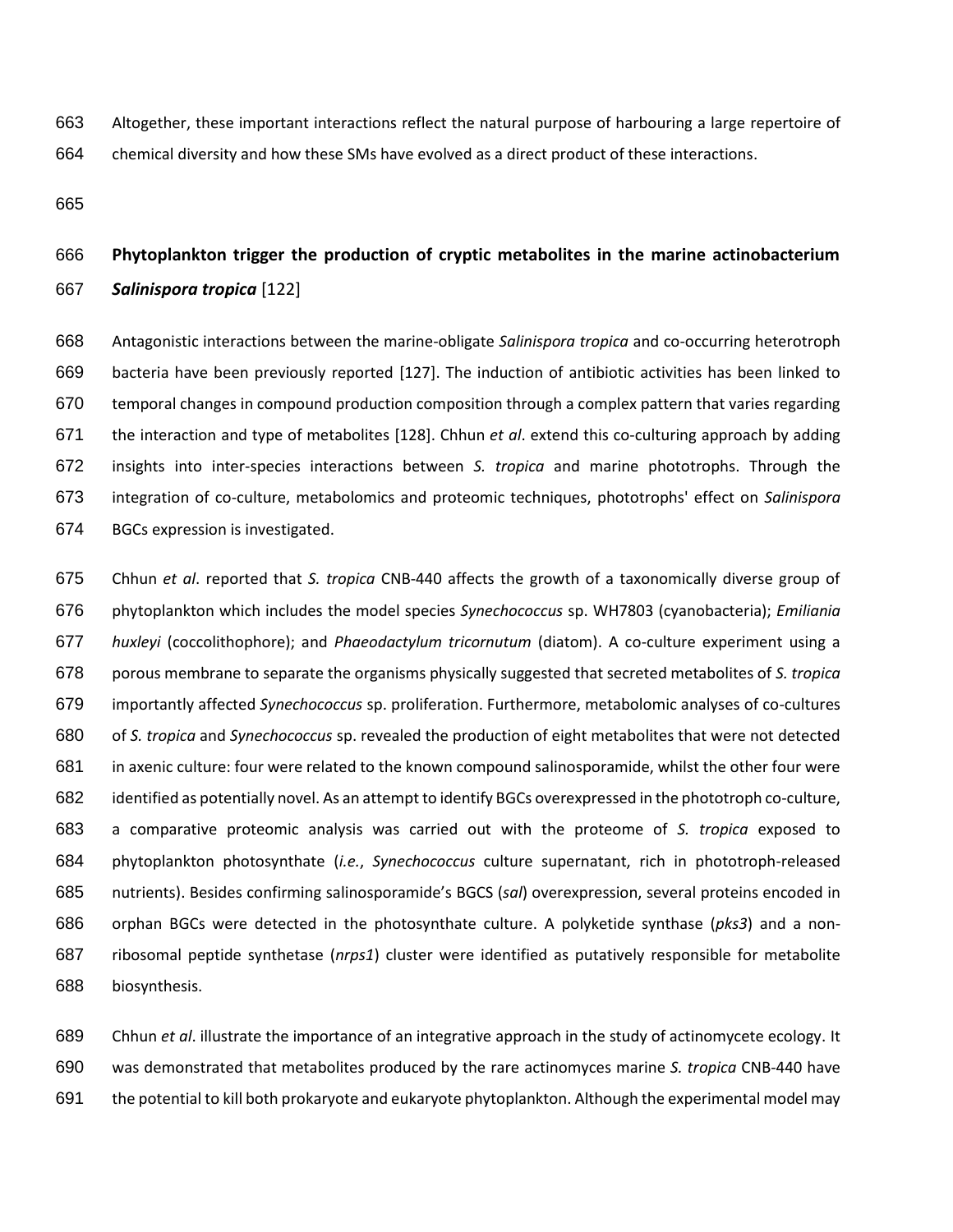Altogether, these important interactions reflect the natural purpose of harbouring a large repertoire of chemical diversity and how these SMs have evolved as a direct product of these interactions.

### Phytoplankton trigger the production of cryptic metabolites in the marine actinobacterium *Salinispora tropica* [122]

Antagonistic interactions between the marine-obligate *Salinispora tropica* and co-occurring heterotroph bacteria have been previously reported [127]. The induction of antibiotic activities has been linked to temporal changes in compound production composition through a complex pattern that varies regarding the interaction and type of metabolites [128]. Chhun *et al*. extend this co-culturing approach by adding insights into inter-species interactions between *S. tropica* and marine phototrophs. Through the integration of co-culture, metabolomics and proteomic techniques, phototrophs' effect on *Salinispora* BGCs expression is investigated.

Chhun *et al*. reported that *S. tropica* CNB-440 affects the growth of a taxonomically diverse group of phytoplankton which includes the model species *Synechococcus* sp. WH7803 (cyanobacteria); *Emiliania huxleyi* (coccolithophore); and *Phaeodactylum tricornutum* (diatom). A co-culture experiment using a porous membrane to separate the organisms physically suggested that secreted metabolites of *S. tropica* importantly affected *Synechococcus* sp. proliferation. Furthermore, metabolomic analyses of co-cultures of *S. tropica* and *Synechococcus* sp. revealed the production of eight metabolites that were not detected in axenic culture: four were related to the known compound salinosporamide, whilst the other four were identified as potentially novel. As an attempt to identify BGCs overexpressed in the phototroph co-culture, a comparative proteomic analysis was carried out with the proteome of *S. tropica* exposed to phytoplankton photosynthate (*i.e.*, *Synechococcus* culture supernatant, rich in phototroph-released nutrients). Besides confirming salinosporamide's BGCS (*sal*) overexpression, several proteins encoded in orphan BGCs were detected in the photosynthate culture. A polyketide synthase (*pks3*) and a non-ribosomal peptide synthetase (*nrps1*) cluster were identified as putatively responsible for metabolite biosynthesis.

Chhun *et al*. illustrate the importance of an integrative approach in the study of actinomycete ecology. It was demonstrated that metabolites produced by the rare actinomyces marine *S. tropica* CNB-440 have the potential to kill both prokaryote and eukaryote phytoplankton. Although the experimental model may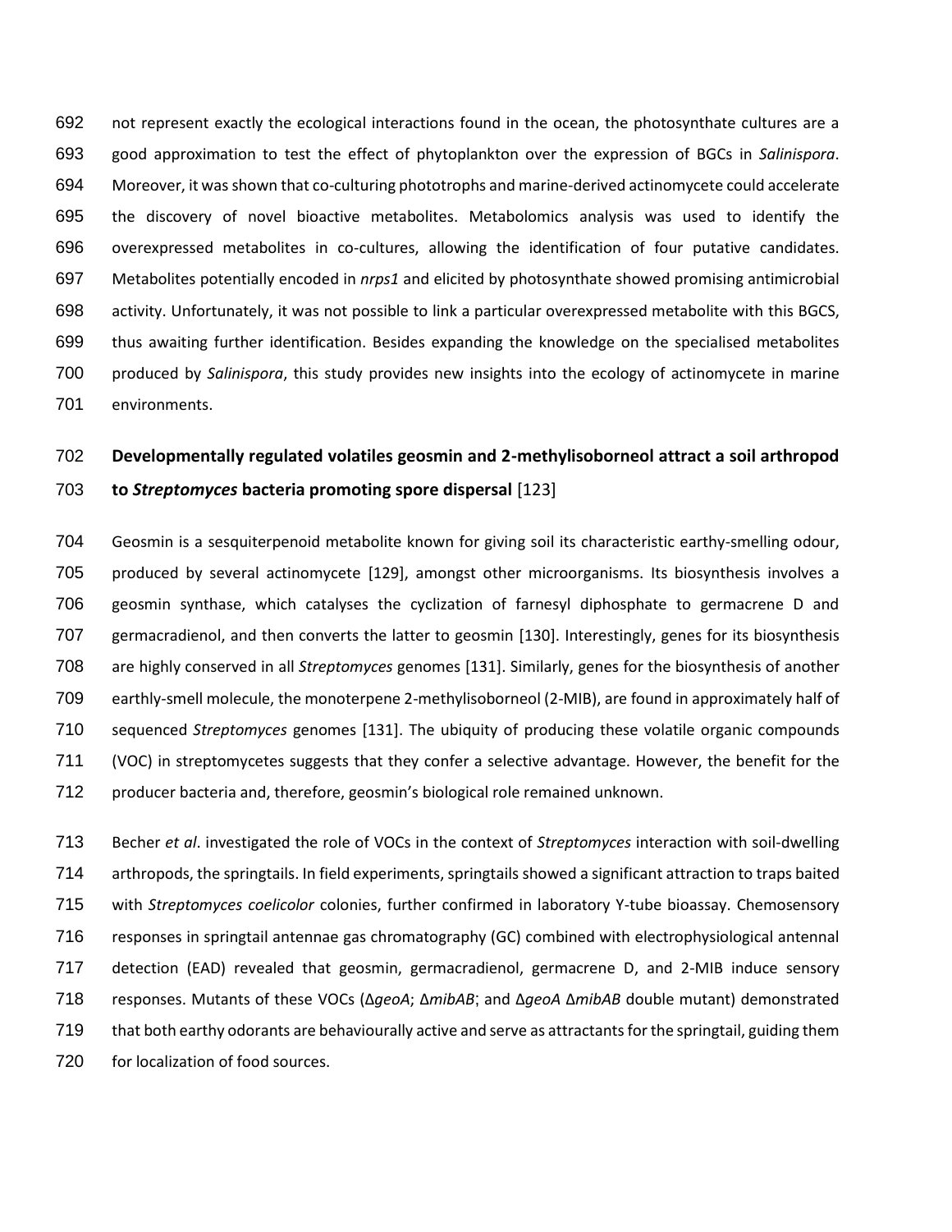not represent exactly the ecological interactions found in the ocean, the photosynthate cultures are a good approximation to test the effect of phytoplankton over the expression of BGCs in *Salinispora*. Moreover, it was shown that co-culturing phototrophs and marine-derived actinomycete could accelerate the discovery of novel bioactive metabolites. Metabolomics analysis was used to identify the overexpressed metabolites in co-cultures, allowing the identification of four putative candidates. Metabolites potentially encoded in *nrps1* and elicited by photosynthate showed promising antimicrobial activity. Unfortunately, it was not possible to link a particular overexpressed metabolite with this BGCS, thus awaiting further identification. Besides expanding the knowledge on the specialised metabolites produced by *Salinispora*, this study provides new insights into the ecology of actinomycete in marine environments.

**Developmentally regulated volatiles geosmin and 2-methylisoborneol attract a soil arthropod to *Streptomyces* bacteria promoting spore dispersal** [123]

Geosmin is a sesquiterpenoid metabolite known for giving soil its characteristic earthy-smelling odour, produced by several actinomycete [129], amongst other microorganisms. Its biosynthesis involves a geosmin synthase, which catalyses the cyclization of farnesyl diphosphate to germacrene D and germacradienol, and then converts the latter to geosmin [130]. Interestingly, genes for its biosynthesis are highly conserved in all *Streptomyces* genomes [131]. Similarly, genes for the biosynthesis of another earthly-smell molecule, the monoterpene 2-methylisoborneol (2-MIB), are found in approximately half of sequenced *Streptomyces* genomes [131]. The ubiquity of producing these volatile organic compounds (VOC) in streptomycetes suggests that they confer a selective advantage. However, the benefit for the producer bacteria and, therefore, geosmin's biological role remained unknown.

Becher *et al*. investigated the role of VOCs in the context of *Streptomyces* interaction with soil-dwelling arthropods, the springtails. In field experiments, springtails showed a significant attraction to traps baited with *Streptomyces coelicolor* colonies, further confirmed in laboratory Y-tube bioassay. Chemosensory responses in springtail antennae gas chromatography (GC) combined with electrophysiological antennal detection (EAD) revealed that geosmin, germacradienol, germacrene D, and 2-MIB induce sensory responses. Mutants of these VOCs (Δ*geoA*; Δ*mibAB*; and Δ*geoA* Δ*mibAB* double mutant) demonstrated that both earthy odorants are behaviourally active and serve as attractants for the springtail, guiding them for localization of food sources.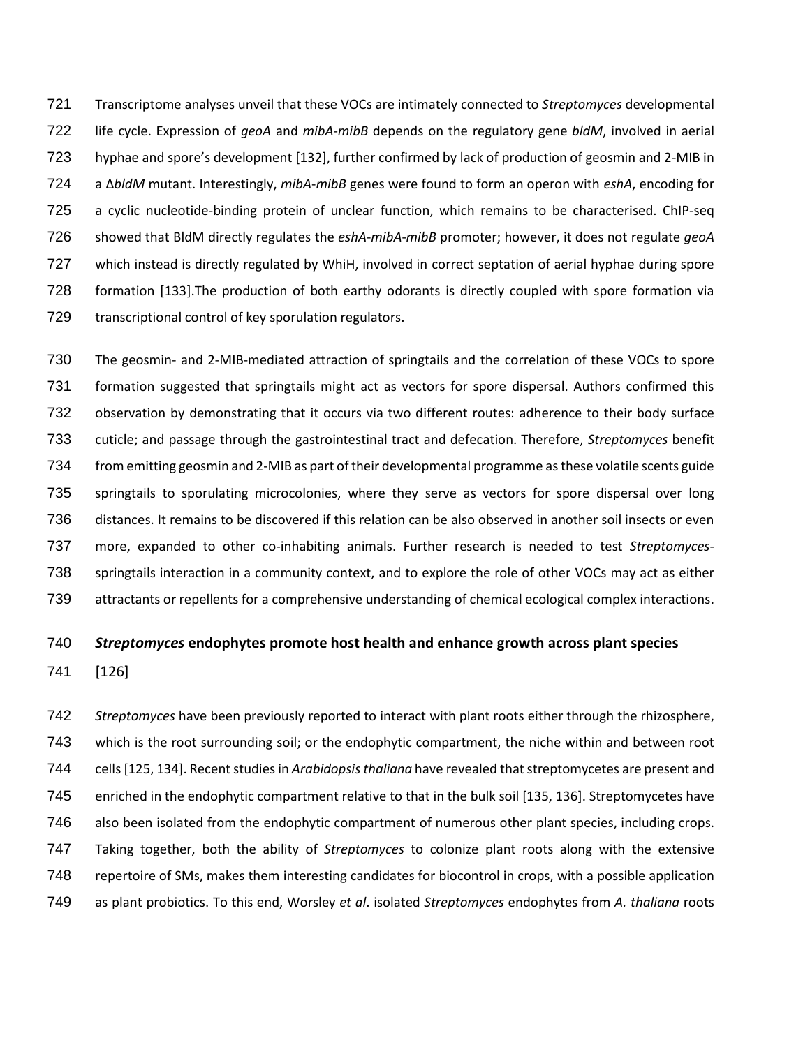Transcriptome analyses unveil that these VOCs are intimately connected to *Streptomyces* developmental life cycle. Expression of *geoA* and *mibA-mibB* depends on the regulatory gene *bldM*, involved in aerial hyphae and spore's development [132], further confirmed by lack of production of geosmin and 2-MIB in a Δ*bldM* mutant. Interestingly, *mibA-mibB* genes were found to form an operon with *eshA*, encoding for a cyclic nucleotide-binding protein of unclear function, which remains to be characterised. ChIP-seq showed that BldM directly regulates the *eshA-mibA-mibB* promoter; however, it does not regulate *geoA* which instead is directly regulated by WhiH, involved in correct septation of aerial hyphae during spore formation [133].The production of both earthy odorants is directly coupled with spore formation via transcriptional control of key sporulation regulators.

The geosmin- and 2-MIB-mediated attraction of springtails and the correlation of these VOCs to spore formation suggested that springtails might act as vectors for spore dispersal. Authors confirmed this observation by demonstrating that it occurs via two different routes: adherence to their body surface cuticle; and passage through the gastrointestinal tract and defecation. Therefore, *Streptomyces* benefit from emitting geosmin and 2-MIB as part of their developmental programme as these volatile scents guide springtails to sporulating microcolonies, where they serve as vectors for spore dispersal over long distances. It remains to be discovered if this relation can be also observed in another soil insects or even more, expanded to other co-inhabiting animals. Further research is needed to test *Streptomyces*-springtails interaction in a community context, and to explore the role of other VOCs may act as either attractants or repellents for a comprehensive understanding of chemical ecological complex interactions.

### ***Streptomyces* endophytes promote host health and enhance growth across plant species** [126]

*Streptomyces* have been previously reported to interact with plant roots either through the rhizosphere, which is the root surrounding soil; or the endophytic compartment, the niche within and between root cells [125, 134]. Recent studies in *Arabidopsis thaliana* have revealed that streptomycetes are present and enriched in the endophytic compartment relative to that in the bulk soil [135, 136]. Streptomycetes have also been isolated from the endophytic compartment of numerous other plant species, including crops. Taking together, both the ability of *Streptomyces* to colonize plant roots along with the extensive repertoire of SMs, makes them interesting candidates for biocontrol in crops, with a possible application as plant probiotics. To this end, Worsley *et al*. isolated *Streptomyces* endophytes from *A. thaliana* roots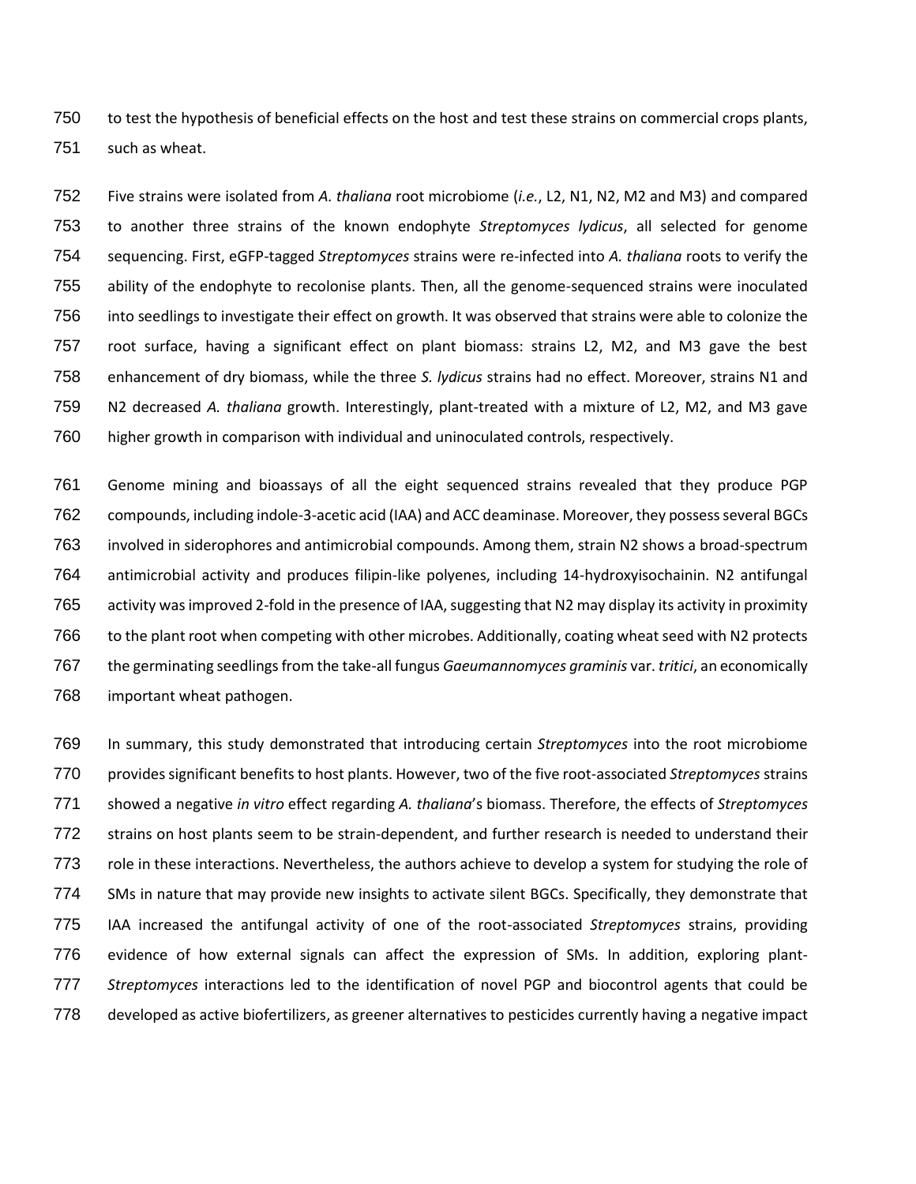to test the hypothesis of beneficial effects on the host and test these strains on commercial crops plants, such as wheat.

Five strains were isolated from *A. thaliana* root microbiome (*i.e.*, L2, N1, N2, M2 and M3) and compared to another three strains of the known endophyte *Streptomyces lydicus*, all selected for genome sequencing. First, eGFP-tagged *Streptomyces* strains were re-infected into *A. thaliana* roots to verify the ability of the endophyte to recolonise plants. Then, all the genome-sequenced strains were inoculated into seedlings to investigate their effect on growth. It was observed that strains were able to colonize the root surface, having a significant effect on plant biomass: strains L2, M2, and M3 gave the best enhancement of dry biomass, while the three *S. lydicus* strains had no effect. Moreover, strains N1 and N2 decreased *A. thaliana* growth. Interestingly, plant-treated with a mixture of L2, M2, and M3 gave higher growth in comparison with individual and uninoculated controls, respectively.

Genome mining and bioassays of all the eight sequenced strains revealed that they produce PGP compounds, including indole-3-acetic acid (IAA) and ACC deaminase. Moreover, they possess several BGCs involved in siderophores and antimicrobial compounds. Among them, strain N2 shows a broad-spectrum antimicrobial activity and produces filipin-like polyenes, including 14-hydroxyisochainin. N2 antifungal activity was improved 2-fold in the presence of IAA, suggesting that N2 may display its activity in proximity to the plant root when competing with other microbes. Additionally, coating wheat seed with N2 protects the germinating seedlings from the take-all fungus *Gaeumannomyces graminis* var. *tritici*, an economically important wheat pathogen.

In summary, this study demonstrated that introducing certain *Streptomyces* into the root microbiome provides significant benefits to host plants. However, two of the five root-associated *Streptomyces* strains showed a negative *in vitro* effect regarding *A. thaliana*'s biomass. Therefore, the effects of *Streptomyces* strains on host plants seem to be strain-dependent, and further research is needed to understand their role in these interactions. Nevertheless, the authors achieve to develop a system for studying the role of SMs in nature that may provide new insights to activate silent BGCs. Specifically, they demonstrate that IAA increased the antifungal activity of one of the root-associated *Streptomyces* strains, providing evidence of how external signals can affect the expression of SMs. In addition, exploring plant-*Streptomyces* interactions led to the identification of novel PGP and biocontrol agents that could be developed as active biofertilizers, as greener alternatives to pesticides currently having a negative impact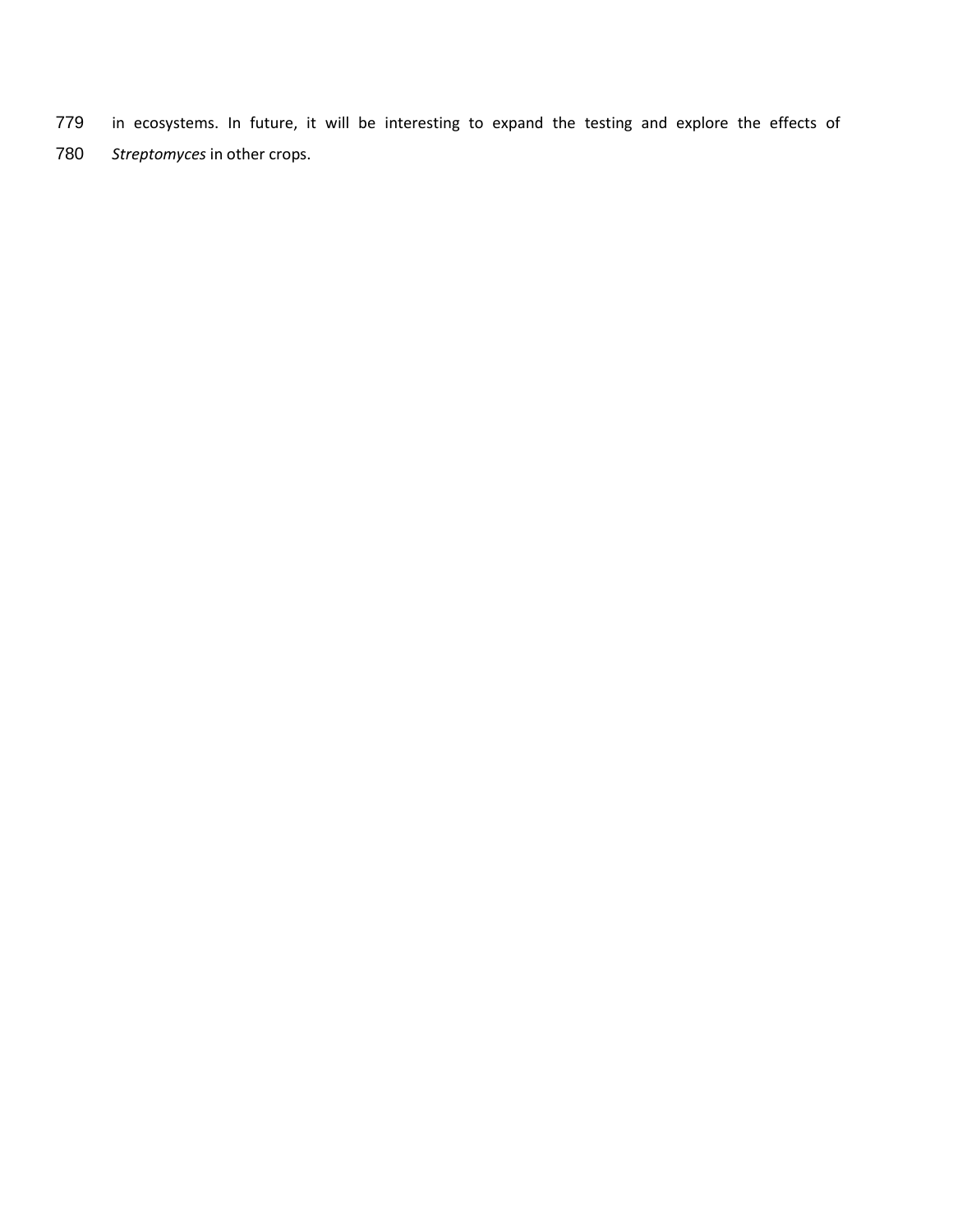in ecosystems. In future, it will be interesting to expand the testing and explore the effects of *Streptomyces* in other crops.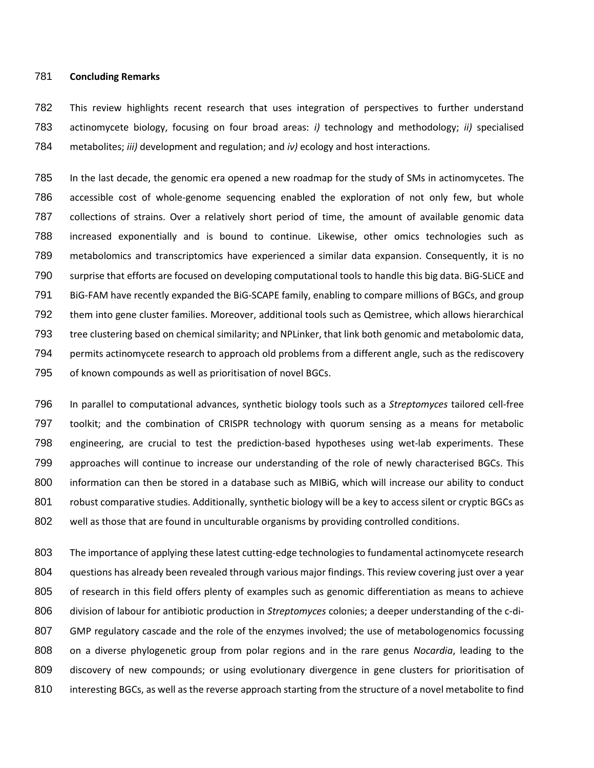## Concluding Remarks

This review highlights recent research that uses integration of perspectives to further understand actinomycete biology, focusing on four broad areas: *i)* technology and methodology; *ii)* specialised metabolites; *iii)* development and regulation; and *iv)* ecology and host interactions.

In the last decade, the genomic era opened a new roadmap for the study of SMs in actinomycetes. The accessible cost of whole-genome sequencing enabled the exploration of not only few, but whole collections of strains. Over a relatively short period of time, the amount of available genomic data increased exponentially and is bound to continue. Likewise, other omics technologies such as metabolomics and transcriptomics have experienced a similar data expansion. Consequently, it is no surprise that efforts are focused on developing computational tools to handle this big data. BiG-SLiCE and BiG-FAM have recently expanded the BiG-SCAPE family, enabling to compare millions of BGCs, and group them into gene cluster families. Moreover, additional tools such as Qemistree, which allows hierarchical tree clustering based on chemical similarity; and NPLinker, that link both genomic and metabolomic data, permits actinomycete research to approach old problems from a different angle, such as the rediscovery of known compounds as well as prioritisation of novel BGCs.

In parallel to computational advances, synthetic biology tools such as a *Streptomyces* tailored cell-free toolkit; and the combination of CRISPR technology with quorum sensing as a means for metabolic engineering, are crucial to test the prediction-based hypotheses using wet-lab experiments. These approaches will continue to increase our understanding of the role of newly characterised BGCs. This information can then be stored in a database such as MIBiG, which will increase our ability to conduct robust comparative studies. Additionally, synthetic biology will be a key to access silent or cryptic BGCs as well as those that are found in unculturable organisms by providing controlled conditions.

The importance of applying these latest cutting-edge technologies to fundamental actinomycete research questions has already been revealed through various major findings. This review covering just over a year of research in this field offers plenty of examples such as genomic differentiation as means to achieve division of labour for antibiotic production in *Streptomyces* colonies; a deeper understanding of the c-di-GMP regulatory cascade and the role of the enzymes involved; the use of metabologenomics focussing on a diverse phylogenetic group from polar regions and in the rare genus *Nocardia*, leading to the discovery of new compounds; or using evolutionary divergence in gene clusters for prioritisation of interesting BGCs, as well as the reverse approach starting from the structure of a novel metabolite to find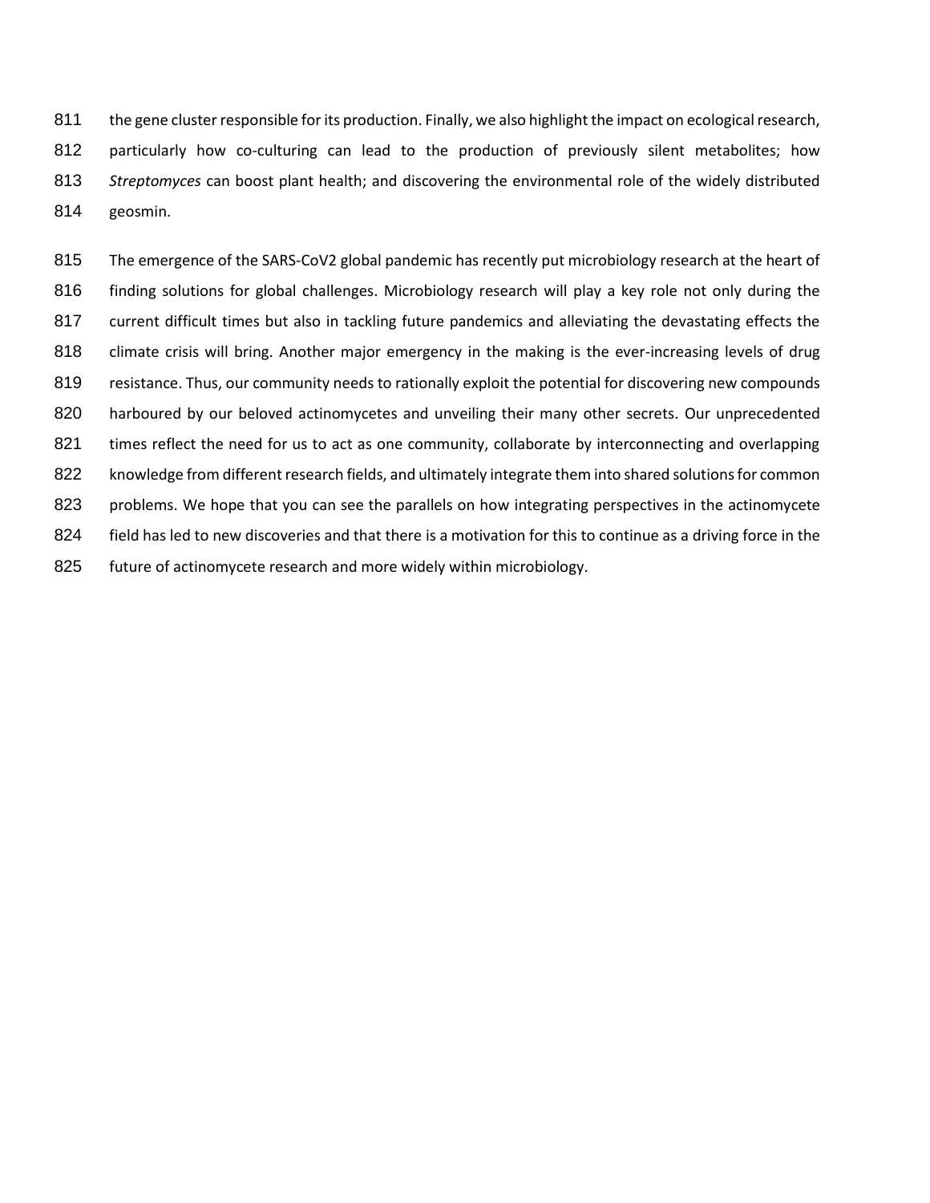the gene cluster responsible for its production. Finally, we also highlight the impact on ecological research, particularly how co-culturing can lead to the production of previously silent metabolites; how *Streptomyces* can boost plant health; and discovering the environmental role of the widely distributed geosmin.

The emergence of the SARS-CoV2 global pandemic has recently put microbiology research at the heart of finding solutions for global challenges. Microbiology research will play a key role not only during the current difficult times but also in tackling future pandemics and alleviating the devastating effects the climate crisis will bring. Another major emergency in the making is the ever-increasing levels of drug resistance. Thus, our community needs to rationally exploit the potential for discovering new compounds harboured by our beloved actinomycetes and unveiling their many other secrets. Our unprecedented times reflect the need for us to act as one community, collaborate by interconnecting and overlapping knowledge from different research fields, and ultimately integrate them into shared solutions for common problems. We hope that you can see the parallels on how integrating perspectives in the actinomycete field has led to new discoveries and that there is a motivation for this to continue as a driving force in the future of actinomycete research and more widely within microbiology.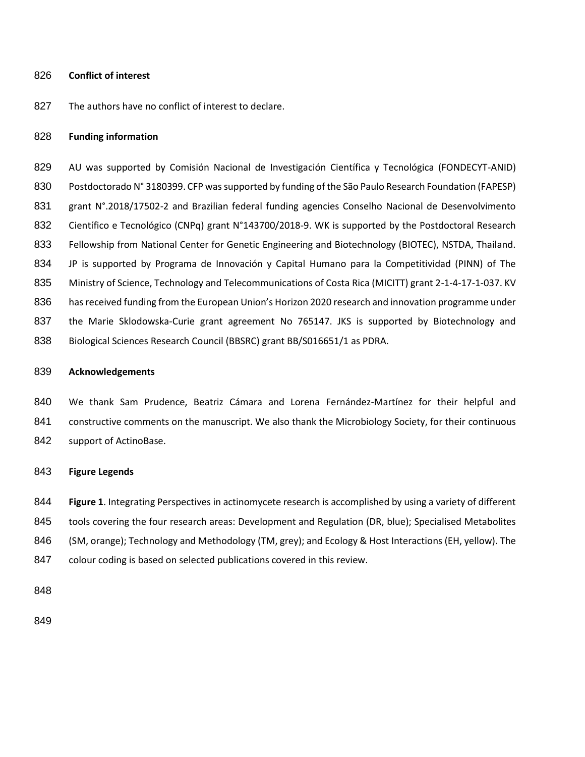## Conflict of interest

The authors have no conflict of interest to declare.

## Funding information

AU was supported by Comisión Nacional de Investigación Científica y Tecnológica (FONDECYT-ANID) Postdoctorado N° 3180399. CFP was supported by funding of the São Paulo Research Foundation (FAPESP) grant N°.2018/17502-2 and Brazilian federal funding agencies Conselho Nacional de Desenvolvimento Científico e Tecnológico (CNPq) grant N°143700/2018-9. WK is supported by the Postdoctoral Research Fellowship from National Center for Genetic Engineering and Biotechnology (BIOTEC), NSTDA, Thailand. JP is supported by Programa de Innovación y Capital Humano para la Competitividad (PINN) of The Ministry of Science, Technology and Telecommunications of Costa Rica (MICITT) grant 2-1-4-17-1-037. KV has received funding from the European Union's Horizon 2020 research and innovation programme under the Marie Sklodowska-Curie grant agreement No 765147. JKS is supported by Biotechnology and Biological Sciences Research Council (BBSRC) grant BB/S016651/1 as PDRA.

## Acknowledgements

We thank Sam Prudence, Beatriz Cámara and Lorena Fernández-Martínez for their helpful and constructive comments on the manuscript. We also thank the Microbiology Society, for their continuous support of ActinoBase.

## Figure Legends

**Figure 1**. Integrating Perspectives in actinomycete research is accomplished by using a variety of different tools covering the four research areas: Development and Regulation (DR, blue); Specialised Metabolites (SM, orange); Technology and Methodology (TM, grey); and Ecology & Host Interactions (EH, yellow). The colour coding is based on selected publications covered in this review.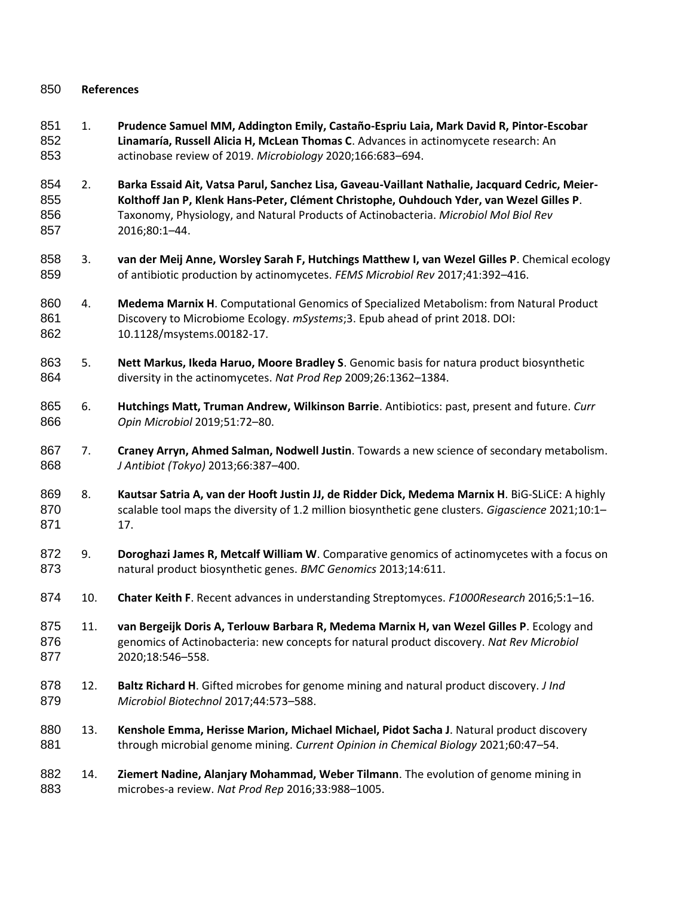## References

1. **Prudence Samuel MM, Addington Emily, Castaño-Espriu Laia, Mark David R, Pintor-Escobar Linamaría, Russell Alicia H, McLean Thomas C**. Advances in actinomycete research: An actinobase review of 2019. *Microbiology* 2020;166:683–694.

2. **Barka Essaid Ait, Vatsa Parul, Sanchez Lisa, Gaveau-Vaillant Nathalie, Jacquard Cedric, Meier-Kolthoff Jan P, Klenk Hans-Peter, Clément Christophe, Ouhdouch Yder, van Wezel Gilles P**. Taxonomy, Physiology, and Natural Products of Actinobacteria. *Microbiol Mol Biol Rev* 2016;80:1–44.

3. **van der Meij Anne, Worsley Sarah F, Hutchings Matthew I, van Wezel Gilles P**. Chemical ecology of antibiotic production by actinomycetes. *FEMS Microbiol Rev* 2017;41:392–416.

4. **Medema Marnix H**. Computational Genomics of Specialized Metabolism: from Natural Product Discovery to Microbiome Ecology. *mSystems*;3. Epub ahead of print 2018. DOI: 10.1128/msystems.00182-17.

5. **Nett Markus, Ikeda Haruo, Moore Bradley S**. Genomic basis for natura product biosynthetic diversity in the actinomycetes. *Nat Prod Rep* 2009;26:1362–1384.

6. **Hutchings Matt, Truman Andrew, Wilkinson Barrie**. Antibiotics: past, present and future. *Curr Opin Microbiol* 2019;51:72–80.

7. **Craney Arryn, Ahmed Salman, Nodwell Justin**. Towards a new science of secondary metabolism. *J Antibiot (Tokyo)* 2013;66:387–400.

8. **Kautsar Satria A, van der Hooft Justin JJ, de Ridder Dick, Medema Marnix H**. BiG-SLiCE: A highly scalable tool maps the diversity of 1.2 million biosynthetic gene clusters. *Gigascience* 2021;10:1–17.

9. **Doroghazi James R, Metcalf William W**. Comparative genomics of actinomycetes with a focus on natural product biosynthetic genes. *BMC Genomics* 2013;14:611.

10. **Chater Keith F**. Recent advances in understanding Streptomyces. *F1000Research* 2016;5:1–16.

11. **van Bergeijk Doris A, Terlouw Barbara R, Medema Marnix H, van Wezel Gilles P**. Ecology and genomics of Actinobacteria: new concepts for natural product discovery. *Nat Rev Microbiol* 2020;18:546–558.

12. **Baltz Richard H**. Gifted microbes for genome mining and natural product discovery. *J Ind Microbiol Biotechnol* 2017;44:573–588.

13. **Kenshole Emma, Herisse Marion, Michael Michael, Pidot Sacha J**. Natural product discovery through microbial genome mining. *Current Opinion in Chemical Biology* 2021;60:47–54.

14. **Ziemert Nadine, Alanjary Mohammad, Weber Tilmann**. The evolution of genome mining in microbes-a review. *Nat Prod Rep* 2016;33:988–1005.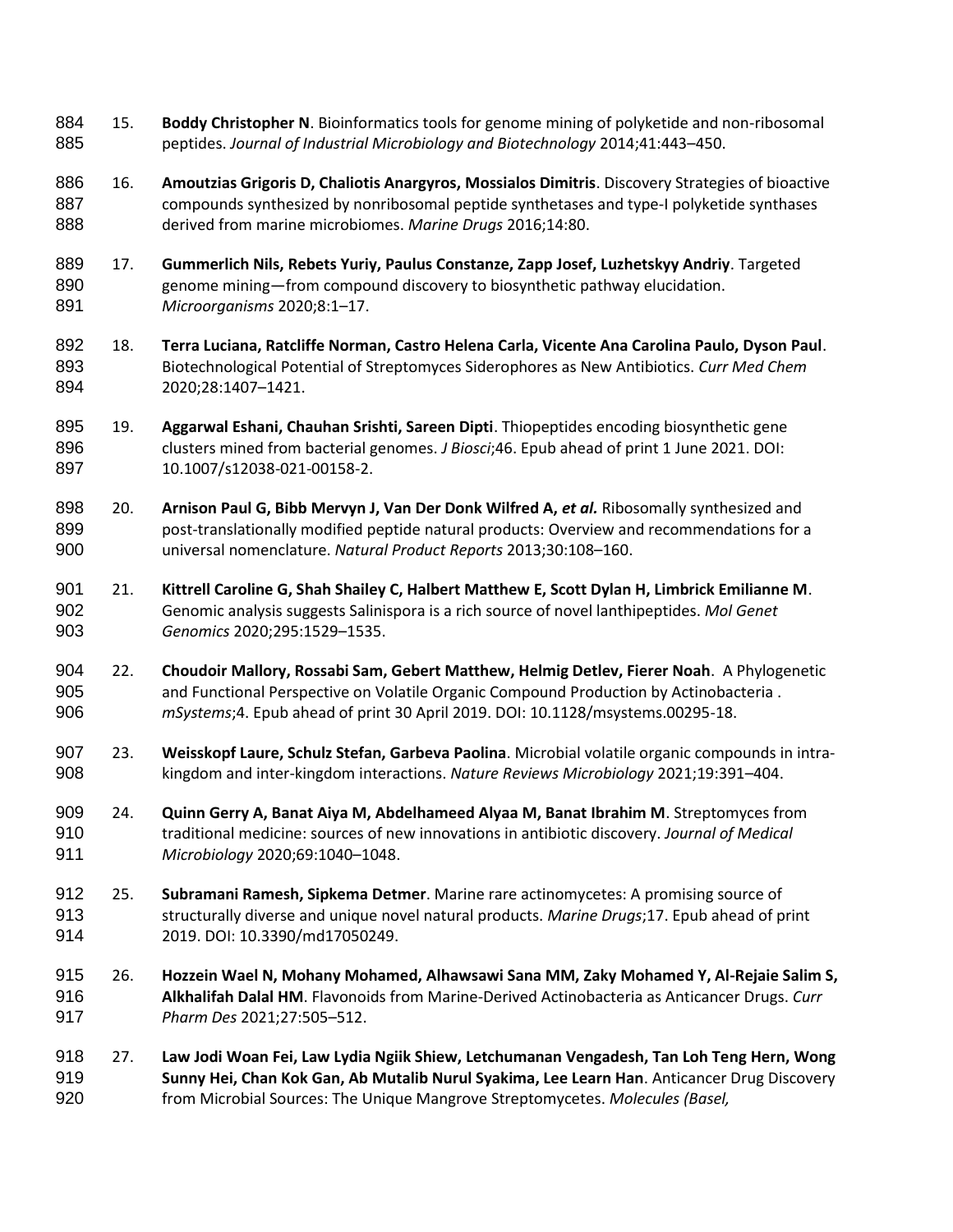15. **Boddy Christopher N**. Bioinformatics tools for genome mining of polyketide and non-ribosomal peptides. *Journal of Industrial Microbiology and Biotechnology* 2014;41:443–450.

16. **Amoutzias Grigoris D, Chaliotis Anargyros, Mossialos Dimitris**. Discovery Strategies of bioactive compounds synthesized by nonribosomal peptide synthetases and type-I polyketide synthases derived from marine microbiomes. *Marine Drugs* 2016;14:80.

17. **Gummerlich Nils, Rebets Yuriy, Paulus Constanze, Zapp Josef, Luzhetskyy Andriy**. Targeted genome mining—from compound discovery to biosynthetic pathway elucidation. *Microorganisms* 2020;8:1–17.

18. **Terra Luciana, Ratcliffe Norman, Castro Helena Carla, Vicente Ana Carolina Paulo, Dyson Paul**. Biotechnological Potential of Streptomyces Siderophores as New Antibiotics. *Curr Med Chem* 2020;28:1407–1421.

19. **Aggarwal Eshani, Chauhan Srishti, Sareen Dipti**. Thiopeptides encoding biosynthetic gene clusters mined from bacterial genomes. *J Biosci*;46. Epub ahead of print 1 June 2021. DOI: 10.1007/s12038-021-00158-2.

20. **Arnison Paul G, Bibb Mervyn J, Van Der Donk Wilfred A, *et al.*** Ribosomally synthesized and post-translationally modified peptide natural products: Overview and recommendations for a universal nomenclature. *Natural Product Reports* 2013;30:108–160.

21. **Kittrell Caroline G, Shah Shailey C, Halbert Matthew E, Scott Dylan H, Limbrick Emilianne M**. Genomic analysis suggests Salinispora is a rich source of novel lanthipeptides. *Mol Genet Genomics* 2020;295:1529–1535.

22. **Choudoir Mallory, Rossabi Sam, Gebert Matthew, Helmig Detlev, Fierer Noah**. A Phylogenetic and Functional Perspective on Volatile Organic Compound Production by Actinobacteria . *mSystems*;4. Epub ahead of print 30 April 2019. DOI: 10.1128/msystems.00295-18.

23. **Weisskopf Laure, Schulz Stefan, Garbeva Paolina**. Microbial volatile organic compounds in intra-kingdom and inter-kingdom interactions. *Nature Reviews Microbiology* 2021;19:391–404.

24. **Quinn Gerry A, Banat Aiya M, Abdelhameed Alyaa M, Banat Ibrahim M**. Streptomyces from traditional medicine: sources of new innovations in antibiotic discovery. *Journal of Medical Microbiology* 2020;69:1040–1048.

25. **Subramani Ramesh, Sipkema Detmer**. Marine rare actinomycetes: A promising source of structurally diverse and unique novel natural products. *Marine Drugs*;17. Epub ahead of print 2019. DOI: 10.3390/md17050249.

26. **Hozzein Wael N, Mohany Mohamed, Alhawsawi Sana MM, Zaky Mohamed Y, Al-Rejaie Salim S, Alkhalifah Dalal HM**. Flavonoids from Marine-Derived Actinobacteria as Anticancer Drugs. *Curr Pharm Des* 2021;27:505–512.

27. **Law Jodi Woan Fei, Law Lydia Ngiik Shiew, Letchumanan Vengadesh, Tan Loh Teng Hern, Wong Sunny Hei, Chan Kok Gan, Ab Mutalib Nurul Syakima, Lee Learn Han**. Anticancer Drug Discovery from Microbial Sources: The Unique Mangrove Streptomycetes. *Molecules (Basel,*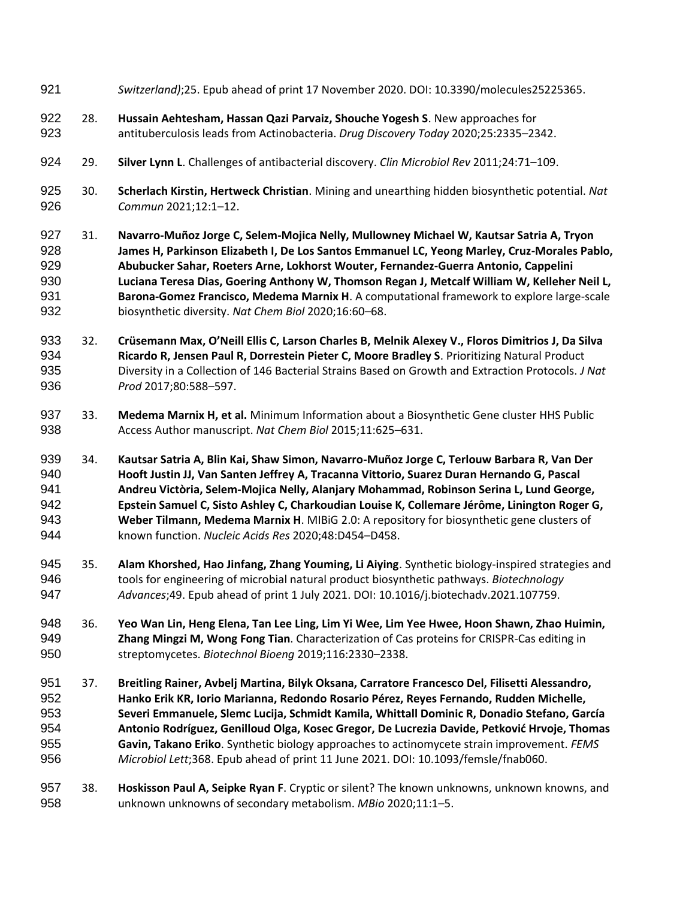*Switzerland)*;25. Epub ahead of print 17 November 2020. DOI: 10.3390/molecules25225365.

28. **Hussain Aehtesham, Hassan Qazi Parvaiz, Shouche Yogesh S**. New approaches for antituberculosis leads from Actinobacteria. *Drug Discovery Today* 2020;25:2335–2342.

29. **Silver Lynn L**. Challenges of antibacterial discovery. *Clin Microbiol Rev* 2011;24:71–109.

30. **Scherlach Kirstin, Hertweck Christian**. Mining and unearthing hidden biosynthetic potential. *Nat Commun* 2021;12:1–12.

31. **Navarro-Muñoz Jorge C, Selem-Mojica Nelly, Mullowney Michael W, Kautsar Satria A, Tryon James H, Parkinson Elizabeth I, De Los Santos Emmanuel LC, Yeong Marley, Cruz-Morales Pablo, Abubucker Sahar, Roeters Arne, Lokhorst Wouter, Fernandez-Guerra Antonio, Cappelini Luciana Teresa Dias, Goering Anthony W, Thomson Regan J, Metcalf William W, Kelleher Neil L, Barona-Gomez Francisco, Medema Marnix H**. A computational framework to explore large-scale biosynthetic diversity. *Nat Chem Biol* 2020;16:60–68.

32. **Crüsemann Max, O'Neill Ellis C, Larson Charles B, Melnik Alexey V., Floros Dimitrios J, Da Silva Ricardo R, Jensen Paul R, Dorrestein Pieter C, Moore Bradley S**. Prioritizing Natural Product Diversity in a Collection of 146 Bacterial Strains Based on Growth and Extraction Protocols. *J Nat Prod* 2017;80:588–597.

33. **Medema Marnix H, et al.** Minimum Information about a Biosynthetic Gene cluster HHS Public Access Author manuscript. *Nat Chem Biol* 2015;11:625–631.

34. **Kautsar Satria A, Blin Kai, Shaw Simon, Navarro-Muñoz Jorge C, Terlouw Barbara R, Van Der Hooft Justin JJ, Van Santen Jeffrey A, Tracanna Vittorio, Suarez Duran Hernando G, Pascal Andreu Victòria, Selem-Mojica Nelly, Alanjary Mohammad, Robinson Serina L, Lund George, Epstein Samuel C, Sisto Ashley C, Charkoudian Louise K, Collemare Jérôme, Linington Roger G, Weber Tilmann, Medema Marnix H**. MIBiG 2.0: A repository for biosynthetic gene clusters of known function. *Nucleic Acids Res* 2020;48:D454–D458.

35. **Alam Khorshed, Hao Jinfang, Zhang Youming, Li Aiying**. Synthetic biology-inspired strategies and tools for engineering of microbial natural product biosynthetic pathways. *Biotechnology Advances*;49. Epub ahead of print 1 July 2021. DOI: 10.1016/j.biotechadv.2021.107759.

36. **Yeo Wan Lin, Heng Elena, Tan Lee Ling, Lim Yi Wee, Lim Yee Hwee, Hoon Shawn, Zhao Huimin, Zhang Mingzi M, Wong Fong Tian**. Characterization of Cas proteins for CRISPR-Cas editing in streptomycetes. *Biotechnol Bioeng* 2019;116:2330–2338.

37. **Breitling Rainer, Avbelj Martina, Bilyk Oksana, Carratore Francesco Del, Filisetti Alessandro, Hanko Erik KR, Iorio Marianna, Redondo Rosario Pérez, Reyes Fernando, Rudden Michelle, Severi Emmanuele, Slemc Lucija, Schmidt Kamila, Whittall Dominic R, Donadio Stefano, García Antonio Rodríguez, Genilloud Olga, Kosec Gregor, De Lucrezia Davide, Petković Hrvoje, Thomas Gavin, Takano Eriko**. Synthetic biology approaches to actinomycete strain improvement. *FEMS Microbiol Lett*;368. Epub ahead of print 11 June 2021. DOI: 10.1093/femsle/fnab060.

38. **Hoskisson Paul A, Seipke Ryan F**. Cryptic or silent? The known unknowns, unknown knowns, and unknown unknowns of secondary metabolism. *MBio* 2020;11:1–5.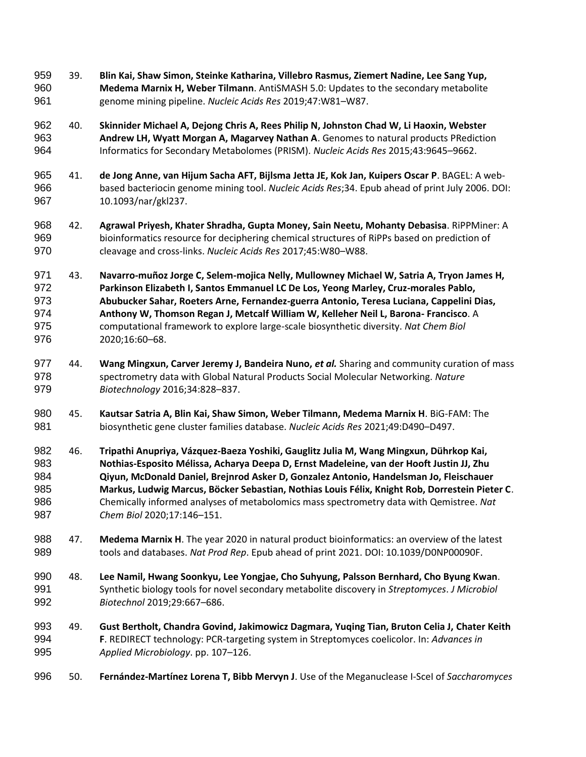39. **Blin Kai, Shaw Simon, Steinke Katharina, Villebro Rasmus, Ziemert Nadine, Lee Sang Yup, Medema Marnix H, Weber Tilmann**. AntiSMASH 5.0: Updates to the secondary metabolite genome mining pipeline. *Nucleic Acids Res* 2019;47:W81–W87.

40. **Skinnider Michael A, Dejong Chris A, Rees Philip N, Johnston Chad W, Li Haoxin, Webster Andrew LH, Wyatt Morgan A, Magarvey Nathan A**. Genomes to natural products PRediction Informatics for Secondary Metabolomes (PRISM). *Nucleic Acids Res* 2015;43:9645–9662.

41. **de Jong Anne, van Hijum Sacha AFT, Bijlsma Jetta JE, Kok Jan, Kuipers Oscar P**. BAGEL: A web-based bacteriocin genome mining tool. *Nucleic Acids Res*;34. Epub ahead of print July 2006. DOI: 10.1093/nar/gkl237.

42. **Agrawal Priyesh, Khater Shradha, Gupta Money, Sain Neetu, Mohanty Debasisa**. RiPPMiner: A bioinformatics resource for deciphering chemical structures of RiPPs based on prediction of cleavage and cross-links. *Nucleic Acids Res* 2017;45:W80–W88.

43. **Navarro-muñoz Jorge C, Selem-mojica Nelly, Mullowney Michael W, Satria A, Tryon James H, Parkinson Elizabeth I, Santos Emmanuel LC De Los, Yeong Marley, Cruz-morales Pablo, Abubucker Sahar, Roeters Arne, Fernandez-guerra Antonio, Teresa Luciana, Cappelini Dias, Anthony W, Thomson Regan J, Metcalf William W, Kelleher Neil L, Barona- Francisco**. A computational framework to explore large-scale biosynthetic diversity. *Nat Chem Biol* 2020;16:60–68.

44. **Wang Mingxun, Carver Jeremy J, Bandeira Nuno, *et al.*** Sharing and community curation of mass spectrometry data with Global Natural Products Social Molecular Networking. *Nature Biotechnology* 2016;34:828–837.

45. **Kautsar Satria A, Blin Kai, Shaw Simon, Weber Tilmann, Medema Marnix H**. BiG-FAM: The biosynthetic gene cluster families database. *Nucleic Acids Res* 2021;49:D490–D497.

46. **Tripathi Anupriya, Vázquez-Baeza Yoshiki, Gauglitz Julia M, Wang Mingxun, Dührkop Kai, Nothias-Esposito Mélissa, Acharya Deepa D, Ernst Madeleine, van der Hooft Justin JJ, Zhu Qiyun, McDonald Daniel, Brejnrod Asker D, Gonzalez Antonio, Handelsman Jo, Fleischauer Markus, Ludwig Marcus, Böcker Sebastian, Nothias Louis Félix, Knight Rob, Dorrestein Pieter C**. Chemically informed analyses of metabolomics mass spectrometry data with Qemistree. *Nat Chem Biol* 2020;17:146–151.

47. **Medema Marnix H**. The year 2020 in natural product bioinformatics: an overview of the latest tools and databases. *Nat Prod Rep*. Epub ahead of print 2021. DOI: 10.1039/D0NP00090F.

48. **Lee Namil, Hwang Soonkyu, Lee Yongjae, Cho Suhyung, Palsson Bernhard, Cho Byung Kwan**. Synthetic biology tools for novel secondary metabolite discovery in *Streptomyces*. *J Microbiol Biotechnol* 2019;29:667–686.

49. **Gust Bertholt, Chandra Govind, Jakimowicz Dagmara, Yuqing Tian, Bruton Celia J, Chater Keith F**. REDIRECT technology: PCR-targeting system in Streptomyces coelicolor. In: *Advances in Applied Microbiology*. pp. 107–126.

50. **Fernández-Martínez Lorena T, Bibb Mervyn J**. Use of the Meganuclease I-SceI of *Saccharomyces*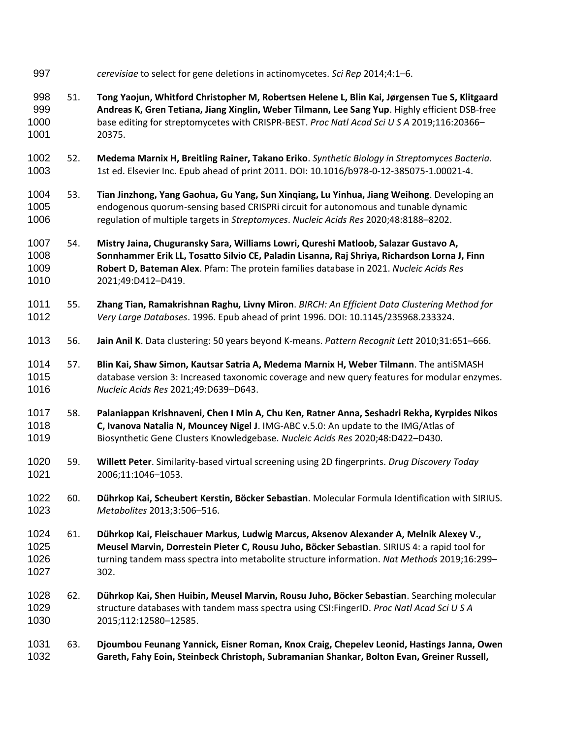*cerevisiae* to select for gene deletions in actinomycetes. *Sci Rep* 2014;4:1–6.

51. **Tong Yaojun, Whitford Christopher M, Robertsen Helene L, Blin Kai, Jørgensen Tue S, Klitgaard Andreas K, Gren Tetiana, Jiang Xinglin, Weber Tilmann, Lee Sang Yup**. Highly efficient DSB-free base editing for streptomycetes with CRISPR-BEST. *Proc Natl Acad Sci U S A* 2019;116:20366–20375.

52. **Medema Marnix H, Breitling Rainer, Takano Eriko**. *Synthetic Biology in Streptomyces Bacteria*. 1st ed. Elsevier Inc. Epub ahead of print 2011. DOI: 10.1016/b978-0-12-385075-1.00021-4.

53. **Tian Jinzhong, Yang Gaohua, Gu Yang, Sun Xinqiang, Lu Yinhua, Jiang Weihong**. Developing an endogenous quorum-sensing based CRISPRi circuit for autonomous and tunable dynamic regulation of multiple targets in *Streptomyces*. *Nucleic Acids Res* 2020;48:8188–8202.

54. **Mistry Jaina, Chuguransky Sara, Williams Lowri, Qureshi Matloob, Salazar Gustavo A, Sonnhammer Erik LL, Tosatto Silvio CE, Paladin Lisanna, Raj Shriya, Richardson Lorna J, Finn Robert D, Bateman Alex**. Pfam: The protein families database in 2021. *Nucleic Acids Res* 2021;49:D412–D419.

55. **Zhang Tian, Ramakrishnan Raghu, Livny Miron**. *BIRCH: An Efficient Data Clustering Method for Very Large Databases*. 1996. Epub ahead of print 1996. DOI: 10.1145/235968.233324.

56. **Jain Anil K**. Data clustering: 50 years beyond K-means. *Pattern Recognit Lett* 2010;31:651–666.

57. **Blin Kai, Shaw Simon, Kautsar Satria A, Medema Marnix H, Weber Tilmann**. The antiSMASH database version 3: Increased taxonomic coverage and new query features for modular enzymes. *Nucleic Acids Res* 2021;49:D639–D643.

58. **Palaniappan Krishnaveni, Chen I Min A, Chu Ken, Ratner Anna, Seshadri Rekha, Kyrpides Nikos C, Ivanova Natalia N, Mouncey Nigel J**. IMG-ABC v.5.0: An update to the IMG/Atlas of Biosynthetic Gene Clusters Knowledgebase. *Nucleic Acids Res* 2020;48:D422–D430.

59. **Willett Peter**. Similarity-based virtual screening using 2D fingerprints. *Drug Discovery Today* 2006;11:1046–1053.

60. **Dührkop Kai, Scheubert Kerstin, Böcker Sebastian**. Molecular Formula Identification with SIRIUS. *Metabolites* 2013;3:506–516.

61. **Dührkop Kai, Fleischauer Markus, Ludwig Marcus, Aksenov Alexander A, Melnik Alexey V., Meusel Marvin, Dorrestein Pieter C, Rousu Juho, Böcker Sebastian**. SIRIUS 4: a rapid tool for turning tandem mass spectra into metabolite structure information. *Nat Methods* 2019;16:299–302.

62. **Dührkop Kai, Shen Huibin, Meusel Marvin, Rousu Juho, Böcker Sebastian**. Searching molecular structure databases with tandem mass spectra using CSI:FingerID. *Proc Natl Acad Sci U S A* 2015;112:12580–12585.

63. **Djoumbou Feunang Yannick, Eisner Roman, Knox Craig, Chepelev Leonid, Hastings Janna, Owen Gareth, Fahy Eoin, Steinbeck Christoph, Subramanian Shankar, Bolton Evan, Greiner Russell,**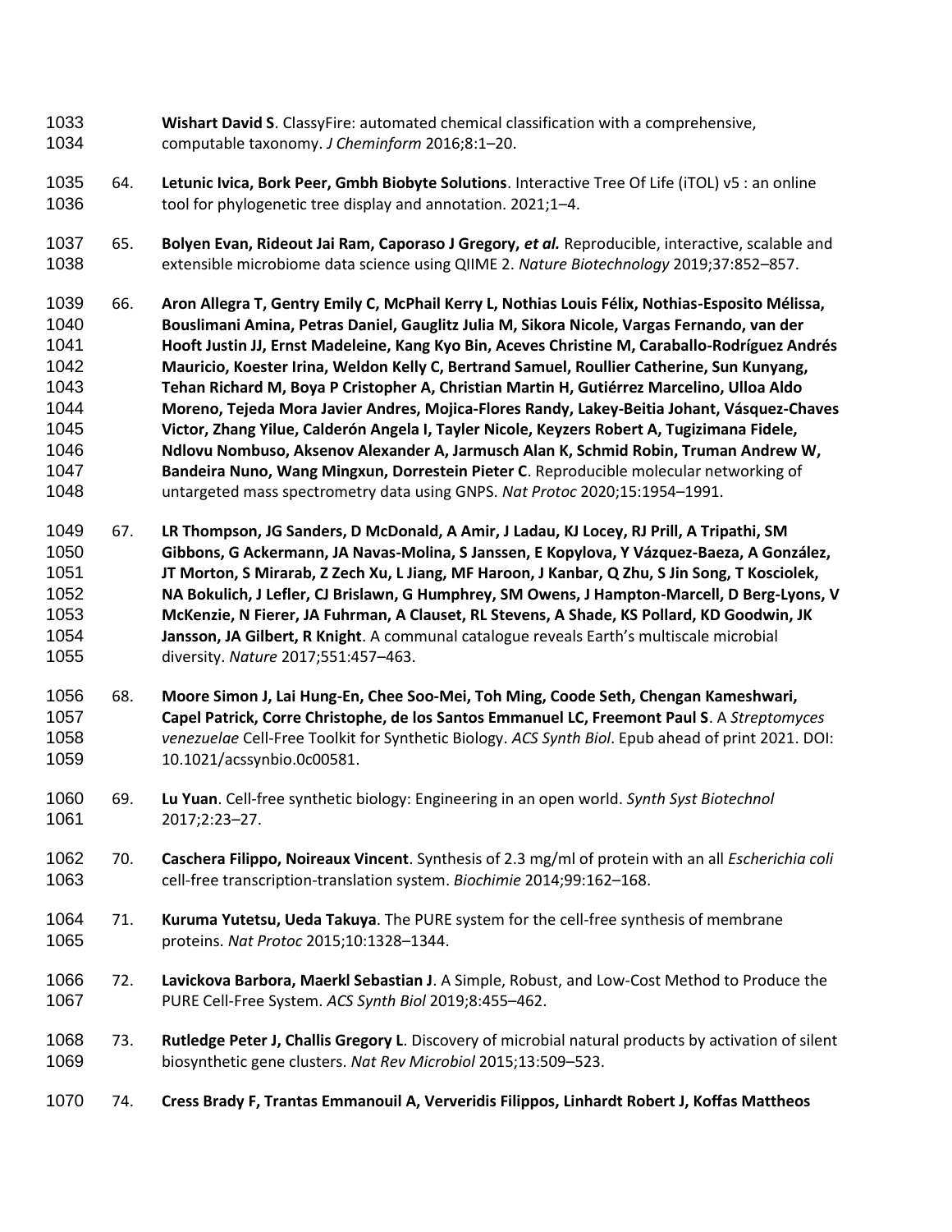**Wishart David S**. ClassyFire: automated chemical classification with a comprehensive, computable taxonomy. *J Cheminform* 2016;8:1–20.

64. **Letunic Ivica, Bork Peer, Gmbh Biobyte Solutions**. Interactive Tree Of Life (iTOL) v5 : an online tool for phylogenetic tree display and annotation. 2021;1–4.

65. **Bolyen Evan, Rideout Jai Ram, Caporaso J Gregory, *et al.*** Reproducible, interactive, scalable and extensible microbiome data science using QIIME 2. *Nature Biotechnology* 2019;37:852–857.

66. **Aron Allegra T, Gentry Emily C, McPhail Kerry L, Nothias Louis Félix, Nothias-Esposito Mélissa, Bouslimani Amina, Petras Daniel, Gauglitz Julia M, Sikora Nicole, Vargas Fernando, van der Hooft Justin JJ, Ernst Madeleine, Kang Kyo Bin, Aceves Christine M, Caraballo-Rodríguez Andrés Mauricio, Koester Irina, Weldon Kelly C, Bertrand Samuel, Roullier Catherine, Sun Kunyang, Tehan Richard M, Boya P Cristopher A, Christian Martin H, Gutiérrez Marcelino, Ulloa Aldo Moreno, Tejeda Mora Javier Andres, Mojica-Flores Randy, Lakey-Beitia Johant, Vásquez-Chaves Victor, Zhang Yilue, Calderón Angela I, Tayler Nicole, Keyzers Robert A, Tugizimana Fidele, Ndlovu Nombuso, Aksenov Alexander A, Jarmusch Alan K, Schmid Robin, Truman Andrew W, Bandeira Nuno, Wang Mingxun, Dorrestein Pieter C**. Reproducible molecular networking of untargeted mass spectrometry data using GNPS. *Nat Protoc* 2020;15:1954–1991.

67. **LR Thompson, JG Sanders, D McDonald, A Amir, J Ladau, KJ Locey, RJ Prill, A Tripathi, SM Gibbons, G Ackermann, JA Navas-Molina, S Janssen, E Kopylova, Y Vázquez-Baeza, A González, JT Morton, S Mirarab, Z Zech Xu, L Jiang, MF Haroon, J Kanbar, Q Zhu, S Jin Song, T Kosciolek, NA Bokulich, J Lefler, CJ Brislawn, G Humphrey, SM Owens, J Hampton-Marcell, D Berg-Lyons, V McKenzie, N Fierer, JA Fuhrman, A Clauset, RL Stevens, A Shade, KS Pollard, KD Goodwin, JK Jansson, JA Gilbert, R Knight**. A communal catalogue reveals Earth's multiscale microbial diversity. *Nature* 2017;551:457–463.

68. **Moore Simon J, Lai Hung-En, Chee Soo-Mei, Toh Ming, Coode Seth, Chengan Kameshwari, Capel Patrick, Corre Christophe, de los Santos Emmanuel LC, Freemont Paul S**. A *Streptomyces venezuelae* Cell-Free Toolkit for Synthetic Biology. *ACS Synth Biol*. Epub ahead of print 2021. DOI: 10.1021/acssynbio.0c00581.

69. **Lu Yuan**. Cell-free synthetic biology: Engineering in an open world. *Synth Syst Biotechnol* 2017;2:23–27.

70. **Caschera Filippo, Noireaux Vincent**. Synthesis of 2.3 mg/ml of protein with an all *Escherichia coli* cell-free transcription-translation system. *Biochimie* 2014;99:162–168.

71. **Kuruma Yutetsu, Ueda Takuya**. The PURE system for the cell-free synthesis of membrane proteins. *Nat Protoc* 2015;10:1328–1344.

72. **Lavickova Barbora, Maerkl Sebastian J**. A Simple, Robust, and Low-Cost Method to Produce the PURE Cell-Free System. *ACS Synth Biol* 2019;8:455–462.

73. **Rutledge Peter J, Challis Gregory L**. Discovery of microbial natural products by activation of silent biosynthetic gene clusters. *Nat Rev Microbiol* 2015;13:509–523.

74. **Cress Brady F, Trantas Emmanouil A, Ververidis Filippos, Linhardt Robert J, Koffas Mattheos**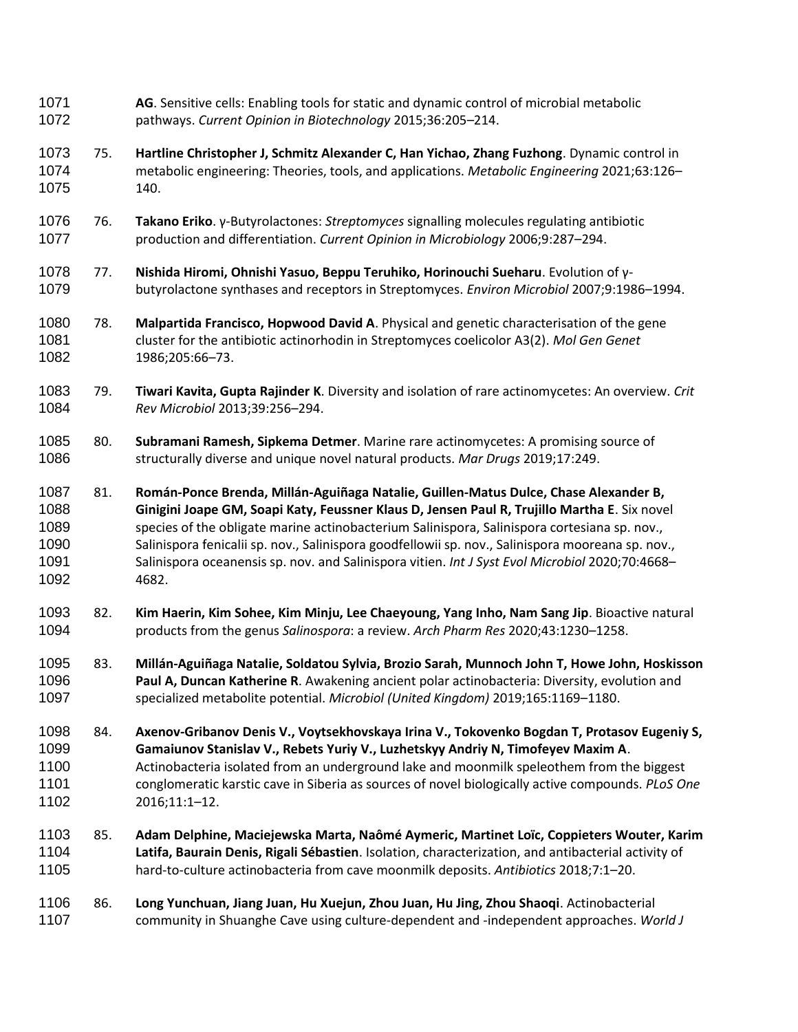**AG**. Sensitive cells: Enabling tools for static and dynamic control of microbial metabolic pathways. *Current Opinion in Biotechnology* 2015;36:205–214.

75. **Hartline Christopher J, Schmitz Alexander C, Han Yichao, Zhang Fuzhong**. Dynamic control in metabolic engineering: Theories, tools, and applications. *Metabolic Engineering* 2021;63:126–140.

76. **Takano Eriko**. γ-Butyrolactones: *Streptomyces* signalling molecules regulating antibiotic production and differentiation. *Current Opinion in Microbiology* 2006;9:287–294.

77. **Nishida Hiromi, Ohnishi Yasuo, Beppu Teruhiko, Horinouchi Sueharu**. Evolution of γ-butyrolactone synthases and receptors in Streptomyces. *Environ Microbiol* 2007;9:1986–1994.

78. **Malpartida Francisco, Hopwood David A**. Physical and genetic characterisation of the gene cluster for the antibiotic actinorhodin in Streptomyces coelicolor A3(2). *Mol Gen Genet* 1986;205:66–73.

79. **Tiwari Kavita, Gupta Rajinder K**. Diversity and isolation of rare actinomycetes: An overview. *Crit Rev Microbiol* 2013;39:256–294.

80. **Subramani Ramesh, Sipkema Detmer**. Marine rare actinomycetes: A promising source of structurally diverse and unique novel natural products. *Mar Drugs* 2019;17:249.

81. **Román-Ponce Brenda, Millán-Aguiñaga Natalie, Guillen-Matus Dulce, Chase Alexander B, Ginigini Joape GM, Soapi Katy, Feussner Klaus D, Jensen Paul R, Trujillo Martha E**. Six novel species of the obligate marine actinobacterium Salinispora, Salinispora cortesiana sp. nov., Salinispora fenicalii sp. nov., Salinispora goodfellowii sp. nov., Salinispora mooreana sp. nov., Salinispora oceanensis sp. nov. and Salinispora vitien. *Int J Syst Evol Microbiol* 2020;70:4668–4682.

82. **Kim Haerin, Kim Sohee, Kim Minju, Lee Chaeyoung, Yang Inho, Nam Sang Jip**. Bioactive natural products from the genus *Salinospora*: a review. *Arch Pharm Res* 2020;43:1230–1258.

83. **Millán-Aguiñaga Natalie, Soldatou Sylvia, Brozio Sarah, Munnoch John T, Howe John, Hoskisson Paul A, Duncan Katherine R**. Awakening ancient polar actinobacteria: Diversity, evolution and specialized metabolite potential. *Microbiol (United Kingdom)* 2019;165:1169–1180.

84. **Axenov-Gribanov Denis V., Voytsekhovskaya Irina V., Tokovenko Bogdan T, Protasov Eugeniy S, Gamaiunov Stanislav V., Rebets Yuriy V., Luzhetskyy Andriy N, Timofeyev Maxim A**. Actinobacteria isolated from an underground lake and moonmilk speleothem from the biggest conglomeratic karstic cave in Siberia as sources of novel biologically active compounds. *PLoS One* 2016;11:1–12.

85. **Adam Delphine, Maciejewska Marta, Naômé Aymeric, Martinet Loïc, Coppieters Wouter, Karim Latifa, Baurain Denis, Rigali Sébastien**. Isolation, characterization, and antibacterial activity of hard-to-culture actinobacteria from cave moonmilk deposits. *Antibiotics* 2018;7:1–20.

86. **Long Yunchuan, Jiang Juan, Hu Xuejun, Zhou Juan, Hu Jing, Zhou Shaoqi**. Actinobacterial community in Shuanghe Cave using culture-dependent and -independent approaches. *World J*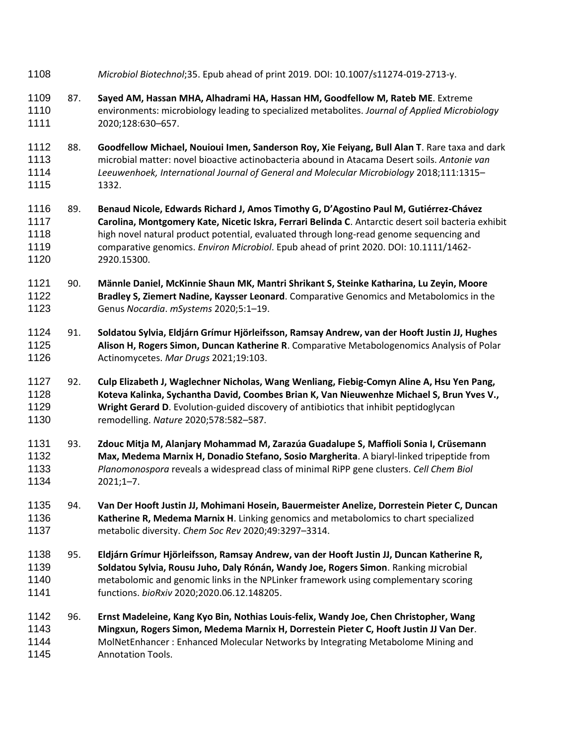*Microbiol Biotechnol*;35. Epub ahead of print 2019. DOI: 10.1007/s11274-019-2713-y.

87. **Sayed AM, Hassan MHA, Alhadrami HA, Hassan HM, Goodfellow M, Rateb ME**. Extreme environments: microbiology leading to specialized metabolites. *Journal of Applied Microbiology* 2020;128:630–657.

88. **Goodfellow Michael, Nouioui Imen, Sanderson Roy, Xie Feiyang, Bull Alan T**. Rare taxa and dark microbial matter: novel bioactive actinobacteria abound in Atacama Desert soils. *Antonie van Leeuwenhoek, International Journal of General and Molecular Microbiology* 2018;111:1315–1332.

89. **Benaud Nicole, Edwards Richard J, Amos Timothy G, D'Agostino Paul M, Gutiérrez-Chávez Carolina, Montgomery Kate, Nicetic Iskra, Ferrari Belinda C**. Antarctic desert soil bacteria exhibit high novel natural product potential, evaluated through long-read genome sequencing and comparative genomics. *Environ Microbiol*. Epub ahead of print 2020. DOI: 10.1111/1462-2920.15300.

90. **Männle Daniel, McKinnie Shaun MK, Mantri Shrikant S, Steinke Katharina, Lu Zeyin, Moore Bradley S, Ziemert Nadine, Kaysser Leonard**. Comparative Genomics and Metabolomics in the Genus *Nocardia*. *mSystems* 2020;5:1–19.

91. **Soldatou Sylvia, Eldjárn Grímur Hjörleifsson, Ramsay Andrew, van der Hooft Justin JJ, Hughes Alison H, Rogers Simon, Duncan Katherine R**. Comparative Metabologenomics Analysis of Polar Actinomycetes. *Mar Drugs* 2021;19:103.

92. **Culp Elizabeth J, Waglechner Nicholas, Wang Wenliang, Fiebig-Comyn Aline A, Hsu Yen Pang, Koteva Kalinka, Sychantha David, Coombes Brian K, Van Nieuwenhze Michael S, Brun Yves V., Wright Gerard D**. Evolution-guided discovery of antibiotics that inhibit peptidoglycan remodelling. *Nature* 2020;578:582–587.

93. **Zdouc Mitja M, Alanjary Mohammad M, Zarazúa Guadalupe S, Maffioli Sonia I, Crüsemann Max, Medema Marnix H, Donadio Stefano, Sosio Margherita**. A biaryl-linked tripeptide from *Planomonospora* reveals a widespread class of minimal RiPP gene clusters. *Cell Chem Biol* 2021;1–7.

94. **Van Der Hooft Justin JJ, Mohimani Hosein, Bauermeister Anelize, Dorrestein Pieter C, Duncan Katherine R, Medema Marnix H**. Linking genomics and metabolomics to chart specialized metabolic diversity. *Chem Soc Rev* 2020;49:3297–3314.

95. **Eldjárn Grímur Hjörleifsson, Ramsay Andrew, van der Hooft Justin JJ, Duncan Katherine R, Soldatou Sylvia, Rousu Juho, Daly Rónán, Wandy Joe, Rogers Simon**. Ranking microbial metabolomic and genomic links in the NPLinker framework using complementary scoring functions. *bioRxiv* 2020;2020.06.12.148205.

96. **Ernst Madeleine, Kang Kyo Bin, Nothias Louis-felix, Wandy Joe, Chen Christopher, Wang Mingxun, Rogers Simon, Medema Marnix H, Dorrestein Pieter C, Hooft Justin JJ Van Der**. MolNetEnhancer : Enhanced Molecular Networks by Integrating Metabolome Mining and Annotation Tools.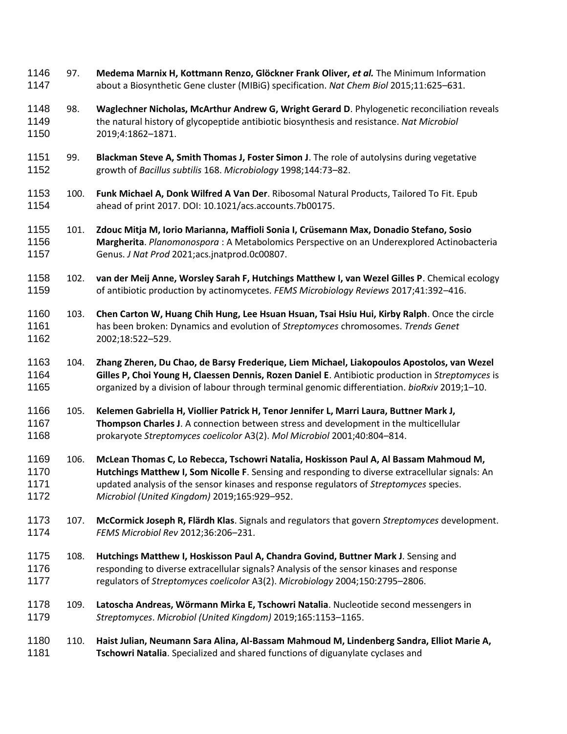97. **Medema Marnix H, Kottmann Renzo, Glöckner Frank Oliver, *et al.*** The Minimum Information about a Biosynthetic Gene cluster (MIBiG) specification. *Nat Chem Biol* 2015;11:625–631.

98. **Waglechner Nicholas, McArthur Andrew G, Wright Gerard D**. Phylogenetic reconciliation reveals the natural history of glycopeptide antibiotic biosynthesis and resistance. *Nat Microbiol* 2019;4:1862–1871.

99. **Blackman Steve A, Smith Thomas J, Foster Simon J**. The role of autolysins during vegetative growth of *Bacillus subtilis* 168. *Microbiology* 1998;144:73–82.

100. **Funk Michael A, Donk Wilfred A Van Der**. Ribosomal Natural Products, Tailored To Fit. Epub ahead of print 2017. DOI: 10.1021/acs.accounts.7b00175.

101. **Zdouc Mitja M, Iorio Marianna, Maffioli Sonia I, Crüsemann Max, Donadio Stefano, Sosio Margherita**. *Planomonospora* : A Metabolomics Perspective on an Underexplored Actinobacteria Genus. *J Nat Prod* 2021;acs.jnatprod.0c00807.

102. **van der Meij Anne, Worsley Sarah F, Hutchings Matthew I, van Wezel Gilles P**. Chemical ecology of antibiotic production by actinomycetes. *FEMS Microbiology Reviews* 2017;41:392–416.

103. **Chen Carton W, Huang Chih Hung, Lee Hsuan Hsuan, Tsai Hsiu Hui, Kirby Ralph**. Once the circle has been broken: Dynamics and evolution of *Streptomyces* chromosomes. *Trends Genet* 2002;18:522–529.

104. **Zhang Zheren, Du Chao, de Barsy Frederique, Liem Michael, Liakopoulos Apostolos, van Wezel Gilles P, Choi Young H, Claessen Dennis, Rozen Daniel E**. Antibiotic production in *Streptomyces* is organized by a division of labour through terminal genomic differentiation. *bioRxiv* 2019;1–10.

105. **Kelemen Gabriella H, Viollier Patrick H, Tenor Jennifer L, Marri Laura, Buttner Mark J, Thompson Charles J**. A connection between stress and development in the multicellular prokaryote *Streptomyces coelicolor* A3(2). *Mol Microbiol* 2001;40:804–814.

106. **McLean Thomas C, Lo Rebecca, Tschowri Natalia, Hoskisson Paul A, Al Bassam Mahmoud M, Hutchings Matthew I, Som Nicolle F**. Sensing and responding to diverse extracellular signals: An updated analysis of the sensor kinases and response regulators of *Streptomyces* species. *Microbiol (United Kingdom)* 2019;165:929–952.

107. **McCormick Joseph R, Flärdh Klas**. Signals and regulators that govern *Streptomyces* development. *FEMS Microbiol Rev* 2012;36:206–231.

108. **Hutchings Matthew I, Hoskisson Paul A, Chandra Govind, Buttner Mark J**. Sensing and responding to diverse extracellular signals? Analysis of the sensor kinases and response regulators of *Streptomyces coelicolor* A3(2). *Microbiology* 2004;150:2795–2806.

109. **Latoscha Andreas, Wörmann Mirka E, Tschowri Natalia**. Nucleotide second messengers in *Streptomyces*. *Microbiol (United Kingdom)* 2019;165:1153–1165.

110. **Haist Julian, Neumann Sara Alina, Al-Bassam Mahmoud M, Lindenberg Sandra, Elliot Marie A, Tschowri Natalia**. Specialized and shared functions of diguanylate cyclases and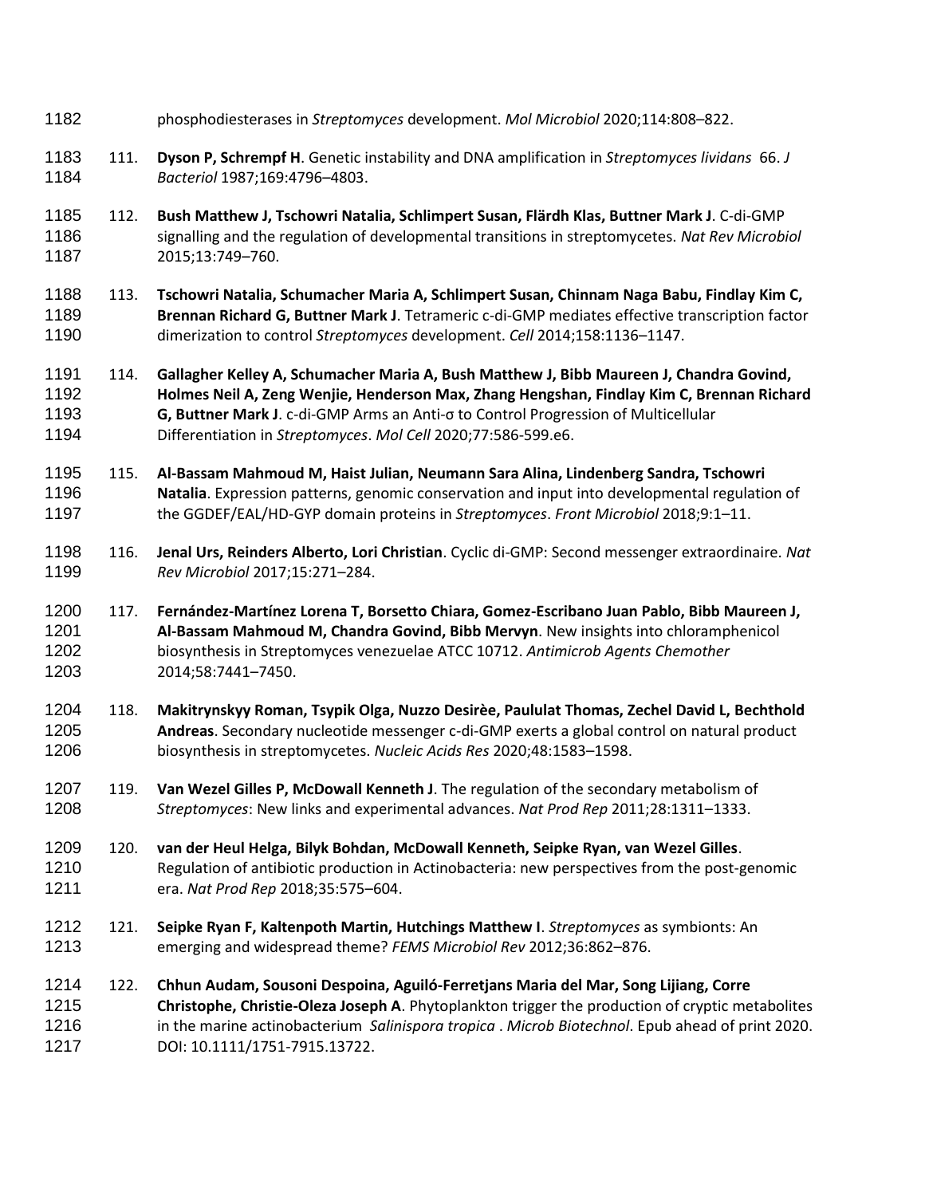phosphodiesterases in *Streptomyces* development. *Mol Microbiol* 2020;114:808–822.

111. **Dyson P, Schrempf H**. Genetic instability and DNA amplification in *Streptomyces lividans* 66. *J Bacteriol* 1987;169:4796–4803.

112. **Bush Matthew J, Tschowri Natalia, Schlimpert Susan, Flärdh Klas, Buttner Mark J**. C-di-GMP signalling and the regulation of developmental transitions in streptomycetes. *Nat Rev Microbiol* 2015;13:749–760.

113. **Tschowri Natalia, Schumacher Maria A, Schlimpert Susan, Chinnam Naga Babu, Findlay Kim C, Brennan Richard G, Buttner Mark J**. Tetrameric c-di-GMP mediates effective transcription factor dimerization to control *Streptomyces* development. *Cell* 2014;158:1136–1147.

114. **Gallagher Kelley A, Schumacher Maria A, Bush Matthew J, Bibb Maureen J, Chandra Govind, Holmes Neil A, Zeng Wenjie, Henderson Max, Zhang Hengshan, Findlay Kim C, Brennan Richard G, Buttner Mark J**. c-di-GMP Arms an Anti-σ to Control Progression of Multicellular Differentiation in *Streptomyces*. *Mol Cell* 2020;77:586-599.e6.

115. **Al-Bassam Mahmoud M, Haist Julian, Neumann Sara Alina, Lindenberg Sandra, Tschowri Natalia**. Expression patterns, genomic conservation and input into developmental regulation of the GGDEF/EAL/HD-GYP domain proteins in *Streptomyces*. *Front Microbiol* 2018;9:1–11.

116. **Jenal Urs, Reinders Alberto, Lori Christian**. Cyclic di-GMP: Second messenger extraordinaire. *Nat Rev Microbiol* 2017;15:271–284.

117. **Fernández-Martínez Lorena T, Borsetto Chiara, Gomez-Escribano Juan Pablo, Bibb Maureen J, Al-Bassam Mahmoud M, Chandra Govind, Bibb Mervyn**. New insights into chloramphenicol biosynthesis in Streptomyces venezuelae ATCC 10712. *Antimicrob Agents Chemother* 2014;58:7441–7450.

118. **Makitrynskyy Roman, Tsypik Olga, Nuzzo Desirèe, Paululat Thomas, Zechel David L, Bechthold Andreas**. Secondary nucleotide messenger c-di-GMP exerts a global control on natural product biosynthesis in streptomycetes. *Nucleic Acids Res* 2020;48:1583–1598.

119. **Van Wezel Gilles P, McDowall Kenneth J**. The regulation of the secondary metabolism of *Streptomyces*: New links and experimental advances. *Nat Prod Rep* 2011;28:1311–1333.

120. **van der Heul Helga, Bilyk Bohdan, McDowall Kenneth, Seipke Ryan, van Wezel Gilles**. Regulation of antibiotic production in Actinobacteria: new perspectives from the post-genomic era. *Nat Prod Rep* 2018;35:575–604.

121. **Seipke Ryan F, Kaltenpoth Martin, Hutchings Matthew I**. *Streptomyces* as symbionts: An emerging and widespread theme? *FEMS Microbiol Rev* 2012;36:862–876.

122. **Chhun Audam, Sousoni Despoina, Aguiló-Ferretjans Maria del Mar, Song Lijiang, Corre Christophe, Christie-Oleza Joseph A**. Phytoplankton trigger the production of cryptic metabolites in the marine actinobacterium *Salinispora tropica*. *Microb Biotechnol*. Epub ahead of print 2020. DOI: 10.1111/1751-7915.13722.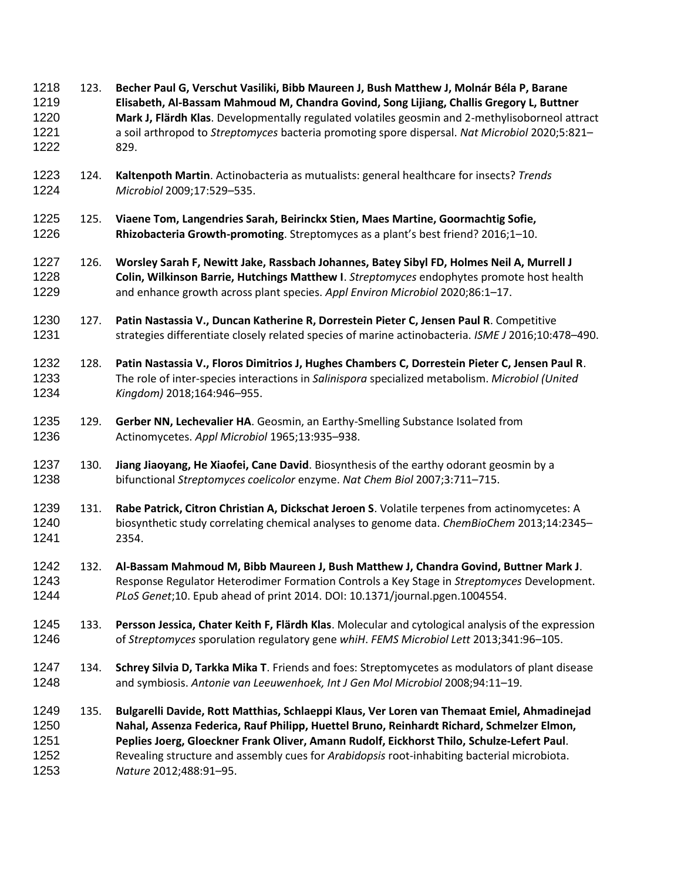123. **Becher Paul G, Verschut Vasiliki, Bibb Maureen J, Bush Matthew J, Molnár Béla P, Barane Elisabeth, Al-Bassam Mahmoud M, Chandra Govind, Song Lijiang, Challis Gregory L, Buttner Mark J, Flärdh Klas**. Developmentally regulated volatiles geosmin and 2-methylisoborneol attract a soil arthropod to *Streptomyces* bacteria promoting spore dispersal. *Nat Microbiol* 2020;5:821–829.

124. **Kaltenpoth Martin**. Actinobacteria as mutualists: general healthcare for insects? *Trends Microbiol* 2009;17:529–535.

125. **Viaene Tom, Langendries Sarah, Beirinckx Stien, Maes Martine, Goormachtig Sofie, Rhizobacteria Growth-promoting**. Streptomyces as a plant's best friend? 2016;1–10.

126. **Worsley Sarah F, Newitt Jake, Rassbach Johannes, Batey Sibyl FD, Holmes Neil A, Murrell J Colin, Wilkinson Barrie, Hutchings Matthew I**. *Streptomyces* endophytes promote host health and enhance growth across plant species. *Appl Environ Microbiol* 2020;86:1–17.

127. **Patin Nastassia V., Duncan Katherine R, Dorrestein Pieter C, Jensen Paul R**. Competitive strategies differentiate closely related species of marine actinobacteria. *ISME J* 2016;10:478–490.

128. **Patin Nastassia V., Floros Dimitrios J, Hughes Chambers C, Dorrestein Pieter C, Jensen Paul R**. The role of inter-species interactions in *Salinispora* specialized metabolism. *Microbiol (United Kingdom)* 2018;164:946–955.

129. **Gerber NN, Lechevalier HA**. Geosmin, an Earthy-Smelling Substance Isolated from Actinomycetes. *Appl Microbiol* 1965;13:935–938.

130. **Jiang Jiaoyang, He Xiaofei, Cane David**. Biosynthesis of the earthy odorant geosmin by a bifunctional *Streptomyces coelicolor* enzyme. *Nat Chem Biol* 2007;3:711–715.

131. **Rabe Patrick, Citron Christian A, Dickschat Jeroen S**. Volatile terpenes from actinomycetes: A biosynthetic study correlating chemical analyses to genome data. *ChemBioChem* 2013;14:2345–2354.

132. **Al-Bassam Mahmoud M, Bibb Maureen J, Bush Matthew J, Chandra Govind, Buttner Mark J**. Response Regulator Heterodimer Formation Controls a Key Stage in *Streptomyces* Development. *PLoS Genet*;10. Epub ahead of print 2014. DOI: 10.1371/journal.pgen.1004554.

133. **Persson Jessica, Chater Keith F, Flärdh Klas**. Molecular and cytological analysis of the expression of *Streptomyces* sporulation regulatory gene *whiH*. *FEMS Microbiol Lett* 2013;341:96–105.

134. **Schrey Silvia D, Tarkka Mika T**. Friends and foes: Streptomycetes as modulators of plant disease and symbiosis. *Antonie van Leeuwenhoek, Int J Gen Mol Microbiol* 2008;94:11–19.

135. **Bulgarelli Davide, Rott Matthias, Schlaeppi Klaus, Ver Loren van Themaat Emiel, Ahmadinejad Nahal, Assenza Federica, Rauf Philipp, Huettel Bruno, Reinhardt Richard, Schmelzer Elmon, Peplies Joerg, Gloeckner Frank Oliver, Amann Rudolf, Eickhorst Thilo, Schulze-Lefert Paul**. Revealing structure and assembly cues for *Arabidopsis* root-inhabiting bacterial microbiota. *Nature* 2012;488:91–95.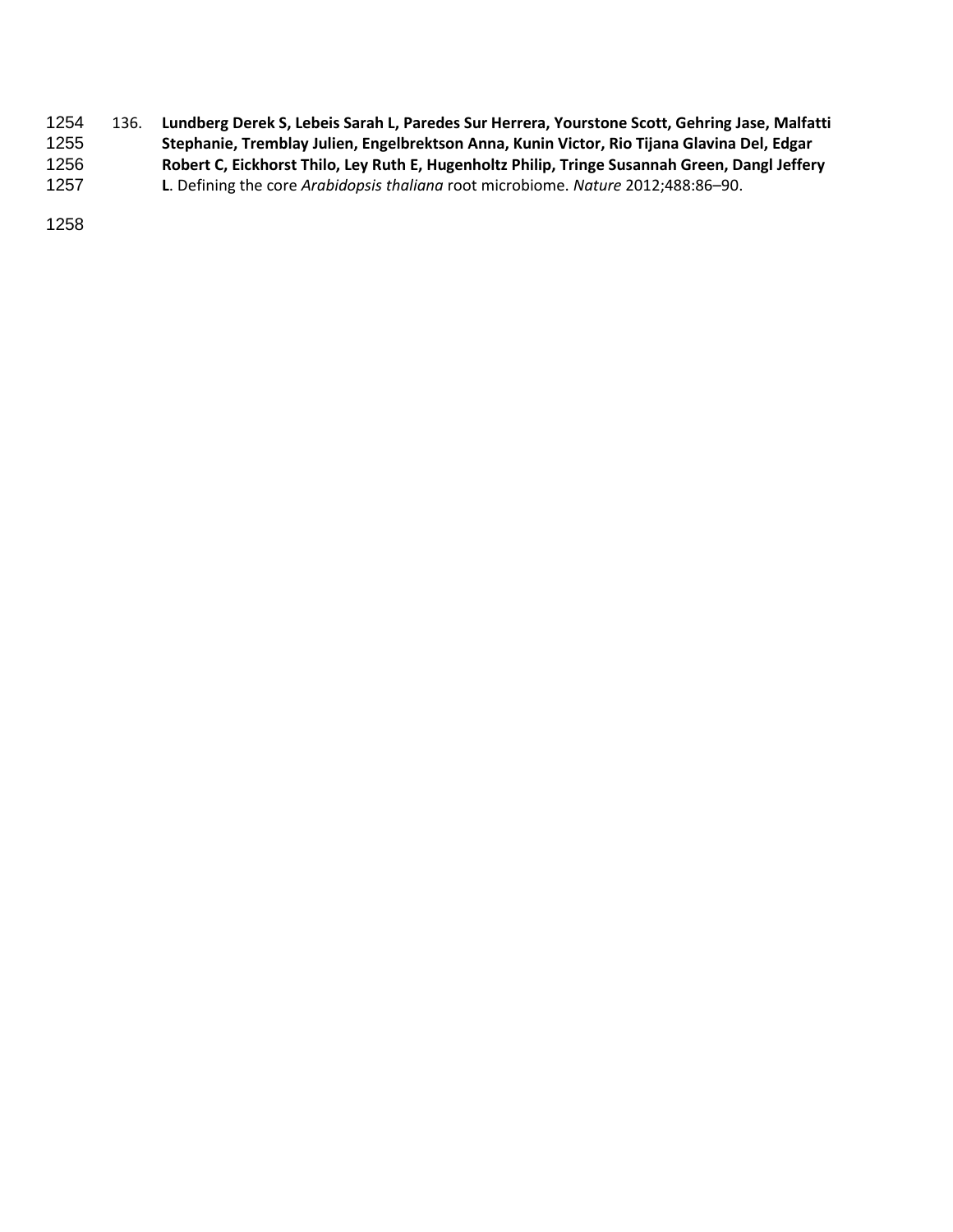136. **Lundberg Derek S, Lebeis Sarah L, Paredes Sur Herrera, Yourstone Scott, Gehring Jase, Malfatti Stephanie, Tremblay Julien, Engelbrektson Anna, Kunin Victor, Rio Tijana Glavina Del, Edgar Robert C, Eickhorst Thilo, Ley Ruth E, Hugenholtz Philip, Tringe Susannah Green, Dangl Jeffery L**. Defining the core *Arabidopsis thaliana* root microbiome. *Nature* 2012;488:86–90.